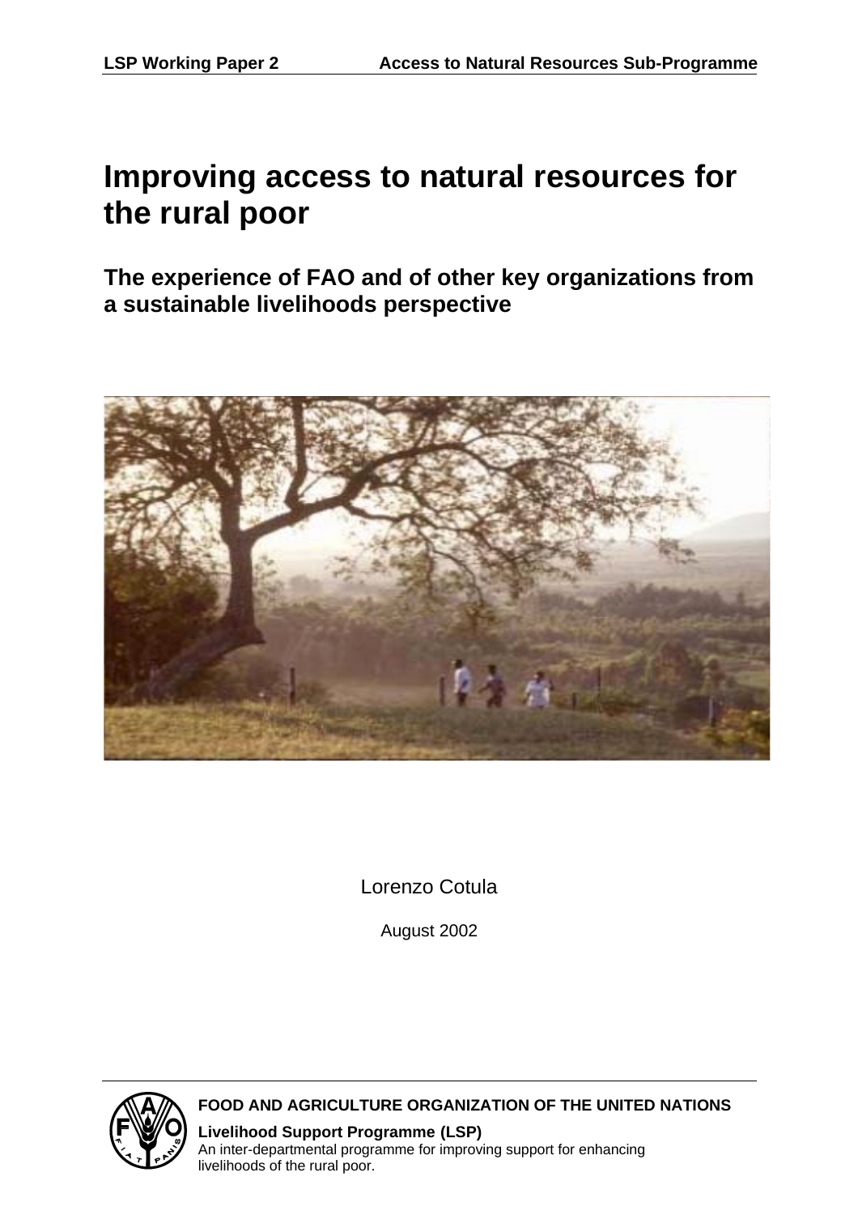LSP Working Paper 2 Access to Natural Resources Sub-Programme

# Improving access to natural resources for the rural poor

## The experience of FAO and of other key organizations from a sustainable livelihoods perspective

Lorenzo Cotula

August 2002

**FOOD AND AGRICULTURE ORGANIZATION OF THE UNITED NATIONS**

**Livelihood Support Programme (LSP)**
An inter-departmental programme for improving support for enhancing livelihoods of the rural poor.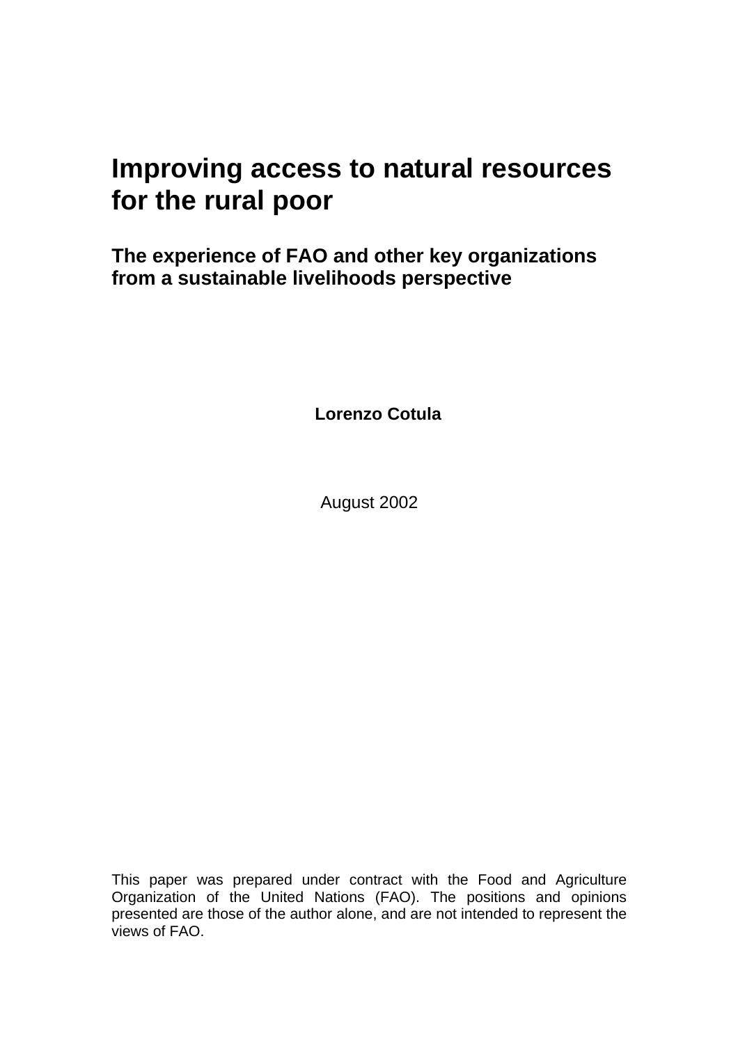# Improving access to natural resources for the rural poor

## The experience of FAO and other key organizations from a sustainable livelihoods perspective

**Lorenzo Cotula**

August 2002

This paper was prepared under contract with the Food and Agriculture Organization of the United Nations (FAO). The positions and opinions presented are those of the author alone, and are not intended to represent the views of FAO.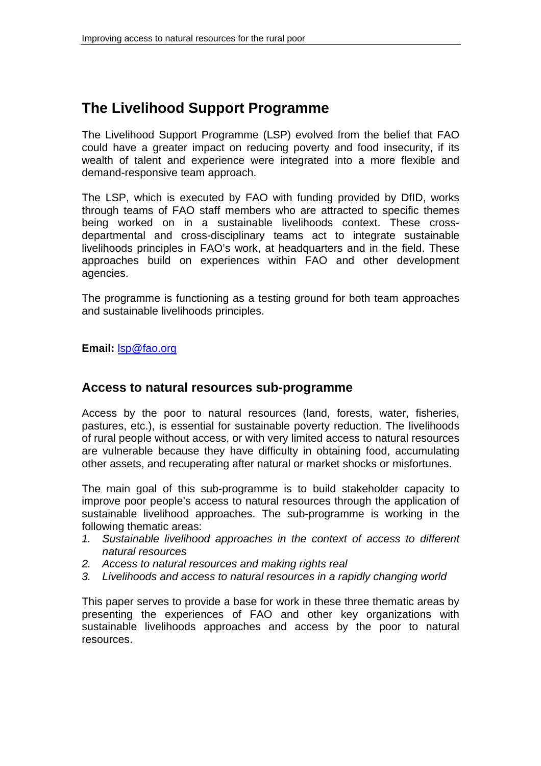## The Livelihood Support Programme

The Livelihood Support Programme (LSP) evolved from the belief that FAO could have a greater impact on reducing poverty and food insecurity, if its wealth of talent and experience were integrated into a more flexible and demand-responsive team approach.

The LSP, which is executed by FAO with funding provided by DfID, works through teams of FAO staff members who are attracted to specific themes being worked on in a sustainable livelihoods context. These cross-departmental and cross-disciplinary teams act to integrate sustainable livelihoods principles in FAO's work, at headquarters and in the field. These approaches build on experiences within FAO and other development agencies.

The programme is functioning as a testing ground for both team approaches and sustainable livelihoods principles.

**Email:** lsp@fao.org

### Access to natural resources sub-programme

Access by the poor to natural resources (land, forests, water, fisheries, pastures, etc.), is essential for sustainable poverty reduction. The livelihoods of rural people without access, or with very limited access to natural resources are vulnerable because they have difficulty in obtaining food, accumulating other assets, and recuperating after natural or market shocks or misfortunes.

The main goal of this sub-programme is to build stakeholder capacity to improve poor people's access to natural resources through the application of sustainable livelihood approaches. The sub-programme is working in the following thematic areas:

1. *Sustainable livelihood approaches in the context of access to different natural resources*
2. *Access to natural resources and making rights real*
3. *Livelihoods and access to natural resources in a rapidly changing world*

This paper serves to provide a base for work in these three thematic areas by presenting the experiences of FAO and other key organizations with sustainable livelihoods approaches and access by the poor to natural resources.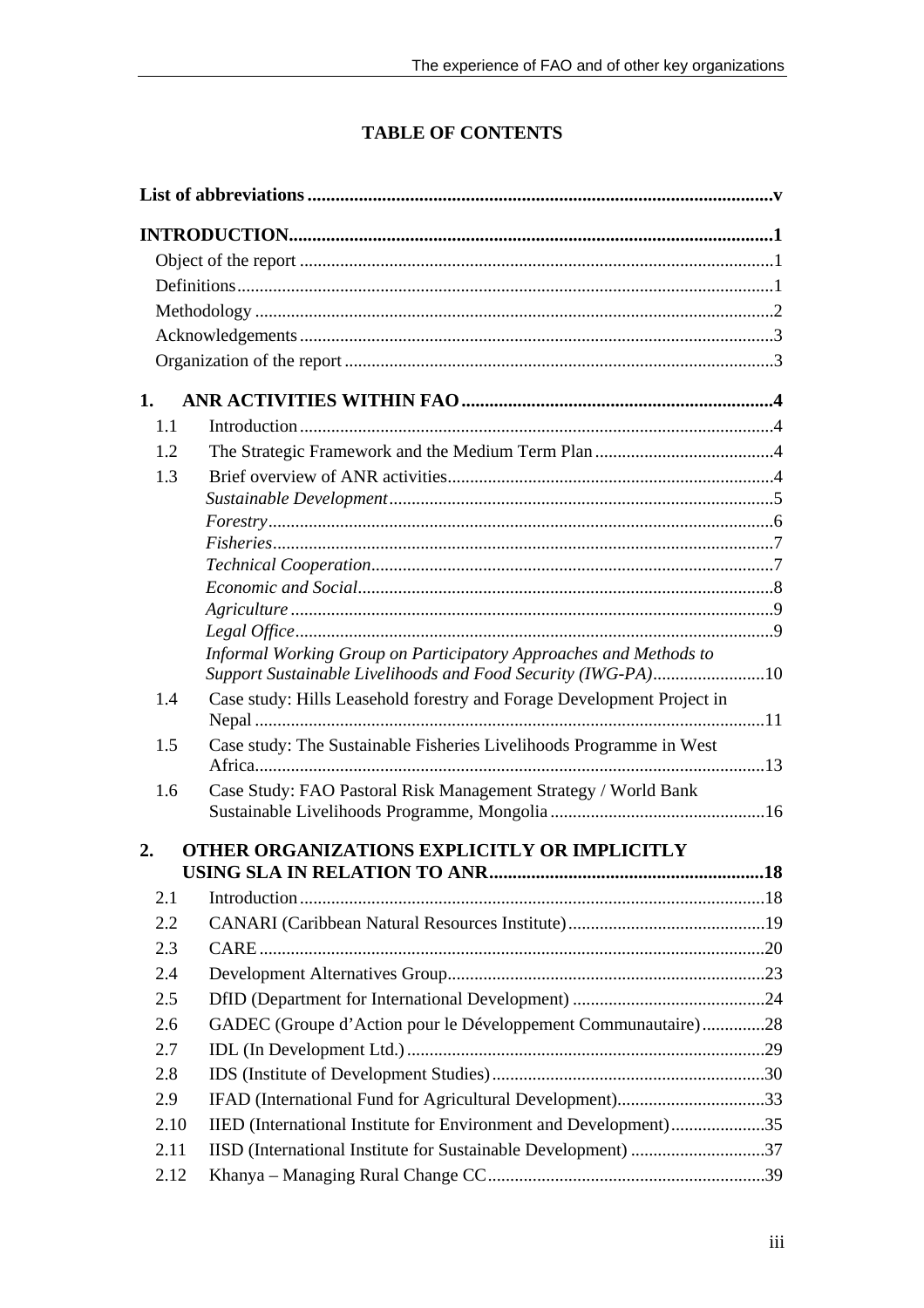# TABLE OF CONTENTS

**List of abbreviations** .......... **v**

**INTRODUCTION** .......... **1**

- Object of the report .......... 1
- Definitions .......... 1
- Methodology .......... 2
- Acknowledgements .......... 3
- Organization of the report .......... 3

**1. ANR ACTIVITIES WITHIN FAO** .......... **4**

- 1.1 Introduction .......... 4
- 1.2 The Strategic Framework and the Medium Term Plan .......... 4
- 1.3 Brief overview of ANR activities .......... 4
  - *Sustainable Development* .......... 5
  - *Forestry* .......... 6
  - *Fisheries* .......... 7
  - *Technical Cooperation* .......... 7
  - *Economic and Social* .......... 8
  - *Agriculture* .......... 9
  - *Legal Office* .......... 9
  - *Informal Working Group on Participatory Approaches and Methods to Support Sustainable Livelihoods and Food Security (IWG-PA)* .......... 10
- 1.4 Case study: Hills Leasehold forestry and Forage Development Project in Nepal .......... 11
- 1.5 Case study: The Sustainable Fisheries Livelihoods Programme in West Africa .......... 13
- 1.6 Case Study: FAO Pastoral Risk Management Strategy / World Bank Sustainable Livelihoods Programme, Mongolia .......... 16

**2. OTHER ORGANIZATIONS EXPLICITLY OR IMPLICITLY USING SLA IN RELATION TO ANR** .......... **18**

- 2.1 Introduction .......... 18
- 2.2 CANARI (Caribbean Natural Resources Institute) .......... 19
- 2.3 CARE .......... 20
- 2.4 Development Alternatives Group .......... 23
- 2.5 DfID (Department for International Development) .......... 24
- 2.6 GADEC (Groupe d'Action pour le Développement Communautaire) .......... 28
- 2.7 IDL (In Development Ltd.) .......... 29
- 2.8 IDS (Institute of Development Studies) .......... 30
- 2.9 IFAD (International Fund for Agricultural Development) .......... 33
- 2.10 IIED (International Institute for Environment and Development) .......... 35
- 2.11 IISD (International Institute for Sustainable Development) .......... 37
- 2.12 Khanya – Managing Rural Change CC .......... 39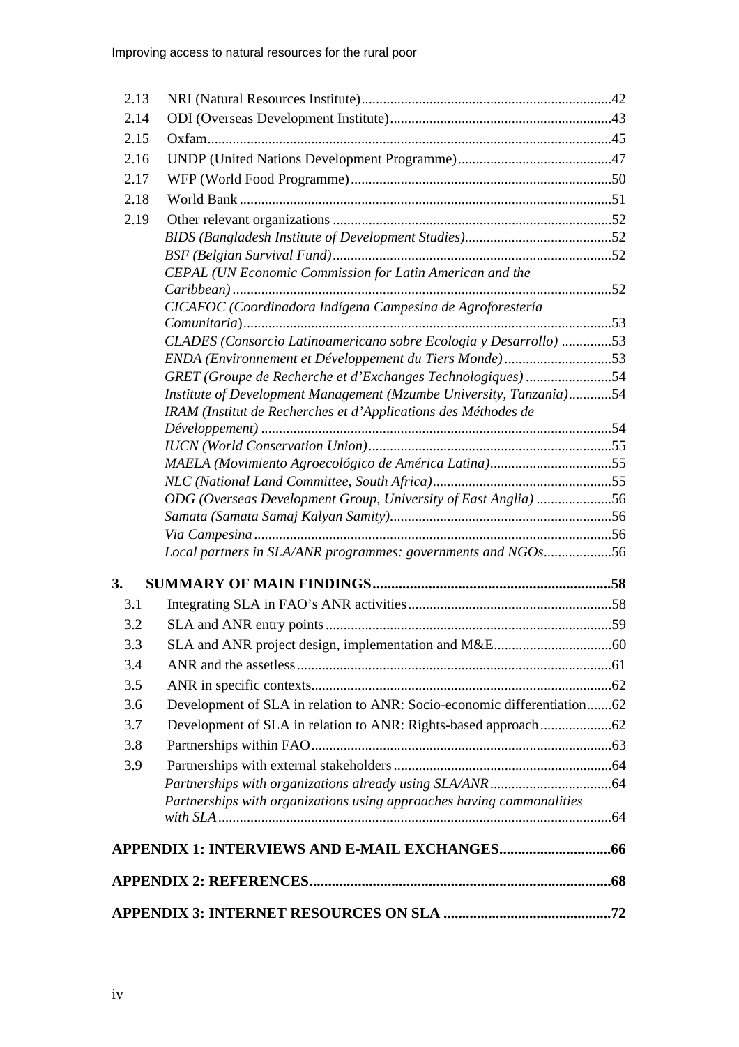2.13 NRI (Natural Resources Institute) ..... 42
2.14 ODI (Overseas Development Institute) ..... 43
2.15 Oxfam ..... 45
2.16 UNDP (United Nations Development Programme) ..... 47
2.17 WFP (World Food Programme) ..... 50
2.18 World Bank ..... 51
2.19 Other relevant organizations ..... 52
*BIDS (Bangladesh Institute of Development Studies)* ..... 52
*BSF (Belgian Survival Fund)* ..... 52
*CEPAL (UN Economic Commission for Latin American and the Caribbean)* ..... 52
*CICAFOC (Coordinadora Indígena Campesina de Agroforestería Comunitaria)* ..... 53
*CLADES (Consorcio Latinoamericano sobre Ecologia y Desarrollo)* ..... 53
*ENDA (Environnement et Développement du Tiers Monde)* ..... 53
*GRET (Groupe de Recherche et d'Exchanges Technologiques)* ..... 54
*Institute of Development Management (Mzumbe University, Tanzania)* ..... 54
*IRAM (Institut de Recherches et d'Applications des Méthodes de Développement)* ..... 54
*IUCN (World Conservation Union)* ..... 55
*MAELA (Movimiento Agroecológico de América Latina)* ..... 55
*NLC (National Land Committee, South Africa)* ..... 55
*ODG (Overseas Development Group, University of East Anglia)* ..... 56
*Samata (Samata Samaj Kalyan Samity)* ..... 56
*Via Campesina* ..... 56
*Local partners in SLA/ANR programmes: governments and NGOs* ..... 56

**3. SUMMARY OF MAIN FINDINGS ..... 58**
3.1 Integrating SLA in FAO's ANR activities ..... 58
3.2 SLA and ANR entry points ..... 59
3.3 SLA and ANR project design, implementation and M&E ..... 60
3.4 ANR and the assetless ..... 61
3.5 ANR in specific contexts ..... 62
3.6 Development of SLA in relation to ANR: Socio-economic differentiation ..... 62
3.7 Development of SLA in relation to ANR: Rights-based approach ..... 62
3.8 Partnerships within FAO ..... 63
3.9 Partnerships with external stakeholders ..... 64
*Partnerships with organizations already using SLA/ANR* ..... 64
*Partnerships with organizations using approaches having commonalities with SLA* ..... 64

**APPENDIX 1: INTERVIEWS AND E-MAIL EXCHANGES ..... 66**

**APPENDIX 2: REFERENCES ..... 68**

**APPENDIX 3: INTERNET RESOURCES ON SLA ..... 72**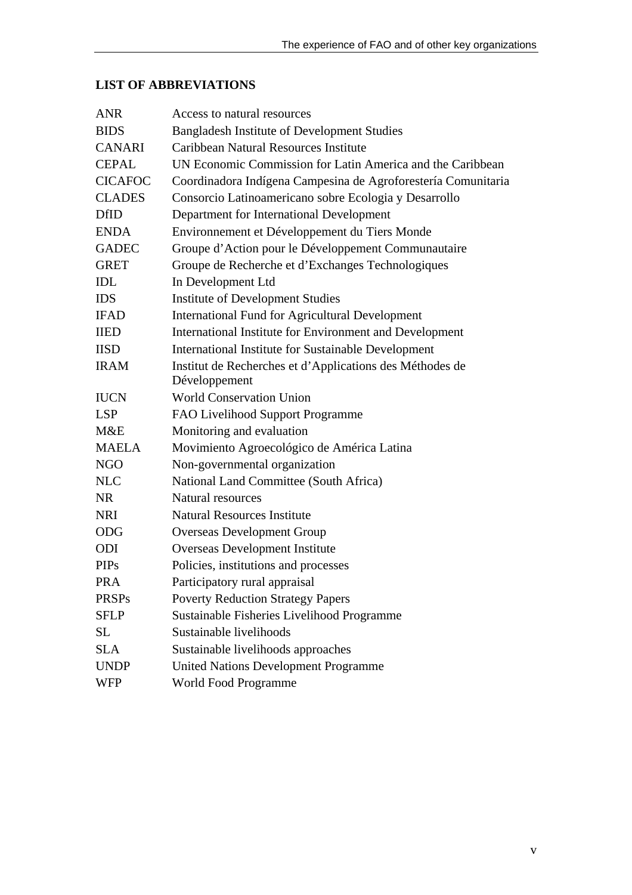## LIST OF ABBREVIATIONS

| | |
|---|---|
| ANR | Access to natural resources |
| BIDS | Bangladesh Institute of Development Studies |
| CANARI | Caribbean Natural Resources Institute |
| CEPAL | UN Economic Commission for Latin America and the Caribbean |
| CICAFOC | Coordinadora Indígena Campesina de Agroforestería Comunitaria |
| CLADES | Consorcio Latinoamericano sobre Ecologia y Desarrollo |
| DfID | Department for International Development |
| ENDA | Environnement et Développement du Tiers Monde |
| GADEC | Groupe d'Action pour le Développement Communautaire |
| GRET | Groupe de Recherche et d'Exchanges Technologiques |
| IDL | In Development Ltd |
| IDS | Institute of Development Studies |
| IFAD | International Fund for Agricultural Development |
| IIED | International Institute for Environment and Development |
| IISD | International Institute for Sustainable Development |
| IRAM | Institut de Recherches et d'Applications des Méthodes de Développement |
| IUCN | World Conservation Union |
| LSP | FAO Livelihood Support Programme |
| M&E | Monitoring and evaluation |
| MAELA | Movimiento Agroecológico de América Latina |
| NGO | Non-governmental organization |
| NLC | National Land Committee (South Africa) |
| NR | Natural resources |
| NRI | Natural Resources Institute |
| ODG | Overseas Development Group |
| ODI | Overseas Development Institute |
| PIPs | Policies, institutions and processes |
| PRA | Participatory rural appraisal |
| PRSPs | Poverty Reduction Strategy Papers |
| SFLP | Sustainable Fisheries Livelihood Programme |
| SL | Sustainable livelihoods |
| SLA | Sustainable livelihoods approaches |
| UNDP | United Nations Development Programme |
| WFP | World Food Programme |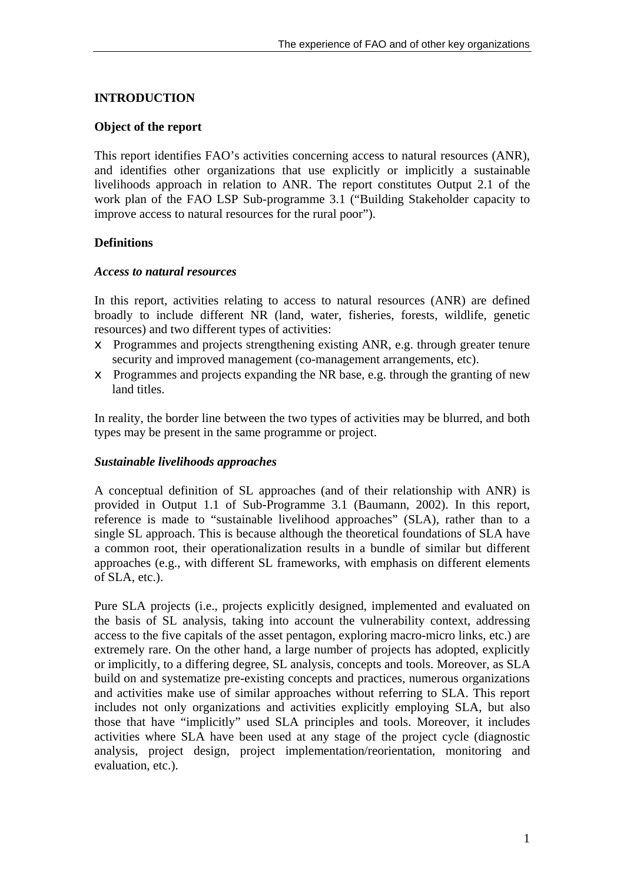# INTRODUCTION

## Object of the report

This report identifies FAO's activities concerning access to natural resources (ANR), and identifies other organizations that use explicitly or implicitly a sustainable livelihoods approach in relation to ANR. The report constitutes Output 2.1 of the work plan of the FAO LSP Sub-programme 3.1 ("Building Stakeholder capacity to improve access to natural resources for the rural poor").

## Definitions

### *Access to natural resources*

In this report, activities relating to access to natural resources (ANR) are defined broadly to include different NR (land, water, fisheries, forests, wildlife, genetic resources) and two different types of activities:

- Programmes and projects strengthening existing ANR, e.g. through greater tenure security and improved management (co-management arrangements, etc).
- Programmes and projects expanding the NR base, e.g. through the granting of new land titles.

In reality, the border line between the two types of activities may be blurred, and both types may be present in the same programme or project.

### *Sustainable livelihoods approaches*

A conceptual definition of SL approaches (and of their relationship with ANR) is provided in Output 1.1 of Sub-Programme 3.1 (Baumann, 2002). In this report, reference is made to "sustainable livelihood approaches" (SLA), rather than to a single SL approach. This is because although the theoretical foundations of SLA have a common root, their operationalization results in a bundle of similar but different approaches (e.g., with different SL frameworks, with emphasis on different elements of SLA, etc.).

Pure SLA projects (i.e., projects explicitly designed, implemented and evaluated on the basis of SL analysis, taking into account the vulnerability context, addressing access to the five capitals of the asset pentagon, exploring macro-micro links, etc.) are extremely rare. On the other hand, a large number of projects has adopted, explicitly or implicitly, to a differing degree, SL analysis, concepts and tools. Moreover, as SLA build on and systematize pre-existing concepts and practices, numerous organizations and activities make use of similar approaches without referring to SLA. This report includes not only organizations and activities explicitly employing SLA, but also those that have "implicitly" used SLA principles and tools. Moreover, it includes activities where SLA have been used at any stage of the project cycle (diagnostic analysis, project design, project implementation/reorientation, monitoring and evaluation, etc.).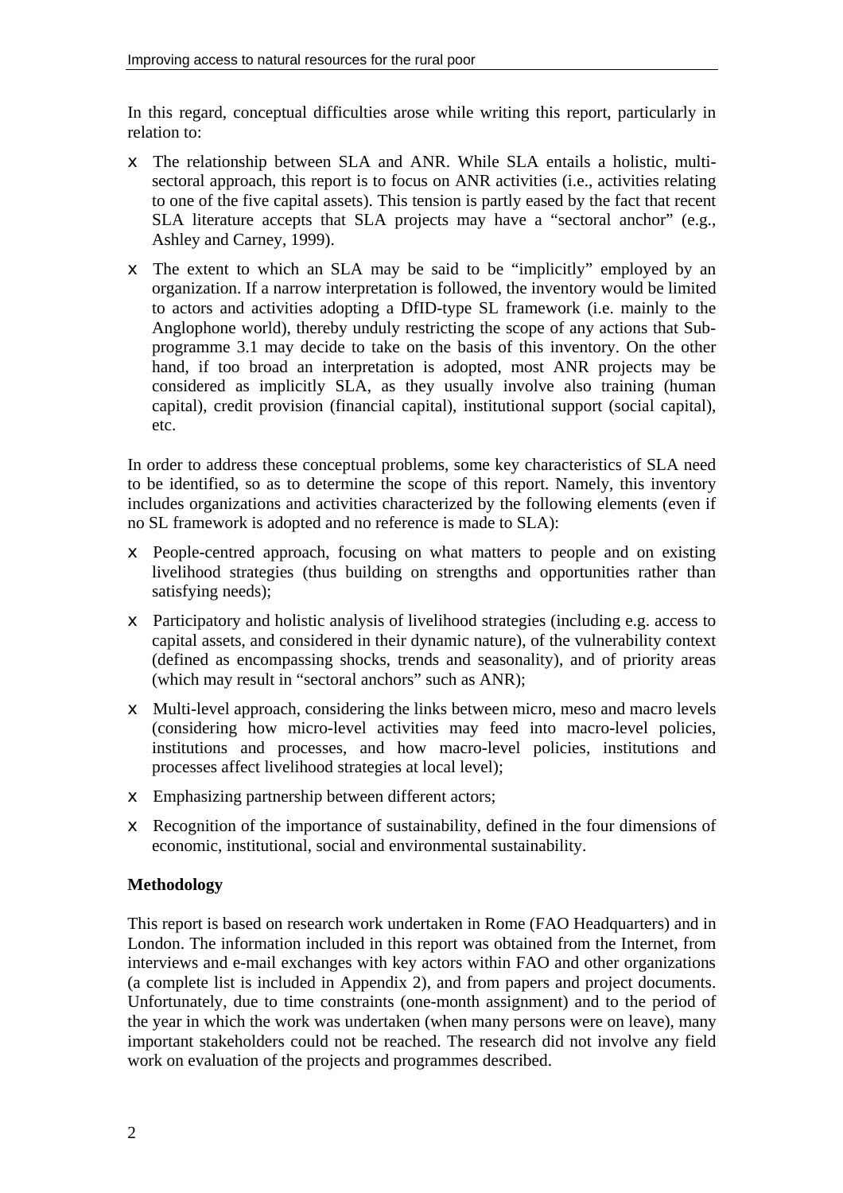In this regard, conceptual difficulties arose while writing this report, particularly in relation to:

- The relationship between SLA and ANR. While SLA entails a holistic, multi-sectoral approach, this report is to focus on ANR activities (i.e., activities relating to one of the five capital assets). This tension is partly eased by the fact that recent SLA literature accepts that SLA projects may have a "sectoral anchor" (e.g., Ashley and Carney, 1999).
- The extent to which an SLA may be said to be "implicitly" employed by an organization. If a narrow interpretation is followed, the inventory would be limited to actors and activities adopting a DfID-type SL framework (i.e. mainly to the Anglophone world), thereby unduly restricting the scope of any actions that Sub-programme 3.1 may decide to take on the basis of this inventory. On the other hand, if too broad an interpretation is adopted, most ANR projects may be considered as implicitly SLA, as they usually involve also training (human capital), credit provision (financial capital), institutional support (social capital), etc.

In order to address these conceptual problems, some key characteristics of SLA need to be identified, so as to determine the scope of this report. Namely, this inventory includes organizations and activities characterized by the following elements (even if no SL framework is adopted and no reference is made to SLA):

- People-centred approach, focusing on what matters to people and on existing livelihood strategies (thus building on strengths and opportunities rather than satisfying needs);
- Participatory and holistic analysis of livelihood strategies (including e.g. access to capital assets, and considered in their dynamic nature), of the vulnerability context (defined as encompassing shocks, trends and seasonality), and of priority areas (which may result in "sectoral anchors" such as ANR);
- Multi-level approach, considering the links between micro, meso and macro levels (considering how micro-level activities may feed into macro-level policies, institutions and processes, and how macro-level policies, institutions and processes affect livelihood strategies at local level);
- Emphasizing partnership between different actors;
- Recognition of the importance of sustainability, defined in the four dimensions of economic, institutional, social and environmental sustainability.

**Methodology**

This report is based on research work undertaken in Rome (FAO Headquarters) and in London. The information included in this report was obtained from the Internet, from interviews and e-mail exchanges with key actors within FAO and other organizations (a complete list is included in Appendix 2), and from papers and project documents. Unfortunately, due to time constraints (one-month assignment) and to the period of the year in which the work was undertaken (when many persons were on leave), many important stakeholders could not be reached. The research did not involve any field work on evaluation of the projects and programmes described.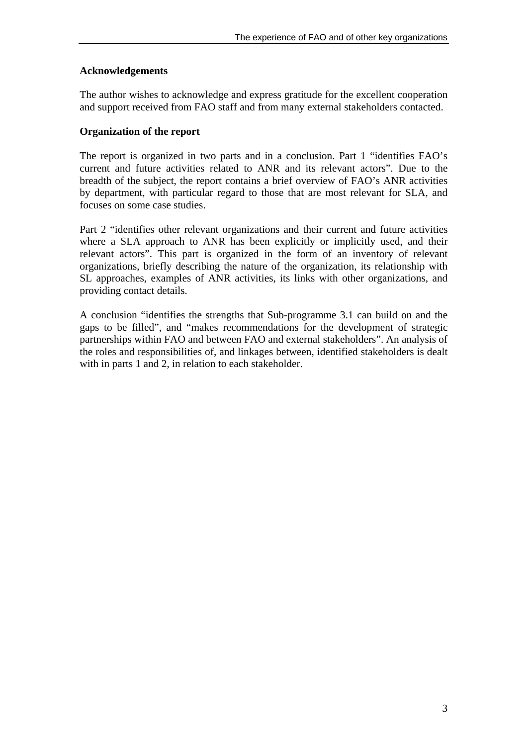## Acknowledgements

The author wishes to acknowledge and express gratitude for the excellent cooperation and support received from FAO staff and from many external stakeholders contacted.

## Organization of the report

The report is organized in two parts and in a conclusion. Part 1 "identifies FAO's current and future activities related to ANR and its relevant actors". Due to the breadth of the subject, the report contains a brief overview of FAO's ANR activities by department, with particular regard to those that are most relevant for SLA, and focuses on some case studies.

Part 2 "identifies other relevant organizations and their current and future activities where a SLA approach to ANR has been explicitly or implicitly used, and their relevant actors". This part is organized in the form of an inventory of relevant organizations, briefly describing the nature of the organization, its relationship with SL approaches, examples of ANR activities, its links with other organizations, and providing contact details.

A conclusion "identifies the strengths that Sub-programme 3.1 can build on and the gaps to be filled", and "makes recommendations for the development of strategic partnerships within FAO and between FAO and external stakeholders". An analysis of the roles and responsibilities of, and linkages between, identified stakeholders is dealt with in parts 1 and 2, in relation to each stakeholder.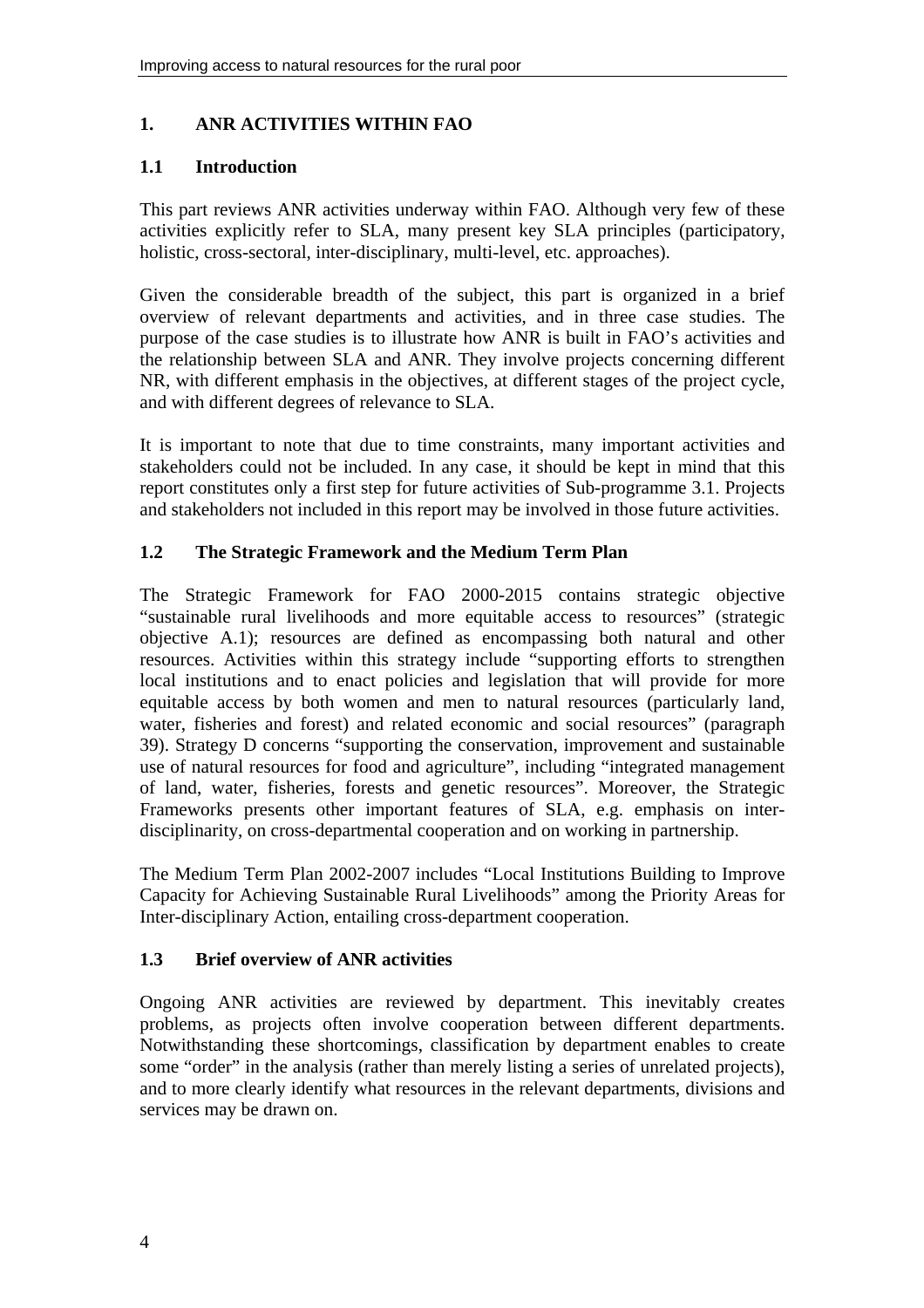# 1. ANR ACTIVITIES WITHIN FAO

## 1.1 Introduction

This part reviews ANR activities underway within FAO. Although very few of these activities explicitly refer to SLA, many present key SLA principles (participatory, holistic, cross-sectoral, inter-disciplinary, multi-level, etc. approaches).

Given the considerable breadth of the subject, this part is organized in a brief overview of relevant departments and activities, and in three case studies. The purpose of the case studies is to illustrate how ANR is built in FAO's activities and the relationship between SLA and ANR. They involve projects concerning different NR, with different emphasis in the objectives, at different stages of the project cycle, and with different degrees of relevance to SLA.

It is important to note that due to time constraints, many important activities and stakeholders could not be included. In any case, it should be kept in mind that this report constitutes only a first step for future activities of Sub-programme 3.1. Projects and stakeholders not included in this report may be involved in those future activities.

## 1.2 The Strategic Framework and the Medium Term Plan

The Strategic Framework for FAO 2000-2015 contains strategic objective "sustainable rural livelihoods and more equitable access to resources" (strategic objective A.1); resources are defined as encompassing both natural and other resources. Activities within this strategy include "supporting efforts to strengthen local institutions and to enact policies and legislation that will provide for more equitable access by both women and men to natural resources (particularly land, water, fisheries and forest) and related economic and social resources" (paragraph 39). Strategy D concerns "supporting the conservation, improvement and sustainable use of natural resources for food and agriculture", including "integrated management of land, water, fisheries, forests and genetic resources". Moreover, the Strategic Frameworks presents other important features of SLA, e.g. emphasis on inter-disciplinarity, on cross-departmental cooperation and on working in partnership.

The Medium Term Plan 2002-2007 includes "Local Institutions Building to Improve Capacity for Achieving Sustainable Rural Livelihoods" among the Priority Areas for Inter-disciplinary Action, entailing cross-department cooperation.

## 1.3 Brief overview of ANR activities

Ongoing ANR activities are reviewed by department. This inevitably creates problems, as projects often involve cooperation between different departments. Notwithstanding these shortcomings, classification by department enables to create some "order" in the analysis (rather than merely listing a series of unrelated projects), and to more clearly identify what resources in the relevant departments, divisions and services may be drawn on.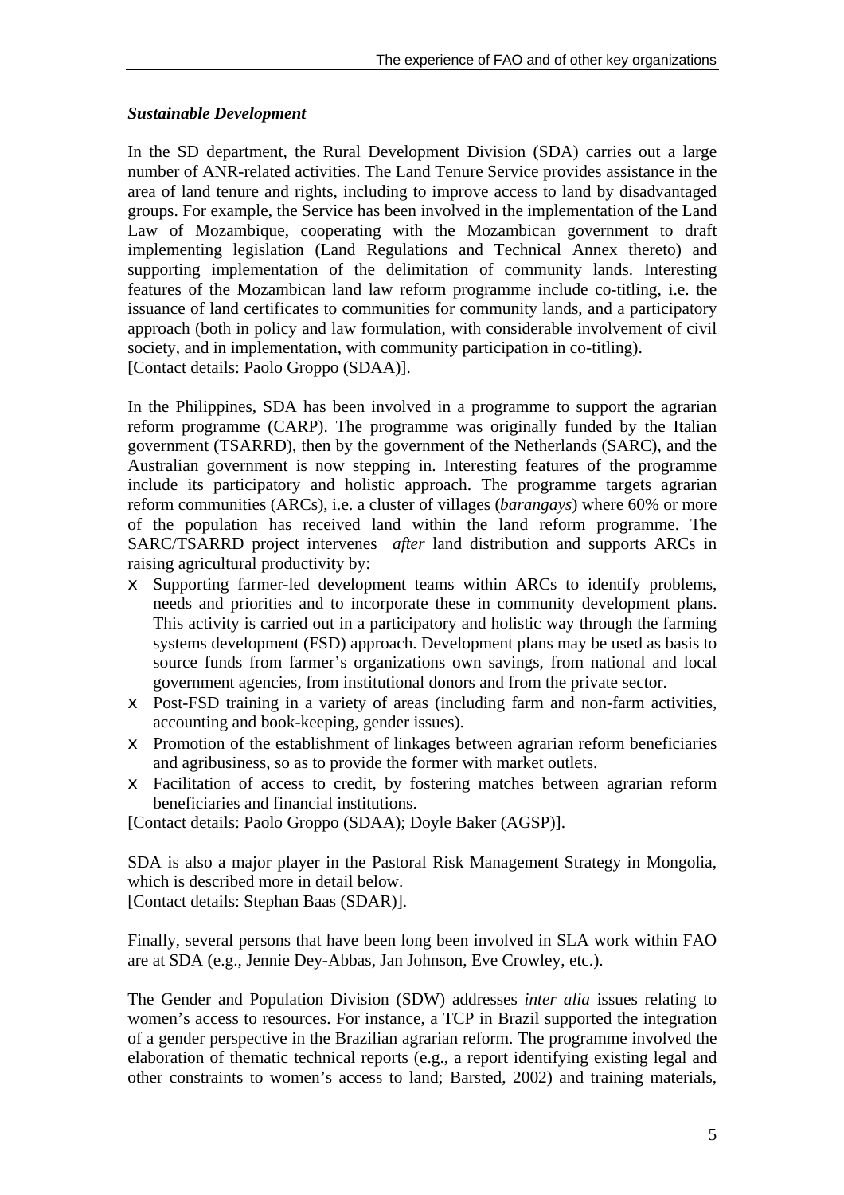### *Sustainable Development*

In the SD department, the Rural Development Division (SDA) carries out a large number of ANR-related activities. The Land Tenure Service provides assistance in the area of land tenure and rights, including to improve access to land by disadvantaged groups. For example, the Service has been involved in the implementation of the Land Law of Mozambique, cooperating with the Mozambican government to draft implementing legislation (Land Regulations and Technical Annex thereto) and supporting implementation of the delimitation of community lands. Interesting features of the Mozambican land law reform programme include co-titling, i.e. the issuance of land certificates to communities for community lands, and a participatory approach (both in policy and law formulation, with considerable involvement of civil society, and in implementation, with community participation in co-titling).
[Contact details: Paolo Groppo (SDAA)].

In the Philippines, SDA has been involved in a programme to support the agrarian reform programme (CARP). The programme was originally funded by the Italian government (TSARRD), then by the government of the Netherlands (SARC), and the Australian government is now stepping in. Interesting features of the programme include its participatory and holistic approach. The programme targets agrarian reform communities (ARCs), i.e. a cluster of villages (*barangays*) where 60% or more of the population has received land within the land reform programme. The SARC/TSARRD project intervenes *after* land distribution and supports ARCs in raising agricultural productivity by:

- Supporting farmer-led development teams within ARCs to identify problems, needs and priorities and to incorporate these in community development plans. This activity is carried out in a participatory and holistic way through the farming systems development (FSD) approach. Development plans may be used as basis to source funds from farmer's organizations own savings, from national and local government agencies, from institutional donors and from the private sector.
- Post-FSD training in a variety of areas (including farm and non-farm activities, accounting and book-keeping, gender issues).
- Promotion of the establishment of linkages between agrarian reform beneficiaries and agribusiness, so as to provide the former with market outlets.
- Facilitation of access to credit, by fostering matches between agrarian reform beneficiaries and financial institutions.

[Contact details: Paolo Groppo (SDAA); Doyle Baker (AGSP)].

SDA is also a major player in the Pastoral Risk Management Strategy in Mongolia, which is described more in detail below.
[Contact details: Stephan Baas (SDAR)].

Finally, several persons that have been long been involved in SLA work within FAO are at SDA (e.g., Jennie Dey-Abbas, Jan Johnson, Eve Crowley, etc.).

The Gender and Population Division (SDW) addresses *inter alia* issues relating to women's access to resources. For instance, a TCP in Brazil supported the integration of a gender perspective in the Brazilian agrarian reform. The programme involved the elaboration of thematic technical reports (e.g., a report identifying existing legal and other constraints to women's access to land; Barsted, 2002) and training materials,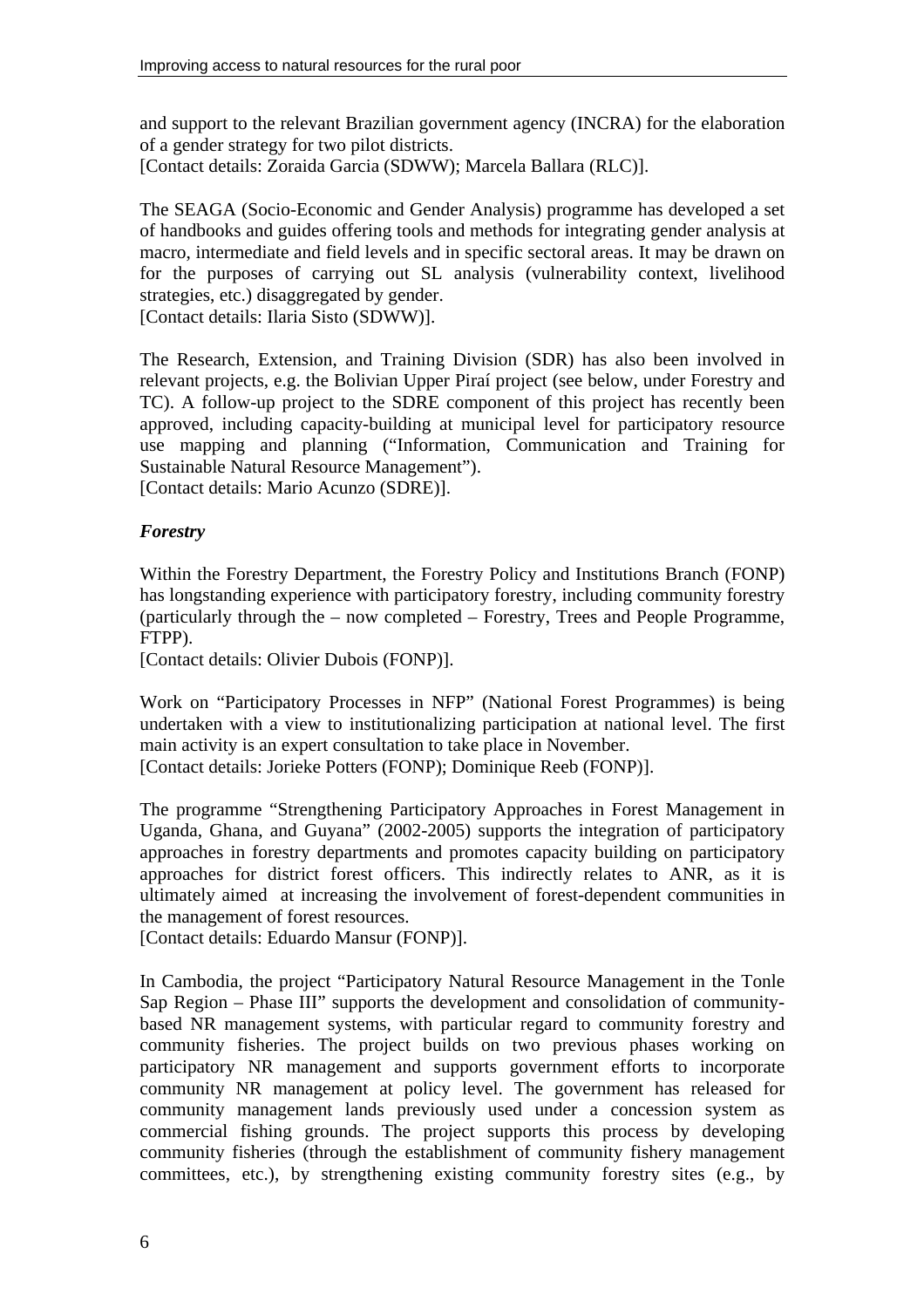and support to the relevant Brazilian government agency (INCRA) for the elaboration of a gender strategy for two pilot districts.
[Contact details: Zoraida Garcia (SDWW); Marcela Ballara (RLC)].

The SEAGA (Socio-Economic and Gender Analysis) programme has developed a set of handbooks and guides offering tools and methods for integrating gender analysis at macro, intermediate and field levels and in specific sectoral areas. It may be drawn on for the purposes of carrying out SL analysis (vulnerability context, livelihood strategies, etc.) disaggregated by gender.
[Contact details: Ilaria Sisto (SDWW)].

The Research, Extension, and Training Division (SDR) has also been involved in relevant projects, e.g. the Bolivian Upper Piraí project (see below, under Forestry and TC). A follow-up project to the SDRE component of this project has recently been approved, including capacity-building at municipal level for participatory resource use mapping and planning ("Information, Communication and Training for Sustainable Natural Resource Management").
[Contact details: Mario Acunzo (SDRE)].

### *Forestry*

Within the Forestry Department, the Forestry Policy and Institutions Branch (FONP) has longstanding experience with participatory forestry, including community forestry (particularly through the – now completed – Forestry, Trees and People Programme, FTPP).
[Contact details: Olivier Dubois (FONP)].

Work on "Participatory Processes in NFP" (National Forest Programmes) is being undertaken with a view to institutionalizing participation at national level. The first main activity is an expert consultation to take place in November.
[Contact details: Jorieke Potters (FONP); Dominique Reeb (FONP)].

The programme "Strengthening Participatory Approaches in Forest Management in Uganda, Ghana, and Guyana" (2002-2005) supports the integration of participatory approaches in forestry departments and promotes capacity building on participatory approaches for district forest officers. This indirectly relates to ANR, as it is ultimately aimed at increasing the involvement of forest-dependent communities in the management of forest resources.
[Contact details: Eduardo Mansur (FONP)].

In Cambodia, the project "Participatory Natural Resource Management in the Tonle Sap Region – Phase III" supports the development and consolidation of community-based NR management systems, with particular regard to community forestry and community fisheries. The project builds on two previous phases working on participatory NR management and supports government efforts to incorporate community NR management at policy level. The government has released for community management lands previously used under a concession system as commercial fishing grounds. The project supports this process by developing community fisheries (through the establishment of community fishery management committees, etc.), by strengthening existing community forestry sites (e.g., by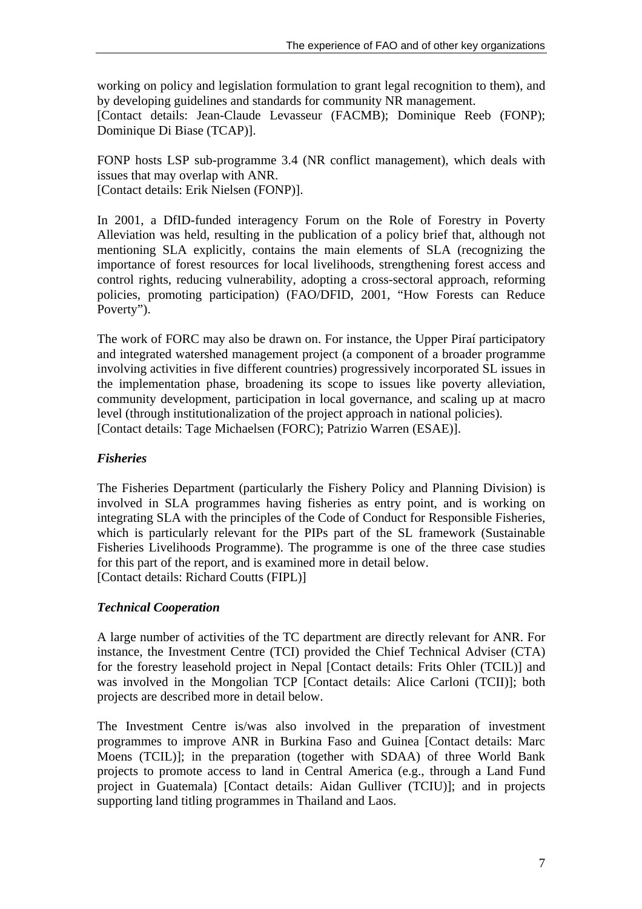working on policy and legislation formulation to grant legal recognition to them), and by developing guidelines and standards for community NR management.
[Contact details: Jean-Claude Levasseur (FACMB); Dominique Reeb (FONP); Dominique Di Biase (TCAP)].

FONP hosts LSP sub-programme 3.4 (NR conflict management), which deals with issues that may overlap with ANR.
[Contact details: Erik Nielsen (FONP)].

In 2001, a DfID-funded interagency Forum on the Role of Forestry in Poverty Alleviation was held, resulting in the publication of a policy brief that, although not mentioning SLA explicitly, contains the main elements of SLA (recognizing the importance of forest resources for local livelihoods, strengthening forest access and control rights, reducing vulnerability, adopting a cross-sectoral approach, reforming policies, promoting participation) (FAO/DFID, 2001, "How Forests can Reduce Poverty").

The work of FORC may also be drawn on. For instance, the Upper Piraí participatory and integrated watershed management project (a component of a broader programme involving activities in five different countries) progressively incorporated SL issues in the implementation phase, broadening its scope to issues like poverty alleviation, community development, participation in local governance, and scaling up at macro level (through institutionalization of the project approach in national policies).
[Contact details: Tage Michaelsen (FORC); Patrizio Warren (ESAE)].

### *Fisheries*

The Fisheries Department (particularly the Fishery Policy and Planning Division) is involved in SLA programmes having fisheries as entry point, and is working on integrating SLA with the principles of the Code of Conduct for Responsible Fisheries, which is particularly relevant for the PIPs part of the SL framework (Sustainable Fisheries Livelihoods Programme). The programme is one of the three case studies for this part of the report, and is examined more in detail below.
[Contact details: Richard Coutts (FIPL)]

### *Technical Cooperation*

A large number of activities of the TC department are directly relevant for ANR. For instance, the Investment Centre (TCI) provided the Chief Technical Adviser (CTA) for the forestry leasehold project in Nepal [Contact details: Frits Ohler (TCIL)] and was involved in the Mongolian TCP [Contact details: Alice Carloni (TCII)]; both projects are described more in detail below.

The Investment Centre is/was also involved in the preparation of investment programmes to improve ANR in Burkina Faso and Guinea [Contact details: Marc Moens (TCIL)]; in the preparation (together with SDAA) of three World Bank projects to promote access to land in Central America (e.g., through a Land Fund project in Guatemala) [Contact details: Aidan Gulliver (TCIU)]; and in projects supporting land titling programmes in Thailand and Laos.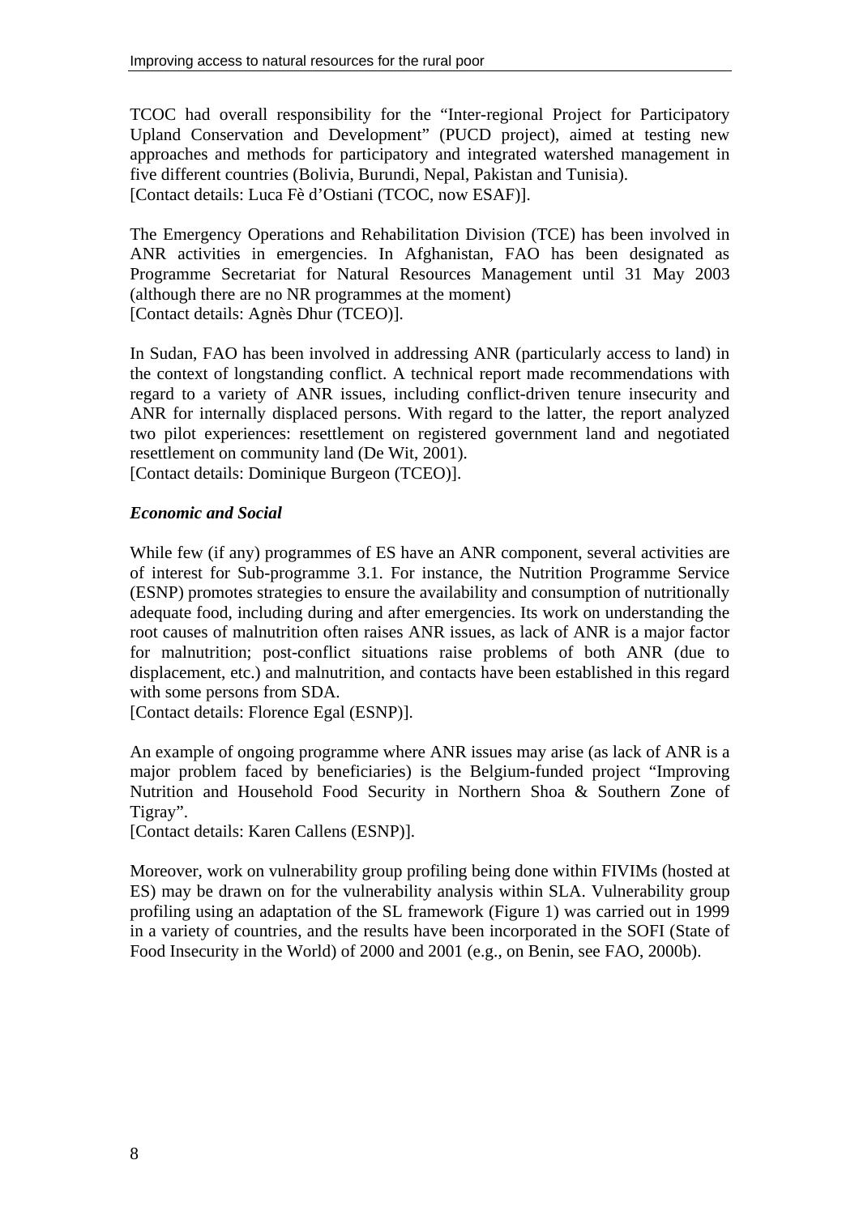TCOC had overall responsibility for the "Inter-regional Project for Participatory Upland Conservation and Development" (PUCD project), aimed at testing new approaches and methods for participatory and integrated watershed management in five different countries (Bolivia, Burundi, Nepal, Pakistan and Tunisia).
[Contact details: Luca Fè d'Ostiani (TCOC, now ESAF)].

The Emergency Operations and Rehabilitation Division (TCE) has been involved in ANR activities in emergencies. In Afghanistan, FAO has been designated as Programme Secretariat for Natural Resources Management until 31 May 2003 (although there are no NR programmes at the moment)
[Contact details: Agnès Dhur (TCEO)].

In Sudan, FAO has been involved in addressing ANR (particularly access to land) in the context of longstanding conflict. A technical report made recommendations with regard to a variety of ANR issues, including conflict-driven tenure insecurity and ANR for internally displaced persons. With regard to the latter, the report analyzed two pilot experiences: resettlement on registered government land and negotiated resettlement on community land (De Wit, 2001).
[Contact details: Dominique Burgeon (TCEO)].

***Economic and Social***

While few (if any) programmes of ES have an ANR component, several activities are of interest for Sub-programme 3.1. For instance, the Nutrition Programme Service (ESNP) promotes strategies to ensure the availability and consumption of nutritionally adequate food, including during and after emergencies. Its work on understanding the root causes of malnutrition often raises ANR issues, as lack of ANR is a major factor for malnutrition; post-conflict situations raise problems of both ANR (due to displacement, etc.) and malnutrition, and contacts have been established in this regard with some persons from SDA.
[Contact details: Florence Egal (ESNP)].

An example of ongoing programme where ANR issues may arise (as lack of ANR is a major problem faced by beneficiaries) is the Belgium-funded project "Improving Nutrition and Household Food Security in Northern Shoa & Southern Zone of Tigray".
[Contact details: Karen Callens (ESNP)].

Moreover, work on vulnerability group profiling being done within FIVIMs (hosted at ES) may be drawn on for the vulnerability analysis within SLA. Vulnerability group profiling using an adaptation of the SL framework (Figure 1) was carried out in 1999 in a variety of countries, and the results have been incorporated in the SOFI (State of Food Insecurity in the World) of 2000 and 2001 (e.g., on Benin, see FAO, 2000b).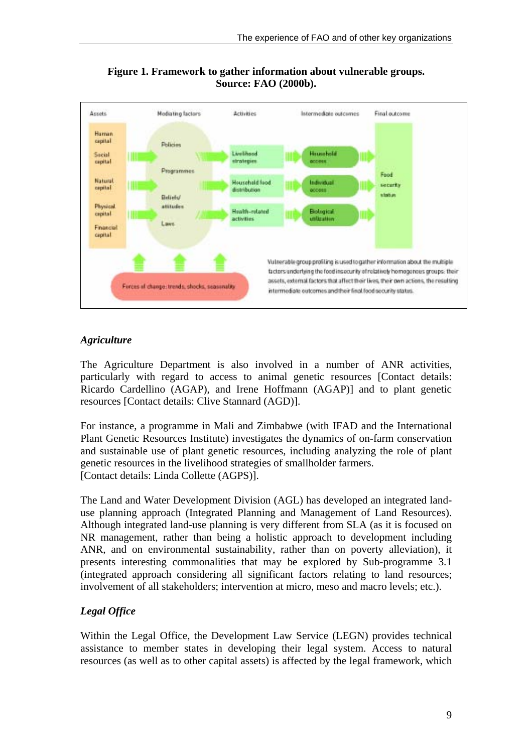**Figure 1. Framework to gather information about vulnerable groups. Source: FAO (2000b).**

Vulnerable group profiling is used to gather information about the multiple factors underlying the food insecurity of relatively homogenous groups: their assets, external factors that affect their lives, their own actions, the resulting intermediate outcomes and their final food security status.

### *Agriculture*

The Agriculture Department is also involved in a number of ANR activities, particularly with regard to access to animal genetic resources [Contact details: Ricardo Cardellino (AGAP), and Irene Hoffmann (AGAP)] and to plant genetic resources [Contact details: Clive Stannard (AGD)].

For instance, a programme in Mali and Zimbabwe (with IFAD and the International Plant Genetic Resources Institute) investigates the dynamics of on-farm conservation and sustainable use of plant genetic resources, including analyzing the role of plant genetic resources in the livelihood strategies of smallholder farmers.
[Contact details: Linda Collette (AGPS)].

The Land and Water Development Division (AGL) has developed an integrated land-use planning approach (Integrated Planning and Management of Land Resources). Although integrated land-use planning is very different from SLA (as it is focused on NR management, rather than being a holistic approach to development including ANR, and on environmental sustainability, rather than on poverty alleviation), it presents interesting commonalities that may be explored by Sub-programme 3.1 (integrated approach considering all significant factors relating to land resources; involvement of all stakeholders; intervention at micro, meso and macro levels; etc.).

### *Legal Office*

Within the Legal Office, the Development Law Service (LEGN) provides technical assistance to member states in developing their legal system. Access to natural resources (as well as to other capital assets) is affected by the legal framework, which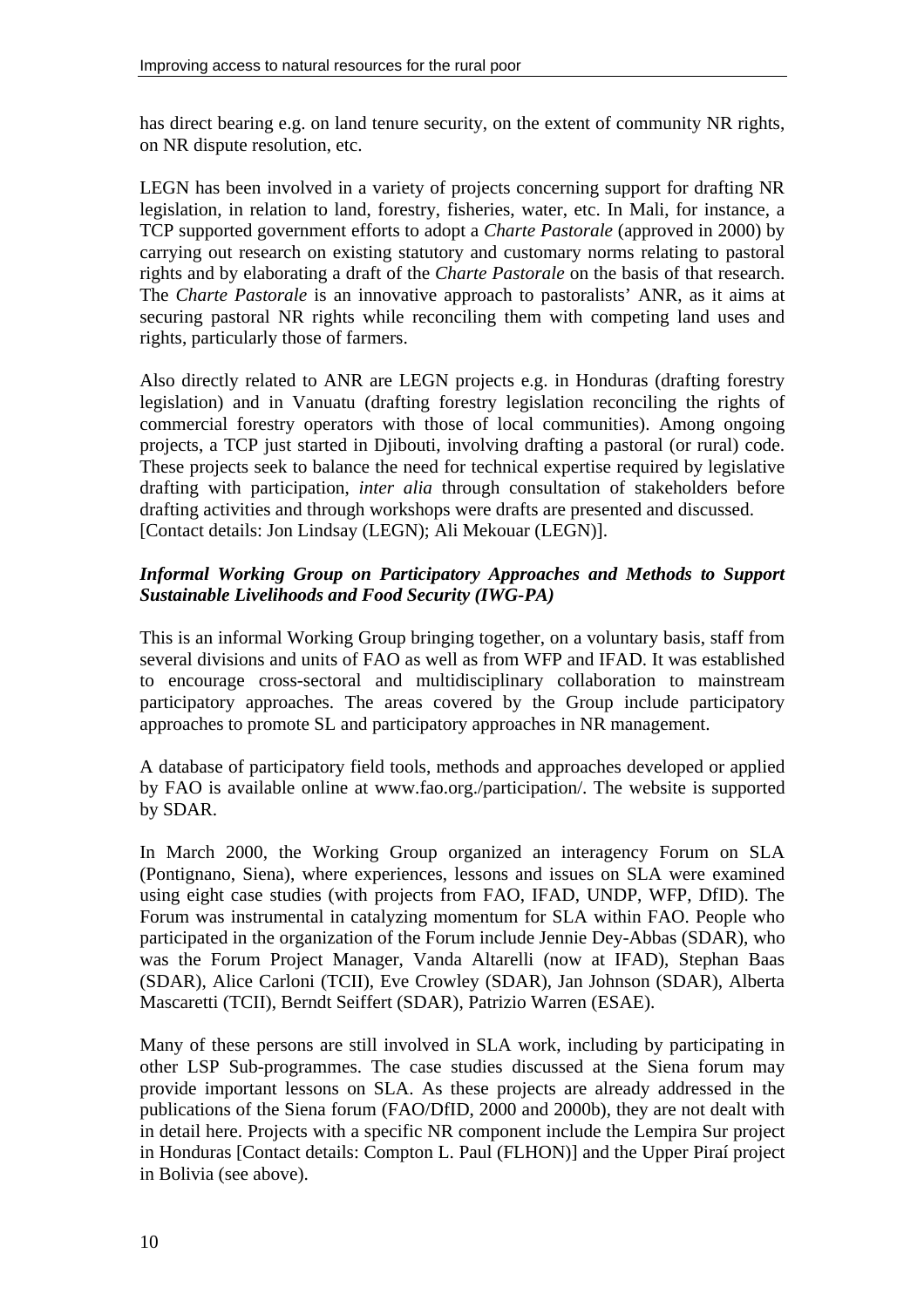has direct bearing e.g. on land tenure security, on the extent of community NR rights, on NR dispute resolution, etc.

LEGN has been involved in a variety of projects concerning support for drafting NR legislation, in relation to land, forestry, fisheries, water, etc. In Mali, for instance, a TCP supported government efforts to adopt a *Charte Pastorale* (approved in 2000) by carrying out research on existing statutory and customary norms relating to pastoral rights and by elaborating a draft of the *Charte Pastorale* on the basis of that research. The *Charte Pastorale* is an innovative approach to pastoralists' ANR, as it aims at securing pastoral NR rights while reconciling them with competing land uses and rights, particularly those of farmers.

Also directly related to ANR are LEGN projects e.g. in Honduras (drafting forestry legislation) and in Vanuatu (drafting forestry legislation reconciling the rights of commercial forestry operators with those of local communities). Among ongoing projects, a TCP just started in Djibouti, involving drafting a pastoral (or rural) code. These projects seek to balance the need for technical expertise required by legislative drafting with participation, *inter alia* through consultation of stakeholders before drafting activities and through workshops were drafts are presented and discussed. [Contact details: Jon Lindsay (LEGN); Ali Mekouar (LEGN)].

***Informal Working Group on Participatory Approaches and Methods to Support Sustainable Livelihoods and Food Security (IWG-PA)***

This is an informal Working Group bringing together, on a voluntary basis, staff from several divisions and units of FAO as well as from WFP and IFAD. It was established to encourage cross-sectoral and multidisciplinary collaboration to mainstream participatory approaches. The areas covered by the Group include participatory approaches to promote SL and participatory approaches in NR management.

A database of participatory field tools, methods and approaches developed or applied by FAO is available online at www.fao.org./participation/. The website is supported by SDAR.

In March 2000, the Working Group organized an interagency Forum on SLA (Pontignano, Siena), where experiences, lessons and issues on SLA were examined using eight case studies (with projects from FAO, IFAD, UNDP, WFP, DfID). The Forum was instrumental in catalyzing momentum for SLA within FAO. People who participated in the organization of the Forum include Jennie Dey-Abbas (SDAR), who was the Forum Project Manager, Vanda Altarelli (now at IFAD), Stephan Baas (SDAR), Alice Carloni (TCII), Eve Crowley (SDAR), Jan Johnson (SDAR), Alberta Mascaretti (TCII), Berndt Seiffert (SDAR), Patrizio Warren (ESAE).

Many of these persons are still involved in SLA work, including by participating in other LSP Sub-programmes. The case studies discussed at the Siena forum may provide important lessons on SLA. As these projects are already addressed in the publications of the Siena forum (FAO/DfID, 2000 and 2000b), they are not dealt with in detail here. Projects with a specific NR component include the Lempira Sur project in Honduras [Contact details: Compton L. Paul (FLHON)] and the Upper Piraí project in Bolivia (see above).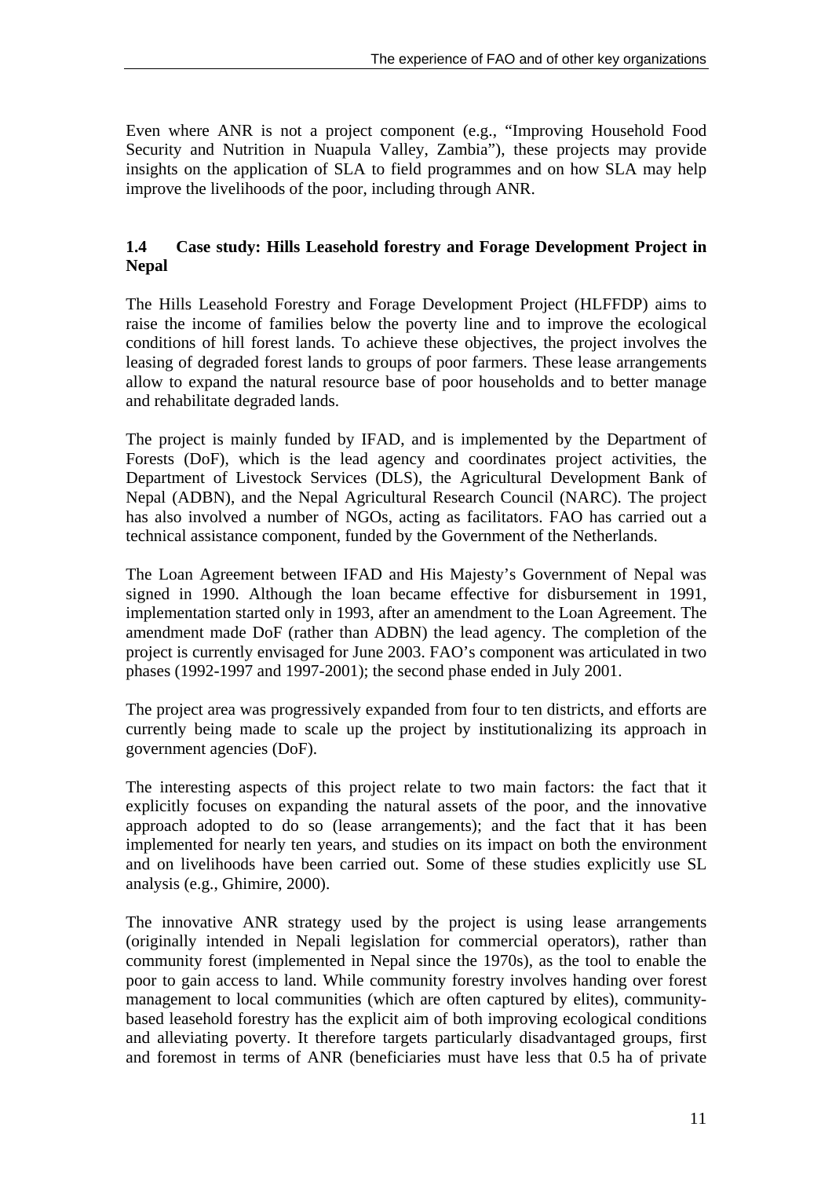Even where ANR is not a project component (e.g., "Improving Household Food Security and Nutrition in Nuapula Valley, Zambia"), these projects may provide insights on the application of SLA to field programmes and on how SLA may help improve the livelihoods of the poor, including through ANR.

### 1.4 Case study: Hills Leasehold forestry and Forage Development Project in Nepal

The Hills Leasehold Forestry and Forage Development Project (HLFFDP) aims to raise the income of families below the poverty line and to improve the ecological conditions of hill forest lands. To achieve these objectives, the project involves the leasing of degraded forest lands to groups of poor farmers. These lease arrangements allow to expand the natural resource base of poor households and to better manage and rehabilitate degraded lands.

The project is mainly funded by IFAD, and is implemented by the Department of Forests (DoF), which is the lead agency and coordinates project activities, the Department of Livestock Services (DLS), the Agricultural Development Bank of Nepal (ADBN), and the Nepal Agricultural Research Council (NARC). The project has also involved a number of NGOs, acting as facilitators. FAO has carried out a technical assistance component, funded by the Government of the Netherlands.

The Loan Agreement between IFAD and His Majesty's Government of Nepal was signed in 1990. Although the loan became effective for disbursement in 1991, implementation started only in 1993, after an amendment to the Loan Agreement. The amendment made DoF (rather than ADBN) the lead agency. The completion of the project is currently envisaged for June 2003. FAO's component was articulated in two phases (1992-1997 and 1997-2001); the second phase ended in July 2001.

The project area was progressively expanded from four to ten districts, and efforts are currently being made to scale up the project by institutionalizing its approach in government agencies (DoF).

The interesting aspects of this project relate to two main factors: the fact that it explicitly focuses on expanding the natural assets of the poor, and the innovative approach adopted to do so (lease arrangements); and the fact that it has been implemented for nearly ten years, and studies on its impact on both the environment and on livelihoods have been carried out. Some of these studies explicitly use SL analysis (e.g., Ghimire, 2000).

The innovative ANR strategy used by the project is using lease arrangements (originally intended in Nepali legislation for commercial operators), rather than community forest (implemented in Nepal since the 1970s), as the tool to enable the poor to gain access to land. While community forestry involves handing over forest management to local communities (which are often captured by elites), community-based leasehold forestry has the explicit aim of both improving ecological conditions and alleviating poverty. It therefore targets particularly disadvantaged groups, first and foremost in terms of ANR (beneficiaries must have less that 0.5 ha of private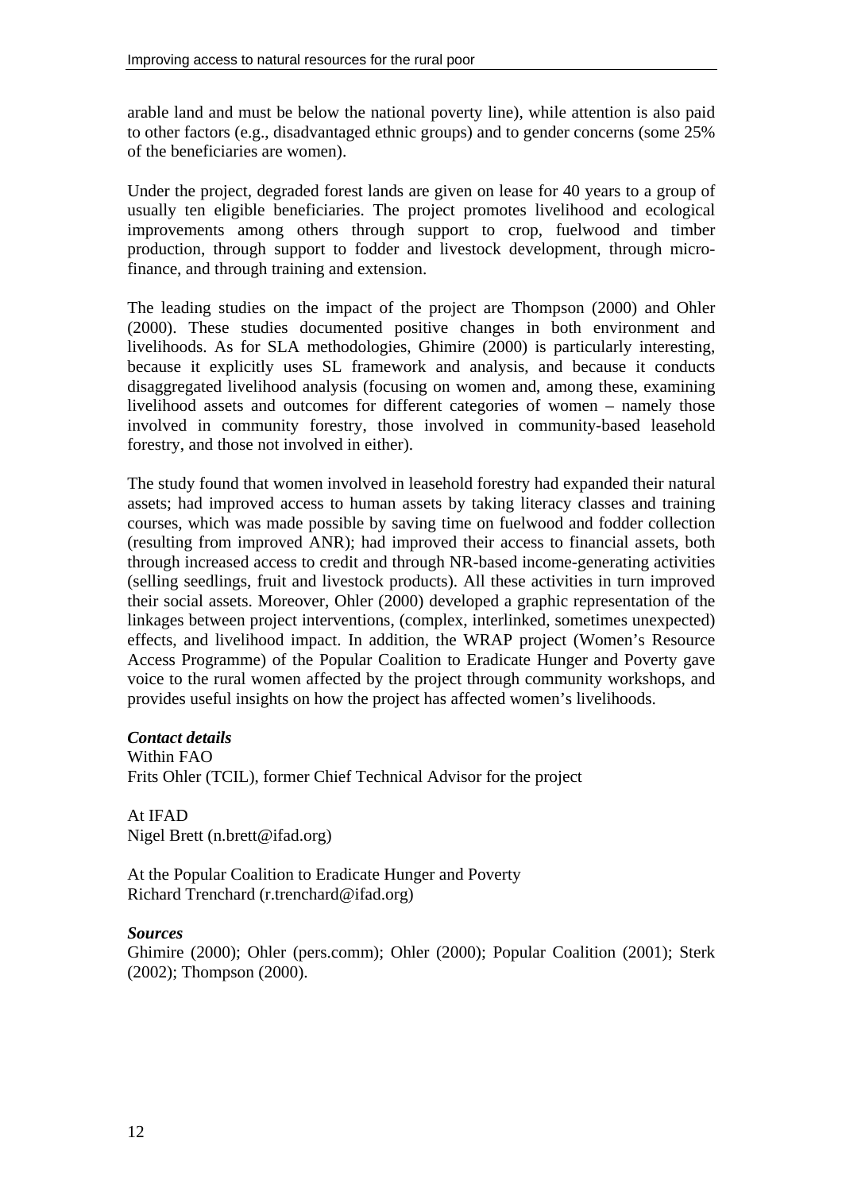arable land and must be below the national poverty line), while attention is also paid to other factors (e.g., disadvantaged ethnic groups) and to gender concerns (some 25% of the beneficiaries are women).

Under the project, degraded forest lands are given on lease for 40 years to a group of usually ten eligible beneficiaries. The project promotes livelihood and ecological improvements among others through support to crop, fuelwood and timber production, through support to fodder and livestock development, through micro-finance, and through training and extension.

The leading studies on the impact of the project are Thompson (2000) and Ohler (2000). These studies documented positive changes in both environment and livelihoods. As for SLA methodologies, Ghimire (2000) is particularly interesting, because it explicitly uses SL framework and analysis, and because it conducts disaggregated livelihood analysis (focusing on women and, among these, examining livelihood assets and outcomes for different categories of women – namely those involved in community forestry, those involved in community-based leasehold forestry, and those not involved in either).

The study found that women involved in leasehold forestry had expanded their natural assets; had improved access to human assets by taking literacy classes and training courses, which was made possible by saving time on fuelwood and fodder collection (resulting from improved ANR); had improved their access to financial assets, both through increased access to credit and through NR-based income-generating activities (selling seedlings, fruit and livestock products). All these activities in turn improved their social assets. Moreover, Ohler (2000) developed a graphic representation of the linkages between project interventions, (complex, interlinked, sometimes unexpected) effects, and livelihood impact. In addition, the WRAP project (Women's Resource Access Programme) of the Popular Coalition to Eradicate Hunger and Poverty gave voice to the rural women affected by the project through community workshops, and provides useful insights on how the project has affected women's livelihoods.

***Contact details***

Within FAO
Frits Ohler (TCIL), former Chief Technical Advisor for the project

At IFAD
Nigel Brett (n.brett@ifad.org)

At the Popular Coalition to Eradicate Hunger and Poverty
Richard Trenchard (r.trenchard@ifad.org)

***Sources***

Ghimire (2000); Ohler (pers.comm); Ohler (2000); Popular Coalition (2001); Sterk (2002); Thompson (2000).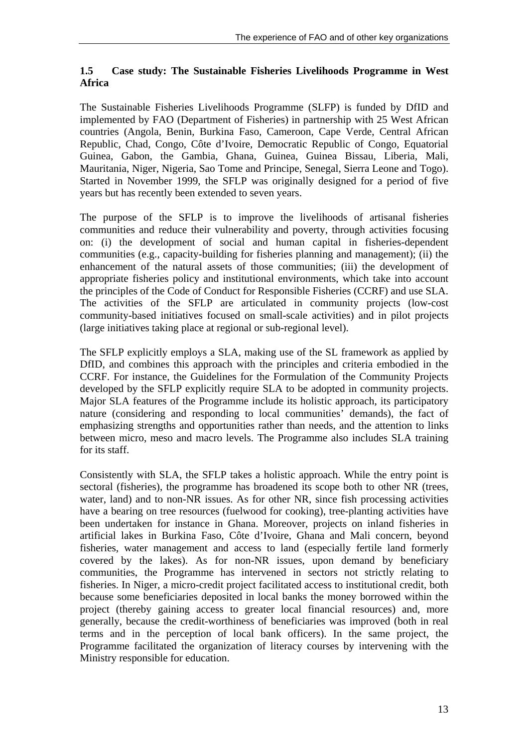### 1.5 Case study: The Sustainable Fisheries Livelihoods Programme in West Africa

The Sustainable Fisheries Livelihoods Programme (SFLP) is funded by DfID and implemented by FAO (Department of Fisheries) in partnership with 25 West African countries (Angola, Benin, Burkina Faso, Cameroon, Cape Verde, Central African Republic, Chad, Congo, Côte d'Ivoire, Democratic Republic of Congo, Equatorial Guinea, Gabon, the Gambia, Ghana, Guinea, Guinea Bissau, Liberia, Mali, Mauritania, Niger, Nigeria, Sao Tome and Principe, Senegal, Sierra Leone and Togo). Started in November 1999, the SFLP was originally designed for a period of five years but has recently been extended to seven years.

The purpose of the SFLP is to improve the livelihoods of artisanal fisheries communities and reduce their vulnerability and poverty, through activities focusing on: (i) the development of social and human capital in fisheries-dependent communities (e.g., capacity-building for fisheries planning and management); (ii) the enhancement of the natural assets of those communities; (iii) the development of appropriate fisheries policy and institutional environments, which take into account the principles of the Code of Conduct for Responsible Fisheries (CCRF) and use SLA. The activities of the SFLP are articulated in community projects (low-cost community-based initiatives focused on small-scale activities) and in pilot projects (large initiatives taking place at regional or sub-regional level).

The SFLP explicitly employs a SLA, making use of the SL framework as applied by DfID, and combines this approach with the principles and criteria embodied in the CCRF. For instance, the Guidelines for the Formulation of the Community Projects developed by the SFLP explicitly require SLA to be adopted in community projects. Major SLA features of the Programme include its holistic approach, its participatory nature (considering and responding to local communities' demands), the fact of emphasizing strengths and opportunities rather than needs, and the attention to links between micro, meso and macro levels. The Programme also includes SLA training for its staff.

Consistently with SLA, the SFLP takes a holistic approach. While the entry point is sectoral (fisheries), the programme has broadened its scope both to other NR (trees, water, land) and to non-NR issues. As for other NR, since fish processing activities have a bearing on tree resources (fuelwood for cooking), tree-planting activities have been undertaken for instance in Ghana. Moreover, projects on inland fisheries in artificial lakes in Burkina Faso, Côte d'Ivoire, Ghana and Mali concern, beyond fisheries, water management and access to land (especially fertile land formerly covered by the lakes). As for non-NR issues, upon demand by beneficiary communities, the Programme has intervened in sectors not strictly relating to fisheries. In Niger, a micro-credit project facilitated access to institutional credit, both because some beneficiaries deposited in local banks the money borrowed within the project (thereby gaining access to greater local financial resources) and, more generally, because the credit-worthiness of beneficiaries was improved (both in real terms and in the perception of local bank officers). In the same project, the Programme facilitated the organization of literacy courses by intervening with the Ministry responsible for education.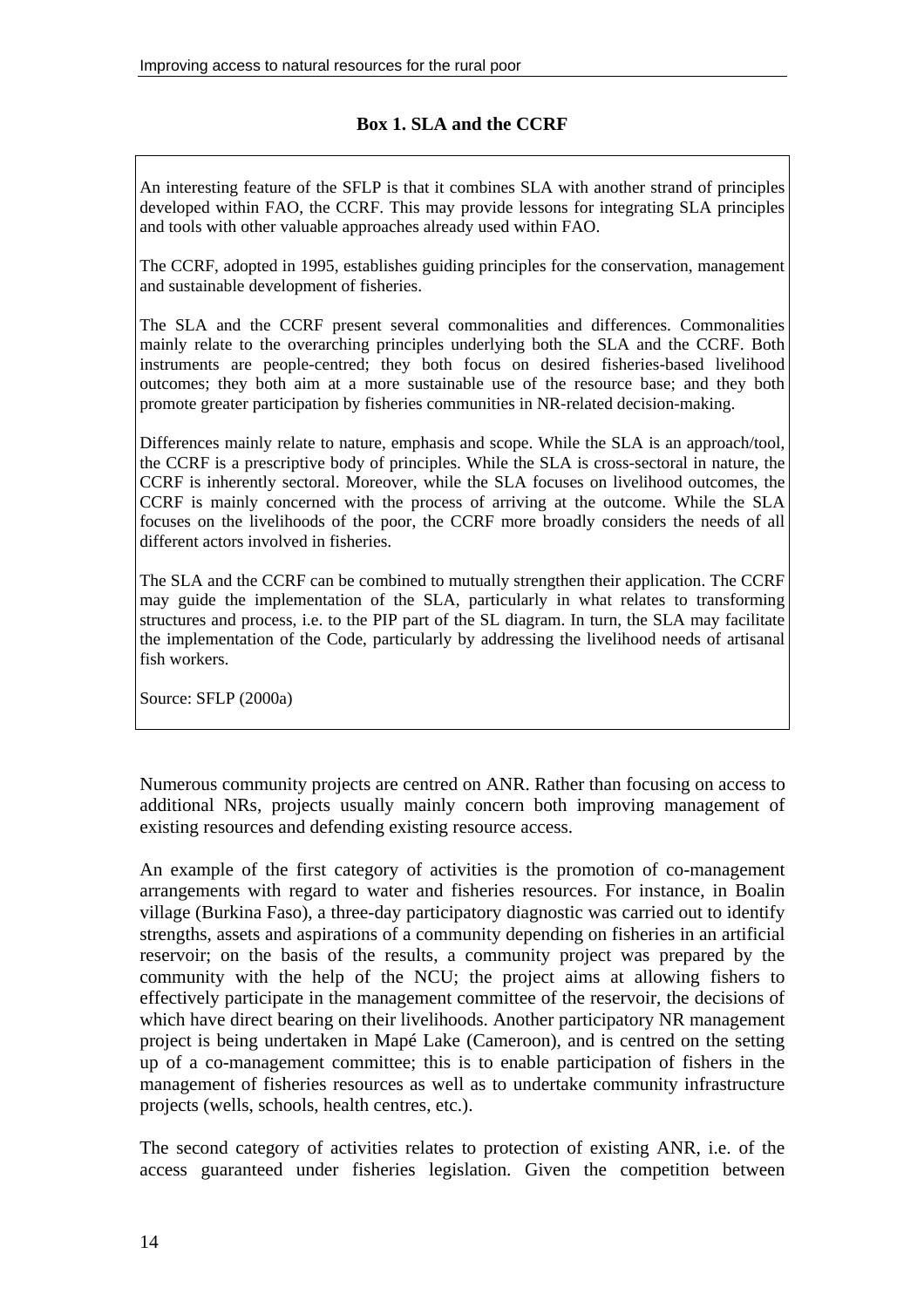**Box 1. SLA and the CCRF**

An interesting feature of the SFLP is that it combines SLA with another strand of principles developed within FAO, the CCRF. This may provide lessons for integrating SLA principles and tools with other valuable approaches already used within FAO.

The CCRF, adopted in 1995, establishes guiding principles for the conservation, management and sustainable development of fisheries.

The SLA and the CCRF present several commonalities and differences. Commonalities mainly relate to the overarching principles underlying both the SLA and the CCRF. Both instruments are people-centred; they both focus on desired fisheries-based livelihood outcomes; they both aim at a more sustainable use of the resource base; and they both promote greater participation by fisheries communities in NR-related decision-making.

Differences mainly relate to nature, emphasis and scope. While the SLA is an approach/tool, the CCRF is a prescriptive body of principles. While the SLA is cross-sectoral in nature, the CCRF is inherently sectoral. Moreover, while the SLA focuses on livelihood outcomes, the CCRF is mainly concerned with the process of arriving at the outcome. While the SLA focuses on the livelihoods of the poor, the CCRF more broadly considers the needs of all different actors involved in fisheries.

The SLA and the CCRF can be combined to mutually strengthen their application. The CCRF may guide the implementation of the SLA, particularly in what relates to transforming structures and process, i.e. to the PIP part of the SL diagram. In turn, the SLA may facilitate the implementation of the Code, particularly by addressing the livelihood needs of artisanal fish workers.

Source: SFLP (2000a)

Numerous community projects are centred on ANR. Rather than focusing on access to additional NRs, projects usually mainly concern both improving management of existing resources and defending existing resource access.

An example of the first category of activities is the promotion of co-management arrangements with regard to water and fisheries resources. For instance, in Boalin village (Burkina Faso), a three-day participatory diagnostic was carried out to identify strengths, assets and aspirations of a community depending on fisheries in an artificial reservoir; on the basis of the results, a community project was prepared by the community with the help of the NCU; the project aims at allowing fishers to effectively participate in the management committee of the reservoir, the decisions of which have direct bearing on their livelihoods. Another participatory NR management project is being undertaken in Mapé Lake (Cameroon), and is centred on the setting up of a co-management committee; this is to enable participation of fishers in the management of fisheries resources as well as to undertake community infrastructure projects (wells, schools, health centres, etc.).

The second category of activities relates to protection of existing ANR, i.e. of the access guaranteed under fisheries legislation. Given the competition between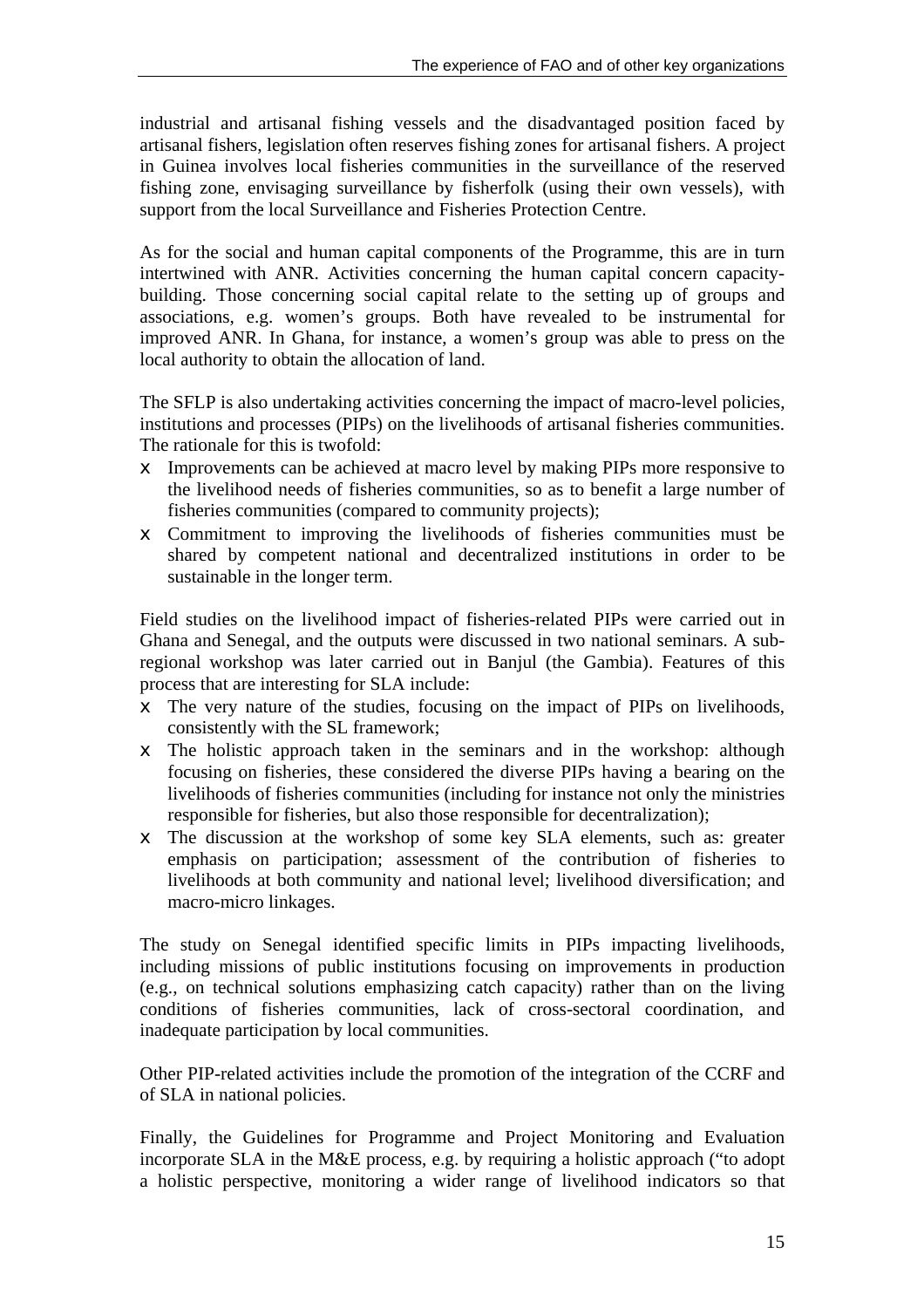industrial and artisanal fishing vessels and the disadvantaged position faced by artisanal fishers, legislation often reserves fishing zones for artisanal fishers. A project in Guinea involves local fisheries communities in the surveillance of the reserved fishing zone, envisaging surveillance by fisherfolk (using their own vessels), with support from the local Surveillance and Fisheries Protection Centre.

As for the social and human capital components of the Programme, this are in turn intertwined with ANR. Activities concerning the human capital concern capacity-building. Those concerning social capital relate to the setting up of groups and associations, e.g. women's groups. Both have revealed to be instrumental for improved ANR. In Ghana, for instance, a women's group was able to press on the local authority to obtain the allocation of land.

The SFLP is also undertaking activities concerning the impact of macro-level policies, institutions and processes (PIPs) on the livelihoods of artisanal fisheries communities. The rationale for this is twofold:

- Improvements can be achieved at macro level by making PIPs more responsive to the livelihood needs of fisheries communities, so as to benefit a large number of fisheries communities (compared to community projects);
- Commitment to improving the livelihoods of fisheries communities must be shared by competent national and decentralized institutions in order to be sustainable in the longer term.

Field studies on the livelihood impact of fisheries-related PIPs were carried out in Ghana and Senegal, and the outputs were discussed in two national seminars. A sub-regional workshop was later carried out in Banjul (the Gambia). Features of this process that are interesting for SLA include:

- The very nature of the studies, focusing on the impact of PIPs on livelihoods, consistently with the SL framework;
- The holistic approach taken in the seminars and in the workshop: although focusing on fisheries, these considered the diverse PIPs having a bearing on the livelihoods of fisheries communities (including for instance not only the ministries responsible for fisheries, but also those responsible for decentralization);
- The discussion at the workshop of some key SLA elements, such as: greater emphasis on participation; assessment of the contribution of fisheries to livelihoods at both community and national level; livelihood diversification; and macro-micro linkages.

The study on Senegal identified specific limits in PIPs impacting livelihoods, including missions of public institutions focusing on improvements in production (e.g., on technical solutions emphasizing catch capacity) rather than on the living conditions of fisheries communities, lack of cross-sectoral coordination, and inadequate participation by local communities.

Other PIP-related activities include the promotion of the integration of the CCRF and of SLA in national policies.

Finally, the Guidelines for Programme and Project Monitoring and Evaluation incorporate SLA in the M&E process, e.g. by requiring a holistic approach ("to adopt a holistic perspective, monitoring a wider range of livelihood indicators so that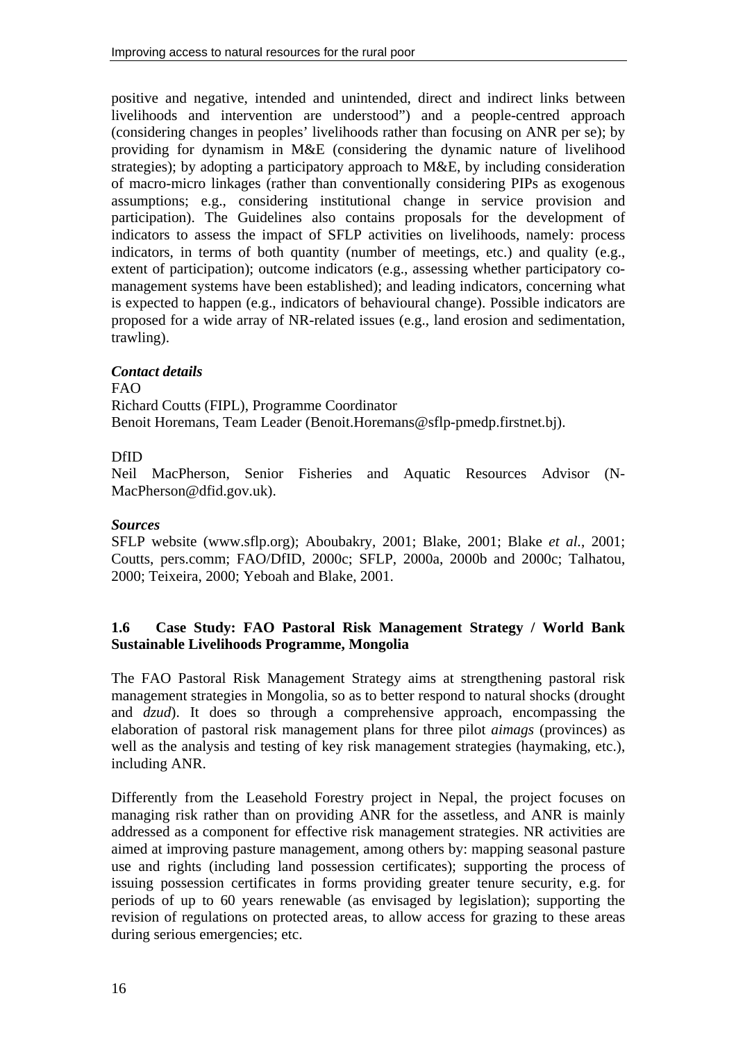positive and negative, intended and unintended, direct and indirect links between livelihoods and intervention are understood") and a people-centred approach (considering changes in peoples' livelihoods rather than focusing on ANR per se); by providing for dynamism in M&E (considering the dynamic nature of livelihood strategies); by adopting a participatory approach to M&E, by including consideration of macro-micro linkages (rather than conventionally considering PIPs as exogenous assumptions; e.g., considering institutional change in service provision and participation). The Guidelines also contains proposals for the development of indicators to assess the impact of SFLP activities on livelihoods, namely: process indicators, in terms of both quantity (number of meetings, etc.) and quality (e.g., extent of participation); outcome indicators (e.g., assessing whether participatory co-management systems have been established); and leading indicators, concerning what is expected to happen (e.g., indicators of behavioural change). Possible indicators are proposed for a wide array of NR-related issues (e.g., land erosion and sedimentation, trawling).

***Contact details***

FAO
Richard Coutts (FIPL), Programme Coordinator
Benoit Horemans, Team Leader (Benoit.Horemans@sflp-pmedp.firstnet.bj).

DfID
Neil MacPherson, Senior Fisheries and Aquatic Resources Advisor (N-MacPherson@dfid.gov.uk).

***Sources***

SFLP website (www.sflp.org); Aboubakry, 2001; Blake, 2001; Blake *et al.*, 2001; Coutts, pers.comm; FAO/DfID, 2000c; SFLP, 2000a, 2000b and 2000c; Talhatou, 2000; Teixeira, 2000; Yeboah and Blake, 2001.

### 1.6 Case Study: FAO Pastoral Risk Management Strategy / World Bank Sustainable Livelihoods Programme, Mongolia

The FAO Pastoral Risk Management Strategy aims at strengthening pastoral risk management strategies in Mongolia, so as to better respond to natural shocks (drought and *dzud*). It does so through a comprehensive approach, encompassing the elaboration of pastoral risk management plans for three pilot *aimags* (provinces) as well as the analysis and testing of key risk management strategies (haymaking, etc.), including ANR.

Differently from the Leasehold Forestry project in Nepal, the project focuses on managing risk rather than on providing ANR for the assetless, and ANR is mainly addressed as a component for effective risk management strategies. NR activities are aimed at improving pasture management, among others by: mapping seasonal pasture use and rights (including land possession certificates); supporting the process of issuing possession certificates in forms providing greater tenure security, e.g. for periods of up to 60 years renewable (as envisaged by legislation); supporting the revision of regulations on protected areas, to allow access for grazing to these areas during serious emergencies; etc.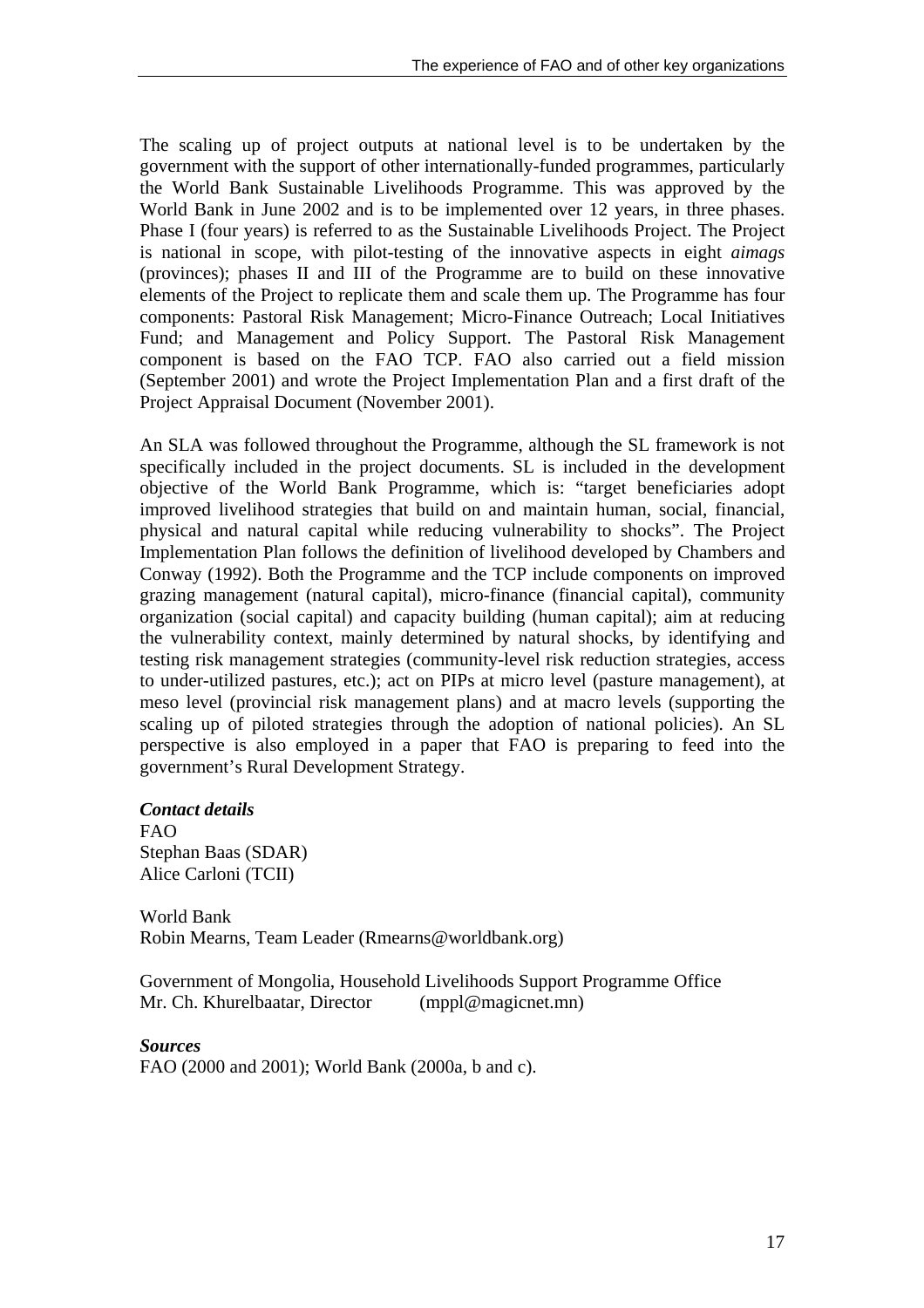The scaling up of project outputs at national level is to be undertaken by the government with the support of other internationally-funded programmes, particularly the World Bank Sustainable Livelihoods Programme. This was approved by the World Bank in June 2002 and is to be implemented over 12 years, in three phases. Phase I (four years) is referred to as the Sustainable Livelihoods Project. The Project is national in scope, with pilot-testing of the innovative aspects in eight *aimags* (provinces); phases II and III of the Programme are to build on these innovative elements of the Project to replicate them and scale them up. The Programme has four components: Pastoral Risk Management; Micro-Finance Outreach; Local Initiatives Fund; and Management and Policy Support. The Pastoral Risk Management component is based on the FAO TCP. FAO also carried out a field mission (September 2001) and wrote the Project Implementation Plan and a first draft of the Project Appraisal Document (November 2001).

An SLA was followed throughout the Programme, although the SL framework is not specifically included in the project documents. SL is included in the development objective of the World Bank Programme, which is: "target beneficiaries adopt improved livelihood strategies that build on and maintain human, social, financial, physical and natural capital while reducing vulnerability to shocks". The Project Implementation Plan follows the definition of livelihood developed by Chambers and Conway (1992). Both the Programme and the TCP include components on improved grazing management (natural capital), micro-finance (financial capital), community organization (social capital) and capacity building (human capital); aim at reducing the vulnerability context, mainly determined by natural shocks, by identifying and testing risk management strategies (community-level risk reduction strategies, access to under-utilized pastures, etc.); act on PIPs at micro level (pasture management), at meso level (provincial risk management plans) and at macro levels (supporting the scaling up of piloted strategies through the adoption of national policies). An SL perspective is also employed in a paper that FAO is preparing to feed into the government's Rural Development Strategy.

***Contact details***

FAO
Stephan Baas (SDAR)
Alice Carloni (TCII)

World Bank
Robin Mearns, Team Leader (Rmearns@worldbank.org)

Government of Mongolia, Household Livelihoods Support Programme Office
Mr. Ch. Khurelbaatar, Director (mppl@magicnet.mn)

***Sources***

FAO (2000 and 2001); World Bank (2000a, b and c).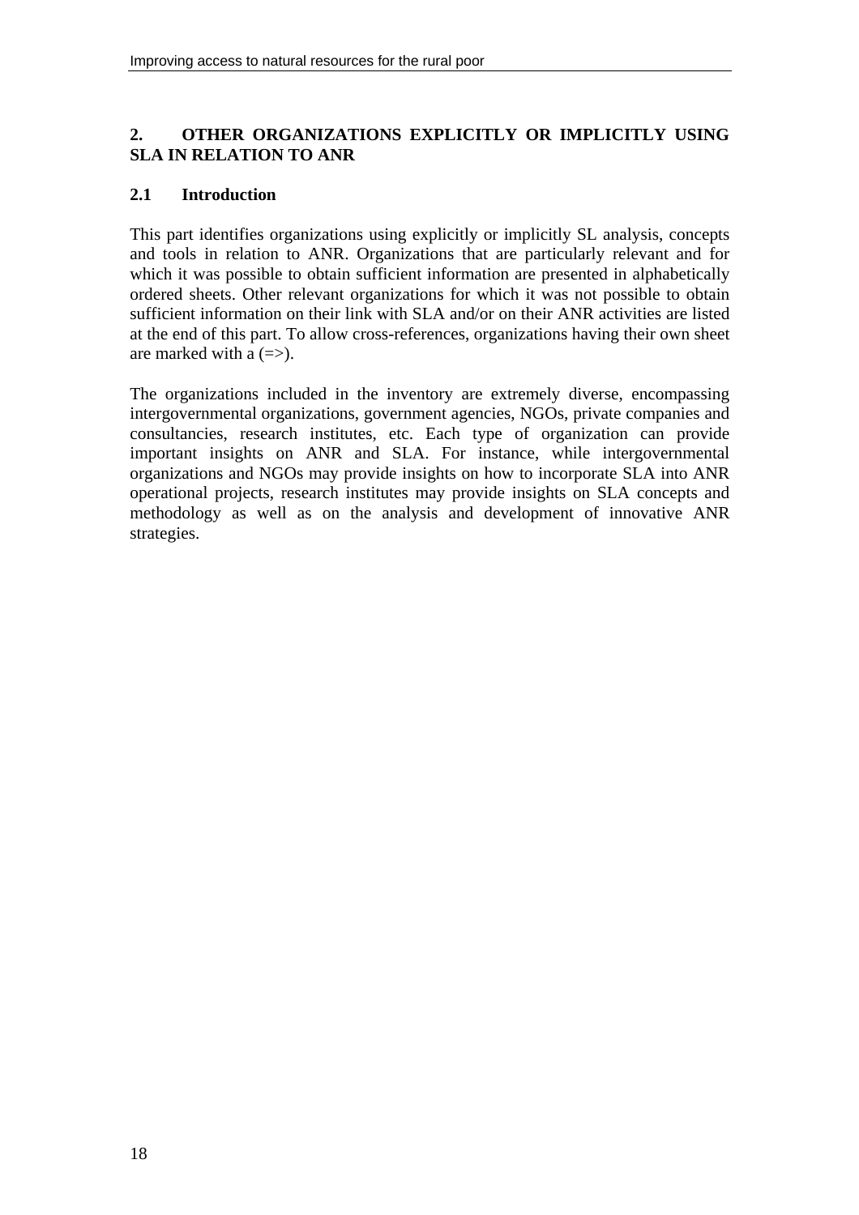## 2. OTHER ORGANIZATIONS EXPLICITLY OR IMPLICITLY USING SLA IN RELATION TO ANR

### 2.1 Introduction

This part identifies organizations using explicitly or implicitly SL analysis, concepts and tools in relation to ANR. Organizations that are particularly relevant and for which it was possible to obtain sufficient information are presented in alphabetically ordered sheets. Other relevant organizations for which it was not possible to obtain sufficient information on their link with SLA and/or on their ANR activities are listed at the end of this part. To allow cross-references, organizations having their own sheet are marked with a (=>).

The organizations included in the inventory are extremely diverse, encompassing intergovernmental organizations, government agencies, NGOs, private companies and consultancies, research institutes, etc. Each type of organization can provide important insights on ANR and SLA. For instance, while intergovernmental organizations and NGOs may provide insights on how to incorporate SLA into ANR operational projects, research institutes may provide insights on SLA concepts and methodology as well as on the analysis and development of innovative ANR strategies.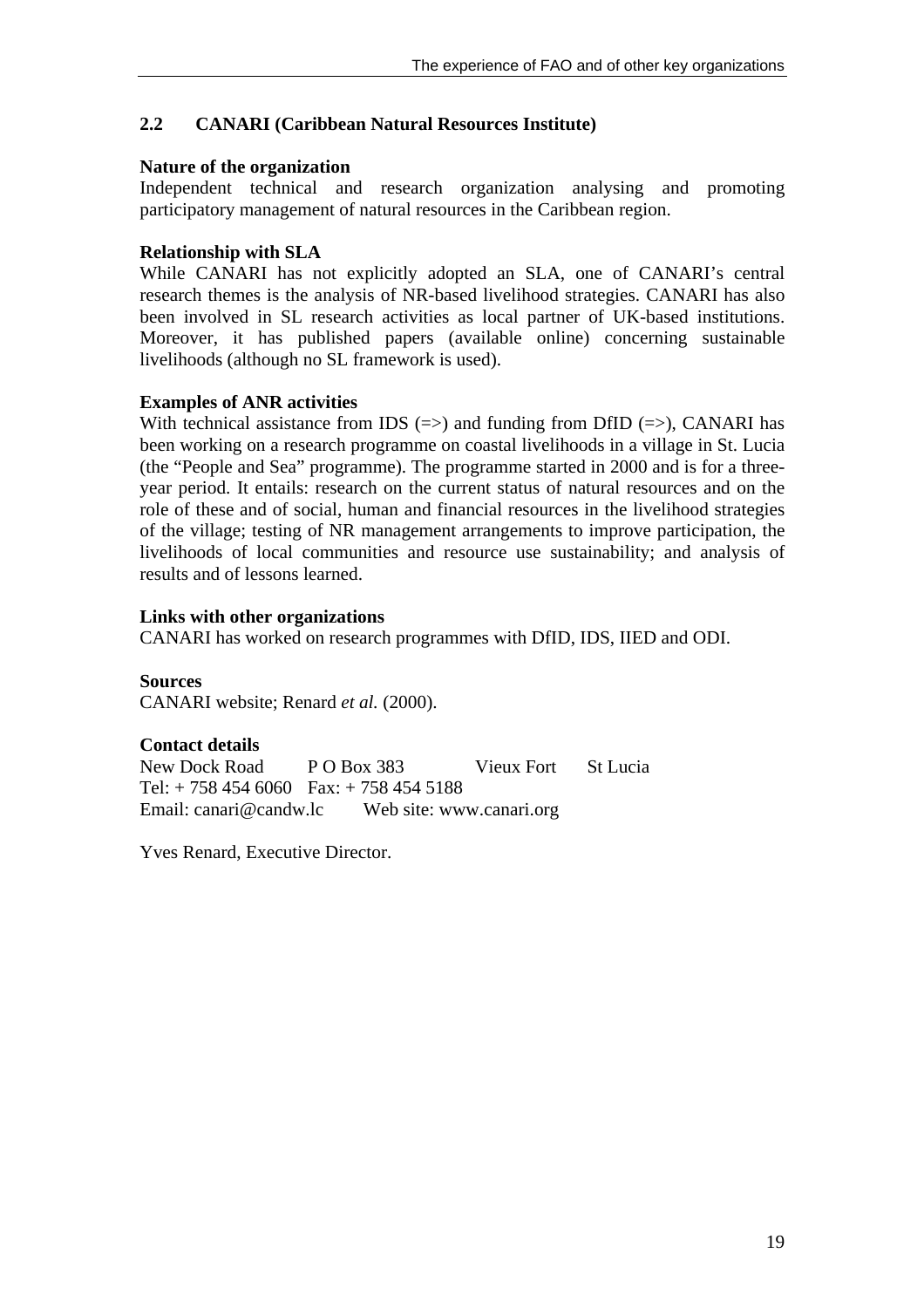## 2.2 CANARI (Caribbean Natural Resources Institute)

**Nature of the organization**

Independent technical and research organization analysing and promoting participatory management of natural resources in the Caribbean region.

**Relationship with SLA**

While CANARI has not explicitly adopted an SLA, one of CANARI's central research themes is the analysis of NR-based livelihood strategies. CANARI has also been involved in SL research activities as local partner of UK-based institutions. Moreover, it has published papers (available online) concerning sustainable livelihoods (although no SL framework is used).

**Examples of ANR activities**

With technical assistance from IDS (=>) and funding from DfID (=>), CANARI has been working on a research programme on coastal livelihoods in a village in St. Lucia (the "People and Sea" programme). The programme started in 2000 and is for a three-year period. It entails: research on the current status of natural resources and on the role of these and of social, human and financial resources in the livelihood strategies of the village; testing of NR management arrangements to improve participation, the livelihoods of local communities and resource use sustainability; and analysis of results and of lessons learned.

**Links with other organizations**

CANARI has worked on research programmes with DfID, IDS, IIED and ODI.

**Sources**

CANARI website; Renard *et al.* (2000).

**Contact details**

New Dock Road P O Box 383 Vieux Fort St Lucia
Tel: + 758 454 6060 Fax: + 758 454 5188
Email: canari@candw.lc Web site: www.canari.org

Yves Renard, Executive Director.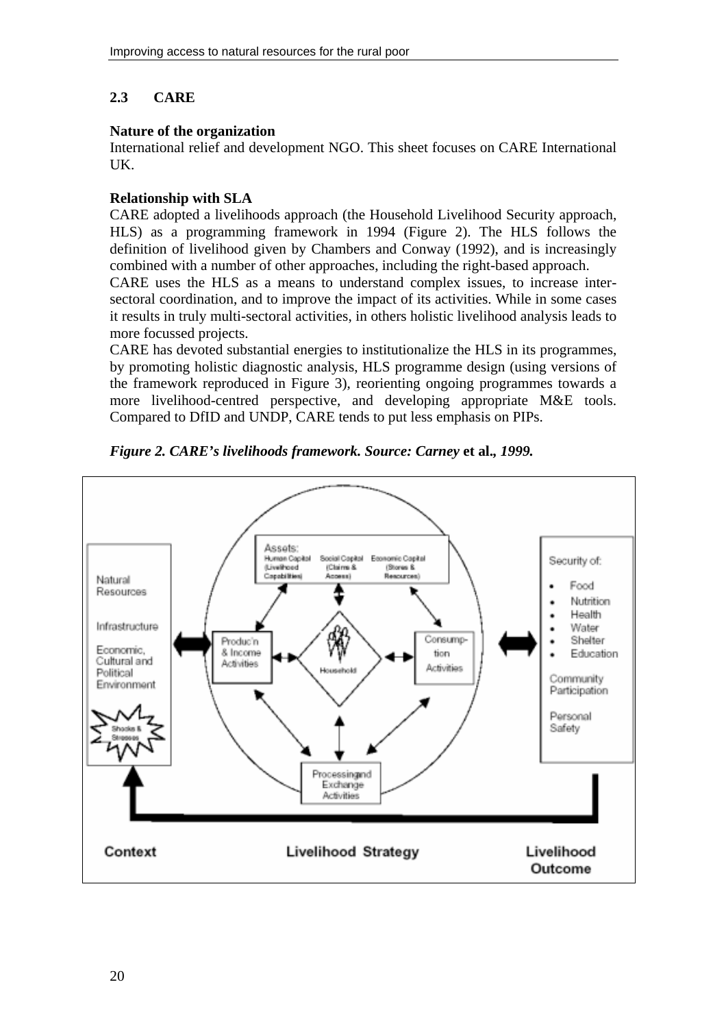## 2.3 CARE

**Nature of the organization**
International relief and development NGO. This sheet focuses on CARE International UK.

**Relationship with SLA**
CARE adopted a livelihoods approach (the Household Livelihood Security approach, HLS) as a programming framework in 1994 (Figure 2). The HLS follows the definition of livelihood given by Chambers and Conway (1992), and is increasingly combined with a number of other approaches, including the right-based approach.

CARE uses the HLS as a means to understand complex issues, to increase inter-sectoral coordination, and to improve the impact of its activities. While in some cases it results in truly multi-sectoral activities, in others holistic livelihood analysis leads to more focussed projects.

CARE has devoted substantial energies to institutionalize the HLS in its programmes, by promoting holistic diagnostic analysis, HLS programme design (using versions of the framework reproduced in Figure 3), reorienting ongoing programmes towards a more livelihood-centred perspective, and developing appropriate M&E tools. Compared to DfID and UNDP, CARE tends to put less emphasis on PIPs.

***Figure 2. CARE's livelihoods framework. Source: Carney* et al.*, 1999.***

Context: Natural Resources; Infrastructure; Economic, Cultural and Political Environment; Shocks & Stresses

Livelihood Strategy: Assets: Human Capital (Livelihood Capabilities), Social Capital (Claims & Access), Economic Capital (Stores & Resources); Produc'n & Income Activities; Household; Consumption Activities; Processing and Exchange Activities

Livelihood Outcome: Security of: Food, Nutrition, Health, Water, Shelter, Education; Community Participation; Personal Safety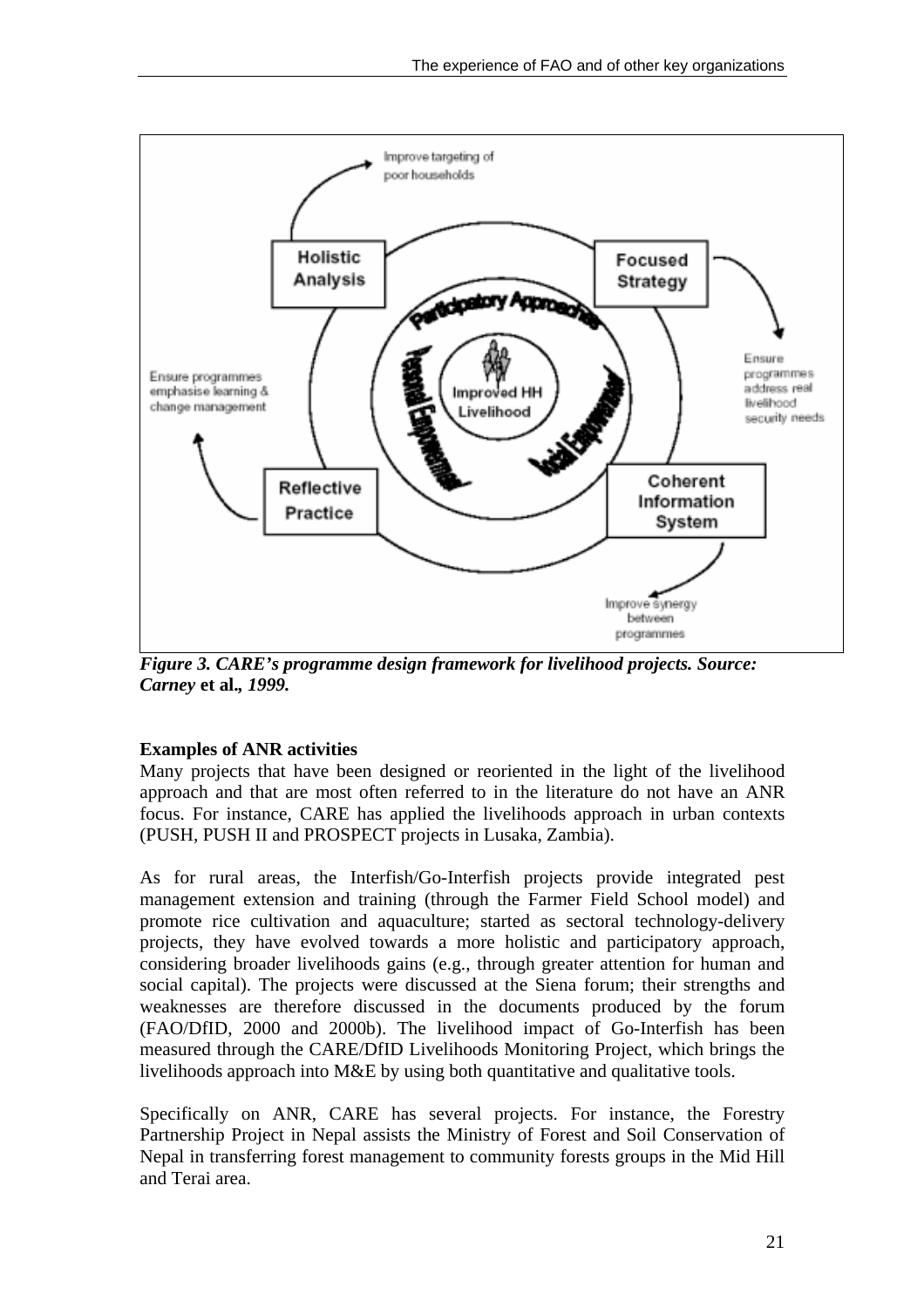*Figure 3. CARE's programme design framework for livelihood projects. Source: Carney* **et al.**, *1999.*

**Examples of ANR activities**

Many projects that have been designed or reoriented in the light of the livelihood approach and that are most often referred to in the literature do not have an ANR focus. For instance, CARE has applied the livelihoods approach in urban contexts (PUSH, PUSH II and PROSPECT projects in Lusaka, Zambia).

As for rural areas, the Interfish/Go-Interfish projects provide integrated pest management extension and training (through the Farmer Field School model) and promote rice cultivation and aquaculture; started as sectoral technology-delivery projects, they have evolved towards a more holistic and participatory approach, considering broader livelihoods gains (e.g., through greater attention for human and social capital). The projects were discussed at the Siena forum; their strengths and weaknesses are therefore discussed in the documents produced by the forum (FAO/DfID, 2000 and 2000b). The livelihood impact of Go-Interfish has been measured through the CARE/DfID Livelihoods Monitoring Project, which brings the livelihoods approach into M&E by using both quantitative and qualitative tools.

Specifically on ANR, CARE has several projects. For instance, the Forestry Partnership Project in Nepal assists the Ministry of Forest and Soil Conservation of Nepal in transferring forest management to community forests groups in the Mid Hill and Terai area.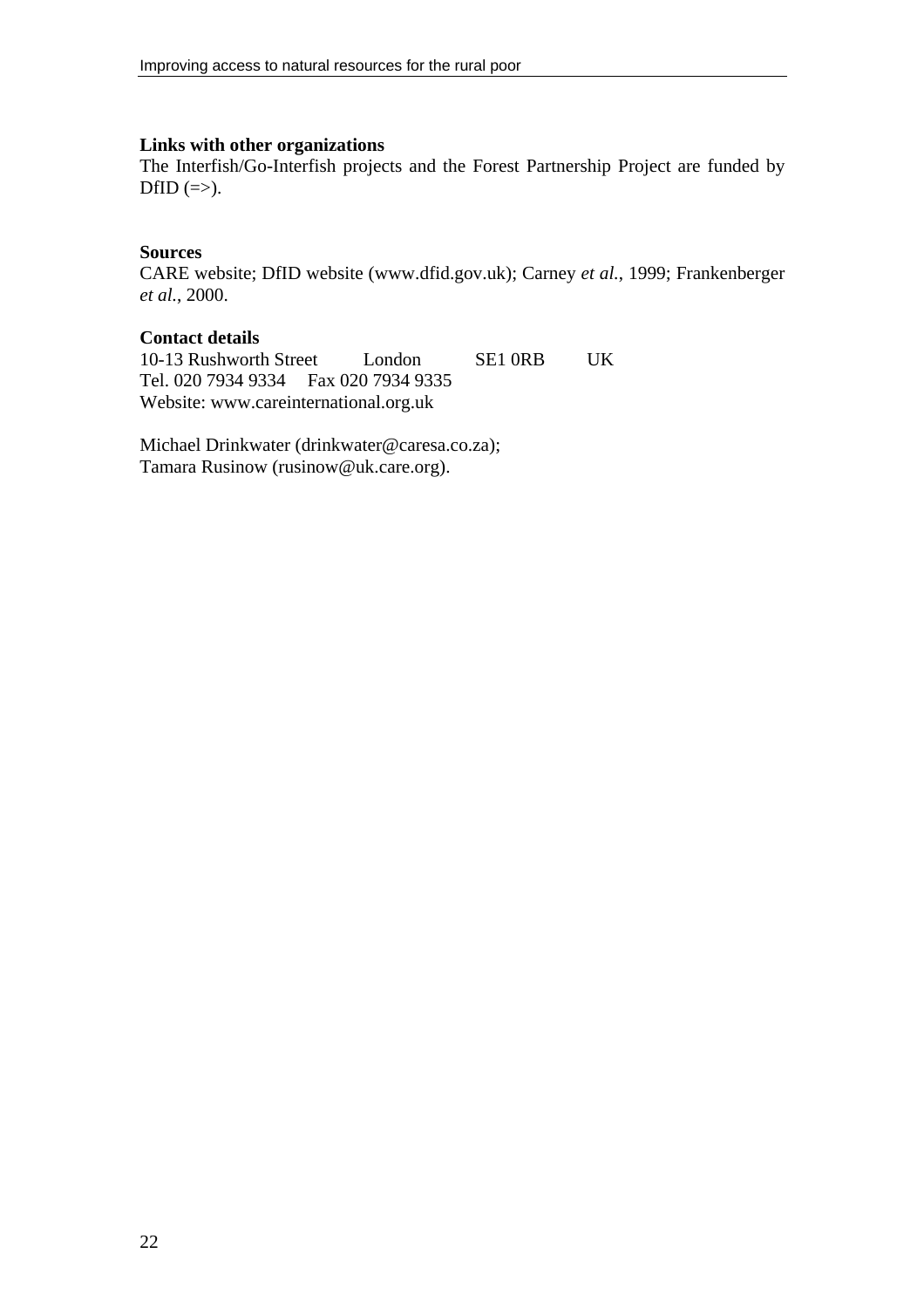**Links with other organizations**

The Interfish/Go-Interfish projects and the Forest Partnership Project are funded by DfID (=>).

**Sources**

CARE website; DfID website (www.dfid.gov.uk); Carney *et al.*, 1999; Frankenberger *et al.*, 2000.

**Contact details**

10-13 Rushworth Street London SE1 0RB UK
Tel. 020 7934 9334 Fax 020 7934 9335
Website: www.careinternational.org.uk

Michael Drinkwater (drinkwater@caresa.co.za);
Tamara Rusinow (rusinow@uk.care.org).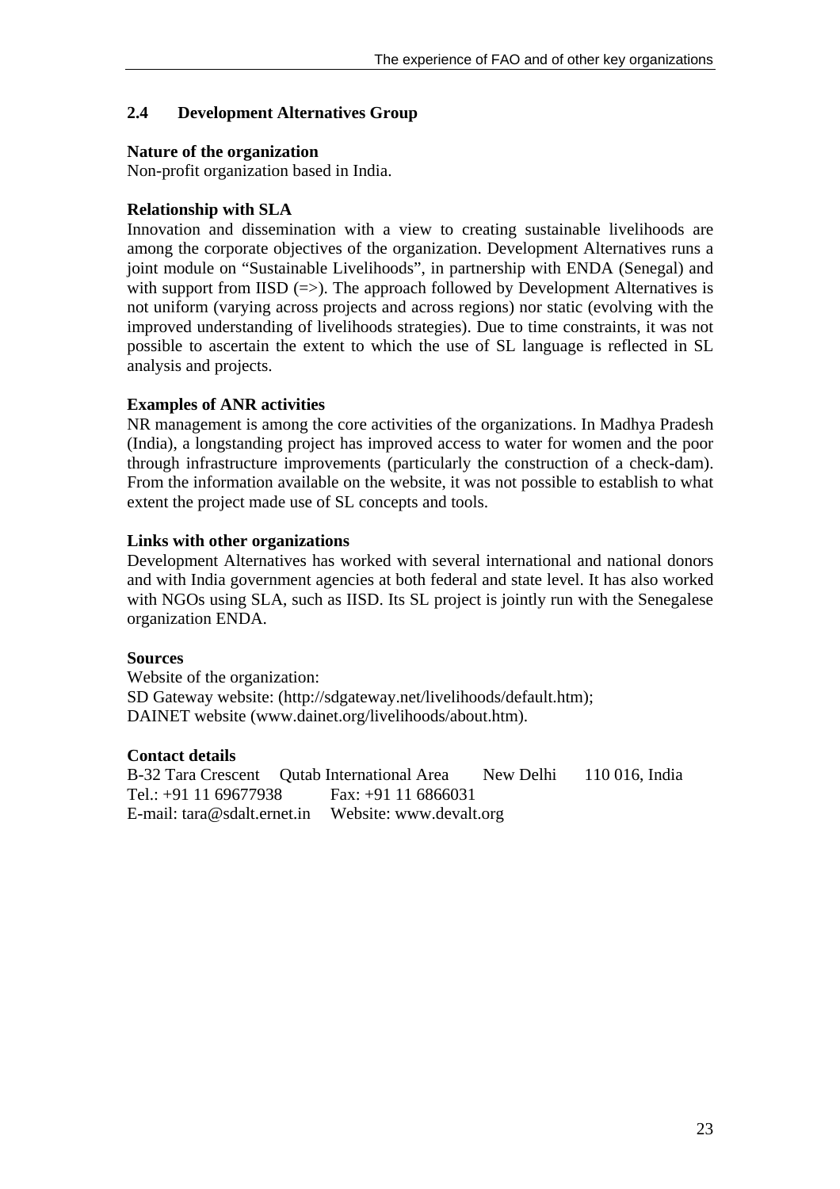## 2.4 Development Alternatives Group

**Nature of the organization**
Non-profit organization based in India.

**Relationship with SLA**
Innovation and dissemination with a view to creating sustainable livelihoods are among the corporate objectives of the organization. Development Alternatives runs a joint module on "Sustainable Livelihoods", in partnership with ENDA (Senegal) and with support from IISD (=>). The approach followed by Development Alternatives is not uniform (varying across projects and across regions) nor static (evolving with the improved understanding of livelihoods strategies). Due to time constraints, it was not possible to ascertain the extent to which the use of SL language is reflected in SL analysis and projects.

**Examples of ANR activities**
NR management is among the core activities of the organizations. In Madhya Pradesh (India), a longstanding project has improved access to water for women and the poor through infrastructure improvements (particularly the construction of a check-dam). From the information available on the website, it was not possible to establish to what extent the project made use of SL concepts and tools.

**Links with other organizations**
Development Alternatives has worked with several international and national donors and with India government agencies at both federal and state level. It has also worked with NGOs using SLA, such as IISD. Its SL project is jointly run with the Senegalese organization ENDA.

**Sources**
Website of the organization:
SD Gateway website: (http://sdgateway.net/livelihoods/default.htm);
DAINET website (www.dainet.org/livelihoods/about.htm).

**Contact details**
B-32 Tara Crescent Qutab International Area New Delhi 110 016, India
Tel.: +91 11 69677938 Fax: +91 11 6866031
E-mail: tara@sdalt.ernet.in Website: www.devalt.org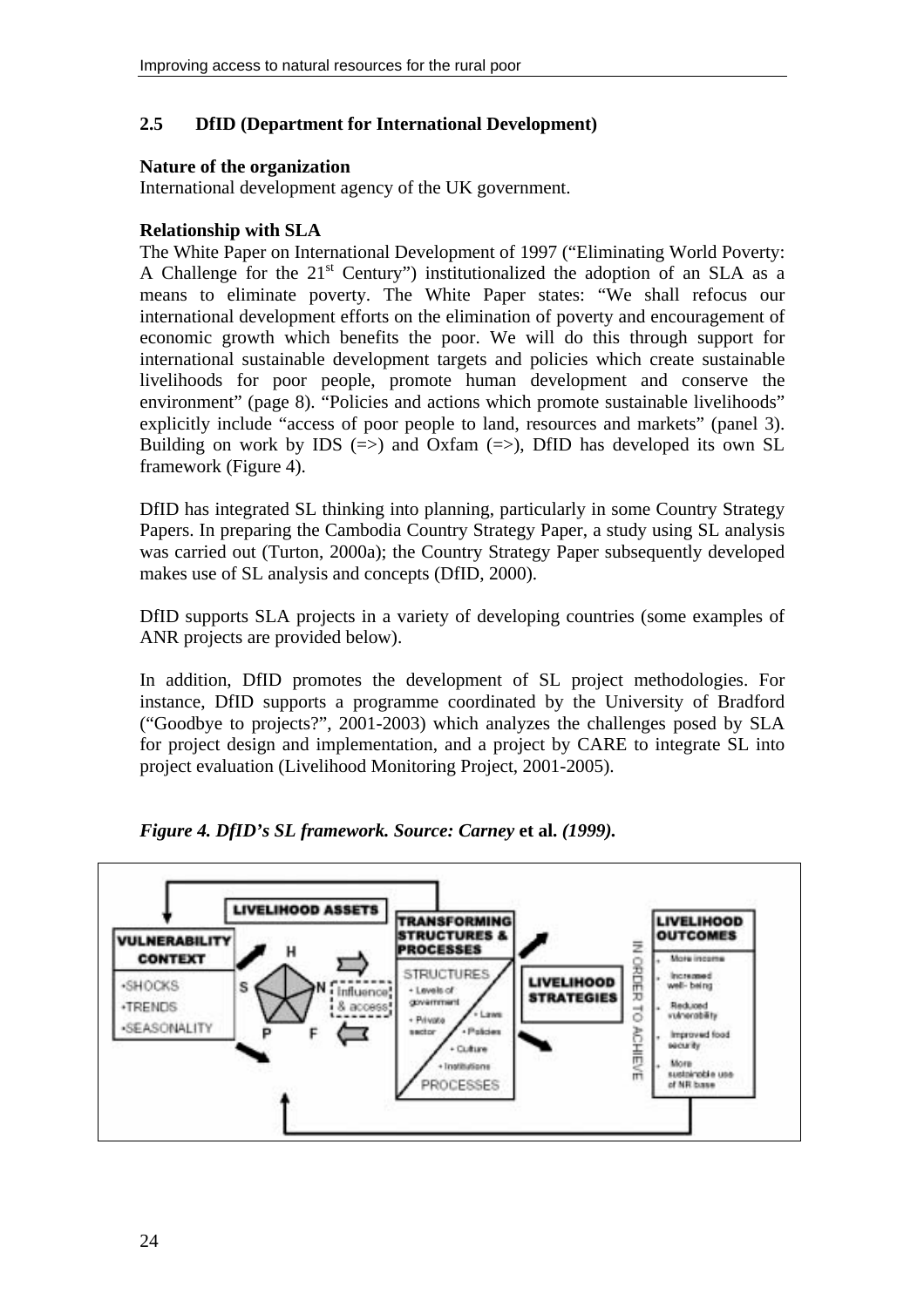## 2.5 DfID (Department for International Development)

**Nature of the organization**
International development agency of the UK government.

**Relationship with SLA**
The White Paper on International Development of 1997 ("Eliminating World Poverty: A Challenge for the 21st Century") institutionalized the adoption of an SLA as a means to eliminate poverty. The White Paper states: "We shall refocus our international development efforts on the elimination of poverty and encouragement of economic growth which benefits the poor. We will do this through support for international sustainable development targets and policies which create sustainable livelihoods for poor people, promote human development and conserve the environment" (page 8). "Policies and actions which promote sustainable livelihoods" explicitly include "access of poor people to land, resources and markets" (panel 3). Building on work by IDS (=>) and Oxfam (=>), DfID has developed its own SL framework (Figure 4).

DfID has integrated SL thinking into planning, particularly in some Country Strategy Papers. In preparing the Cambodia Country Strategy Paper, a study using SL analysis was carried out (Turton, 2000a); the Country Strategy Paper subsequently developed makes use of SL analysis and concepts (DfID, 2000).

DfID supports SLA projects in a variety of developing countries (some examples of ANR projects are provided below).

In addition, DfID promotes the development of SL project methodologies. For instance, DfID supports a programme coordinated by the University of Bradford ("Goodbye to projects?", 2001-2003) which analyzes the challenges posed by SLA for project design and implementation, and a project by CARE to integrate SL into project evaluation (Livelihood Monitoring Project, 2001-2005).

***Figure 4. DfID's SL framework. Source: Carney* et al. *(1999).***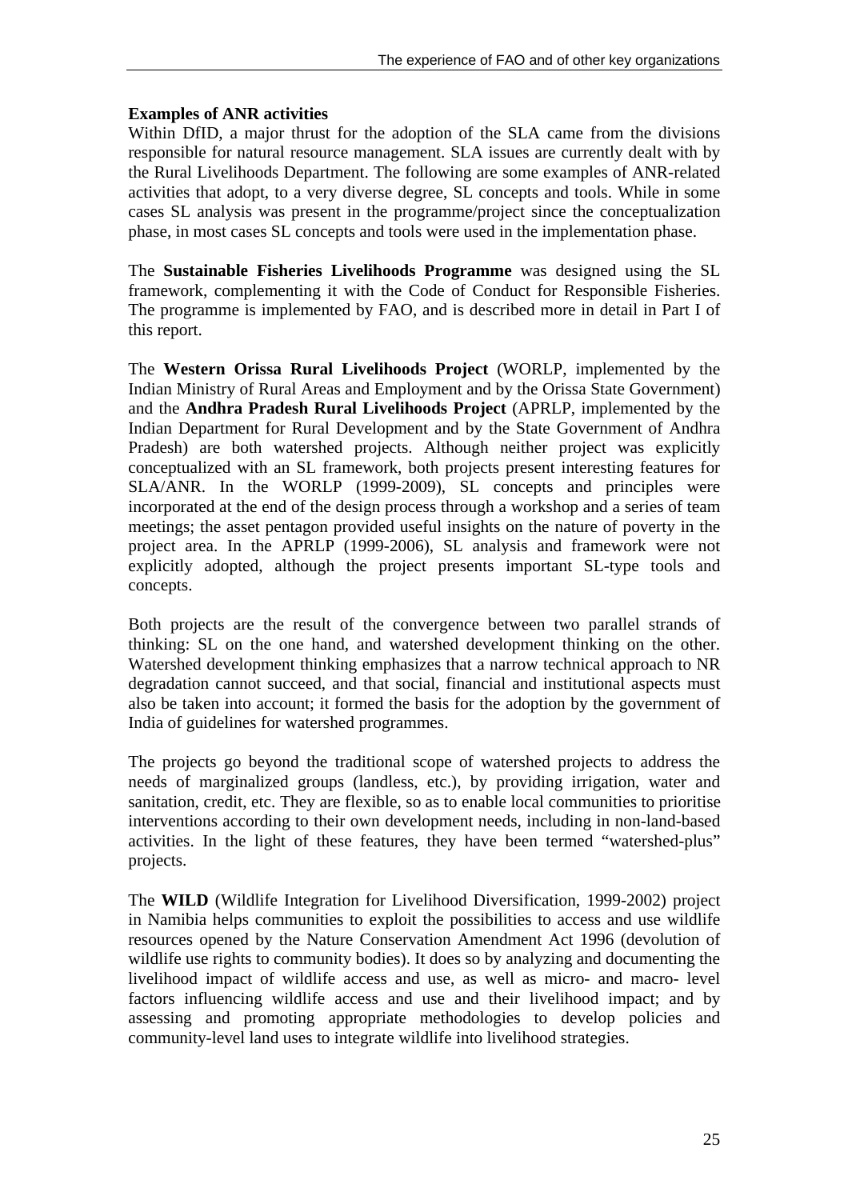**Examples of ANR activities**

Within DfID, a major thrust for the adoption of the SLA came from the divisions responsible for natural resource management. SLA issues are currently dealt with by the Rural Livelihoods Department. The following are some examples of ANR-related activities that adopt, to a very diverse degree, SL concepts and tools. While in some cases SL analysis was present in the programme/project since the conceptualization phase, in most cases SL concepts and tools were used in the implementation phase.

The **Sustainable Fisheries Livelihoods Programme** was designed using the SL framework, complementing it with the Code of Conduct for Responsible Fisheries. The programme is implemented by FAO, and is described more in detail in Part I of this report.

The **Western Orissa Rural Livelihoods Project** (WORLP, implemented by the Indian Ministry of Rural Areas and Employment and by the Orissa State Government) and the **Andhra Pradesh Rural Livelihoods Project** (APRLP, implemented by the Indian Department for Rural Development and by the State Government of Andhra Pradesh) are both watershed projects. Although neither project was explicitly conceptualized with an SL framework, both projects present interesting features for SLA/ANR. In the WORLP (1999-2009), SL concepts and principles were incorporated at the end of the design process through a workshop and a series of team meetings; the asset pentagon provided useful insights on the nature of poverty in the project area. In the APRLP (1999-2006), SL analysis and framework were not explicitly adopted, although the project presents important SL-type tools and concepts.

Both projects are the result of the convergence between two parallel strands of thinking: SL on the one hand, and watershed development thinking on the other. Watershed development thinking emphasizes that a narrow technical approach to NR degradation cannot succeed, and that social, financial and institutional aspects must also be taken into account; it formed the basis for the adoption by the government of India of guidelines for watershed programmes.

The projects go beyond the traditional scope of watershed projects to address the needs of marginalized groups (landless, etc.), by providing irrigation, water and sanitation, credit, etc. They are flexible, so as to enable local communities to prioritise interventions according to their own development needs, including in non-land-based activities. In the light of these features, they have been termed "watershed-plus" projects.

The **WILD** (Wildlife Integration for Livelihood Diversification, 1999-2002) project in Namibia helps communities to exploit the possibilities to access and use wildlife resources opened by the Nature Conservation Amendment Act 1996 (devolution of wildlife use rights to community bodies). It does so by analyzing and documenting the livelihood impact of wildlife access and use, as well as micro- and macro- level factors influencing wildlife access and use and their livelihood impact; and by assessing and promoting appropriate methodologies to develop policies and community-level land uses to integrate wildlife into livelihood strategies.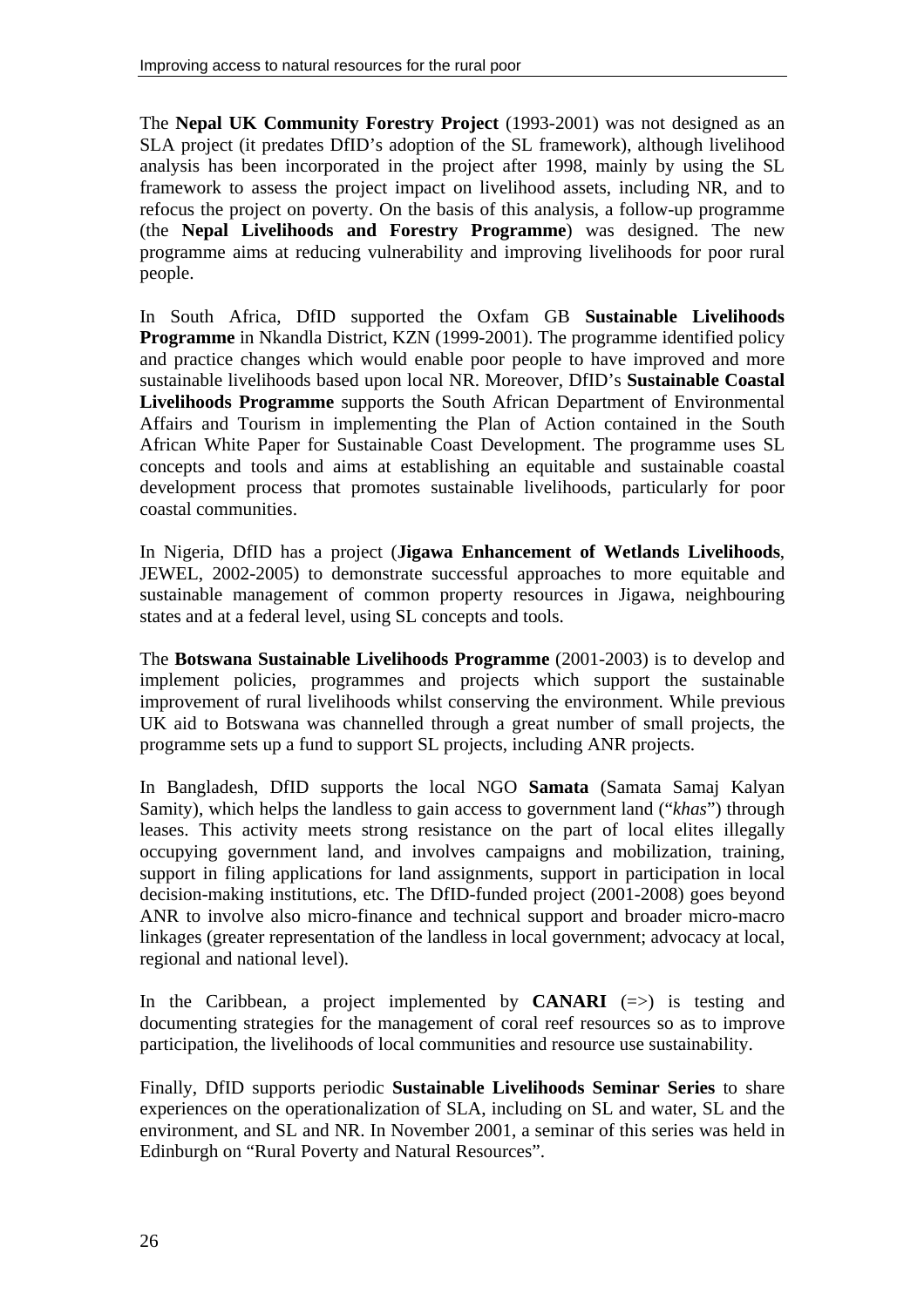The **Nepal UK Community Forestry Project** (1993-2001) was not designed as an SLA project (it predates DfID's adoption of the SL framework), although livelihood analysis has been incorporated in the project after 1998, mainly by using the SL framework to assess the project impact on livelihood assets, including NR, and to refocus the project on poverty. On the basis of this analysis, a follow-up programme (the **Nepal Livelihoods and Forestry Programme**) was designed. The new programme aims at reducing vulnerability and improving livelihoods for poor rural people.

In South Africa, DfID supported the Oxfam GB **Sustainable Livelihoods Programme** in Nkandla District, KZN (1999-2001). The programme identified policy and practice changes which would enable poor people to have improved and more sustainable livelihoods based upon local NR. Moreover, DfID's **Sustainable Coastal Livelihoods Programme** supports the South African Department of Environmental Affairs and Tourism in implementing the Plan of Action contained in the South African White Paper for Sustainable Coast Development. The programme uses SL concepts and tools and aims at establishing an equitable and sustainable coastal development process that promotes sustainable livelihoods, particularly for poor coastal communities.

In Nigeria, DfID has a project (**Jigawa Enhancement of Wetlands Livelihoods**, JEWEL, 2002-2005) to demonstrate successful approaches to more equitable and sustainable management of common property resources in Jigawa, neighbouring states and at a federal level, using SL concepts and tools.

The **Botswana Sustainable Livelihoods Programme** (2001-2003) is to develop and implement policies, programmes and projects which support the sustainable improvement of rural livelihoods whilst conserving the environment. While previous UK aid to Botswana was channelled through a great number of small projects, the programme sets up a fund to support SL projects, including ANR projects.

In Bangladesh, DfID supports the local NGO **Samata** (Samata Samaj Kalyan Samity), which helps the landless to gain access to government land ("*khas*") through leases. This activity meets strong resistance on the part of local elites illegally occupying government land, and involves campaigns and mobilization, training, support in filing applications for land assignments, support in participation in local decision-making institutions, etc. The DfID-funded project (2001-2008) goes beyond ANR to involve also micro-finance and technical support and broader micro-macro linkages (greater representation of the landless in local government; advocacy at local, regional and national level).

In the Caribbean, a project implemented by **CANARI** (=>) is testing and documenting strategies for the management of coral reef resources so as to improve participation, the livelihoods of local communities and resource use sustainability.

Finally, DfID supports periodic **Sustainable Livelihoods Seminar Series** to share experiences on the operationalization of SLA, including on SL and water, SL and the environment, and SL and NR. In November 2001, a seminar of this series was held in Edinburgh on "Rural Poverty and Natural Resources".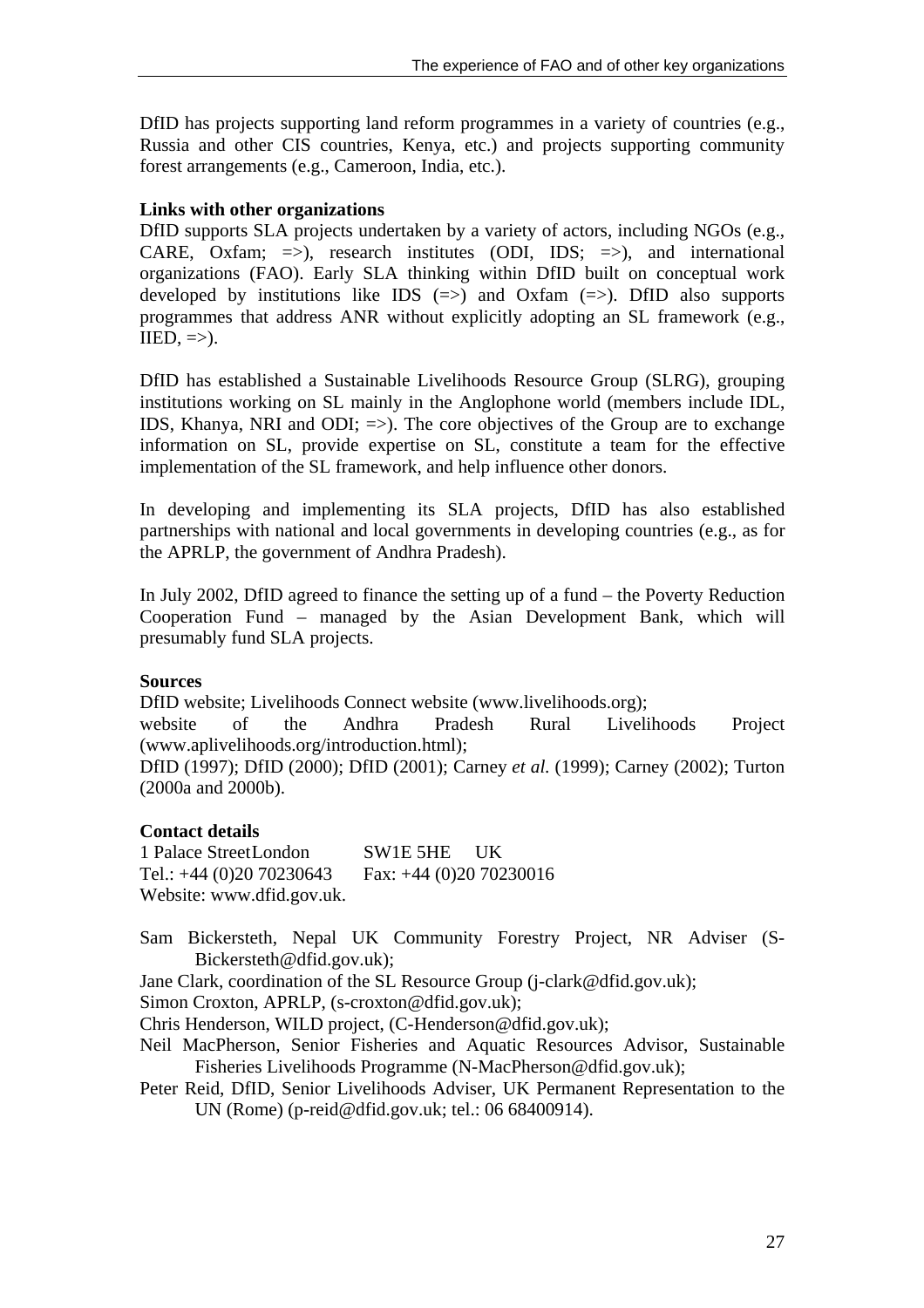DfID has projects supporting land reform programmes in a variety of countries (e.g., Russia and other CIS countries, Kenya, etc.) and projects supporting community forest arrangements (e.g., Cameroon, India, etc.).

**Links with other organizations**

DfID supports SLA projects undertaken by a variety of actors, including NGOs (e.g., CARE, Oxfam; =>), research institutes (ODI, IDS; =>), and international organizations (FAO). Early SLA thinking within DfID built on conceptual work developed by institutions like IDS (=>) and Oxfam (=>). DfID also supports programmes that address ANR without explicitly adopting an SL framework (e.g., IIED, =>).

DfID has established a Sustainable Livelihoods Resource Group (SLRG), grouping institutions working on SL mainly in the Anglophone world (members include IDL, IDS, Khanya, NRI and ODI; =>). The core objectives of the Group are to exchange information on SL, provide expertise on SL, constitute a team for the effective implementation of the SL framework, and help influence other donors.

In developing and implementing its SLA projects, DfID has also established partnerships with national and local governments in developing countries (e.g., as for the APRLP, the government of Andhra Pradesh).

In July 2002, DfID agreed to finance the setting up of a fund – the Poverty Reduction Cooperation Fund – managed by the Asian Development Bank, which will presumably fund SLA projects.

**Sources**

DfID website; Livelihoods Connect website (www.livelihoods.org);
website of the Andhra Pradesh Rural Livelihoods Project (www.aplivelihoods.org/introduction.html);
DfID (1997); DfID (2000); DfID (2001); Carney *et al.* (1999); Carney (2002); Turton (2000a and 2000b).

**Contact details**

1 Palace Street London SW1E 5HE UK
Tel.: +44 (0)20 70230643 Fax: +44 (0)20 70230016
Website: www.dfid.gov.uk.

Sam Bickersteth, Nepal UK Community Forestry Project, NR Adviser (S-Bickersteth@dfid.gov.uk);
Jane Clark, coordination of the SL Resource Group (j-clark@dfid.gov.uk);
Simon Croxton, APRLP, (s-croxton@dfid.gov.uk);
Chris Henderson, WILD project, (C-Henderson@dfid.gov.uk);
Neil MacPherson, Senior Fisheries and Aquatic Resources Advisor, Sustainable Fisheries Livelihoods Programme (N-MacPherson@dfid.gov.uk);
Peter Reid, DfID, Senior Livelihoods Adviser, UK Permanent Representation to the UN (Rome) (p-reid@dfid.gov.uk; tel.: 06 68400914).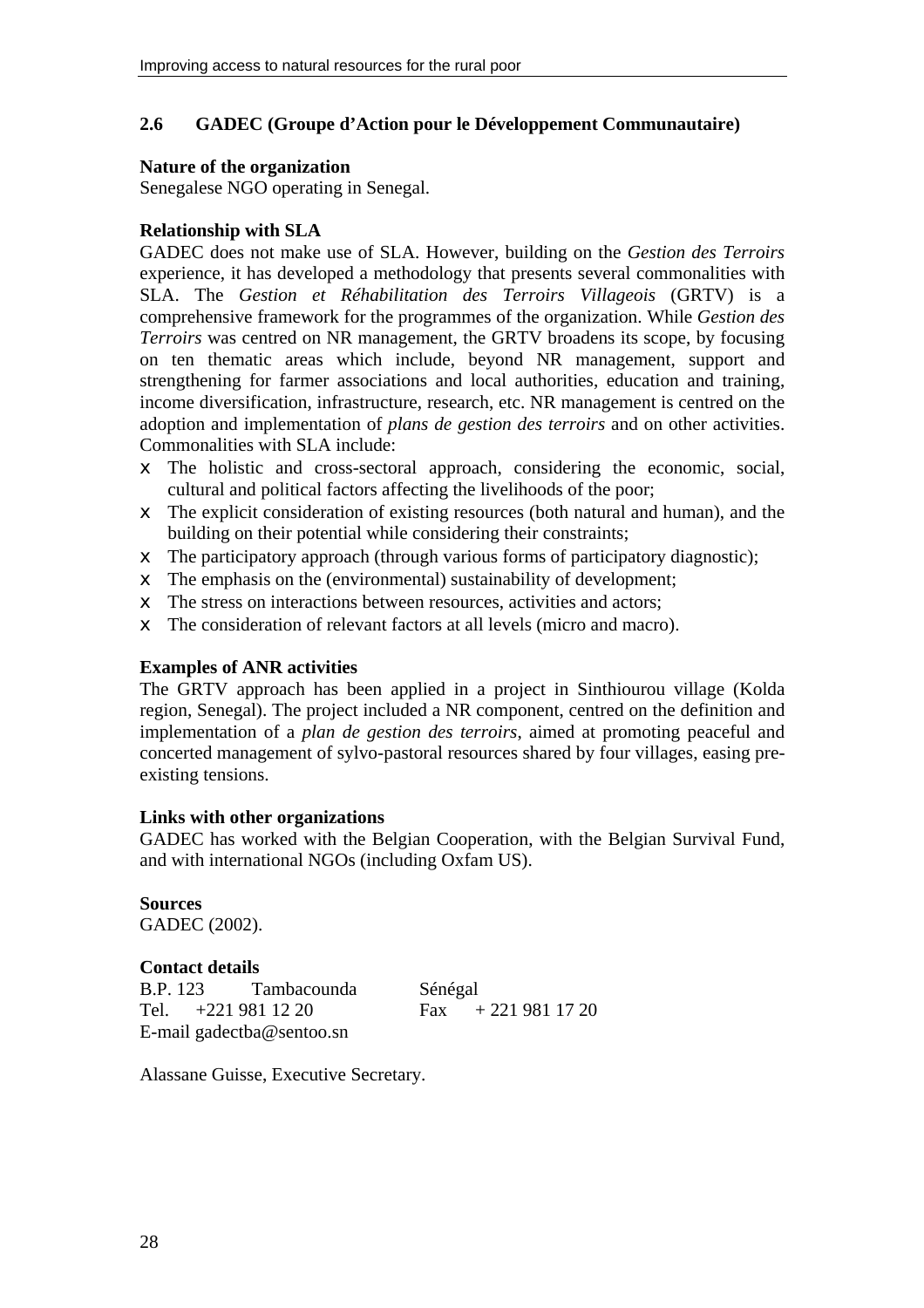## 2.6 GADEC (Groupe d'Action pour le Développement Communautaire)

**Nature of the organization**
Senegalese NGO operating in Senegal.

**Relationship with SLA**
GADEC does not make use of SLA. However, building on the *Gestion des Terroirs* experience, it has developed a methodology that presents several commonalities with SLA. The *Gestion et Réhabilitation des Terroirs Villageois* (GRTV) is a comprehensive framework for the programmes of the organization. While *Gestion des Terroirs* was centred on NR management, the GRTV broadens its scope, by focusing on ten thematic areas which include, beyond NR management, support and strengthening for farmer associations and local authorities, education and training, income diversification, infrastructure, research, etc. NR management is centred on the adoption and implementation of *plans de gestion des terroirs* and on other activities. Commonalities with SLA include:

- The holistic and cross-sectoral approach, considering the economic, social, cultural and political factors affecting the livelihoods of the poor;
- The explicit consideration of existing resources (both natural and human), and the building on their potential while considering their constraints;
- The participatory approach (through various forms of participatory diagnostic);
- The emphasis on the (environmental) sustainability of development;
- The stress on interactions between resources, activities and actors;
- The consideration of relevant factors at all levels (micro and macro).

**Examples of ANR activities**
The GRTV approach has been applied in a project in Sinthiourou village (Kolda region, Senegal). The project included a NR component, centred on the definition and implementation of a *plan de gestion des terroirs*, aimed at promoting peaceful and concerted management of sylvo-pastoral resources shared by four villages, easing pre-existing tensions.

**Links with other organizations**
GADEC has worked with the Belgian Cooperation, with the Belgian Survival Fund, and with international NGOs (including Oxfam US).

**Sources**
GADEC (2002).

**Contact details**
B.P. 123 Tambacounda Sénégal
Tel. +221 981 12 20 Fax + 221 981 17 20
E-mail gadectba@sentoo.sn

Alassane Guisse, Executive Secretary.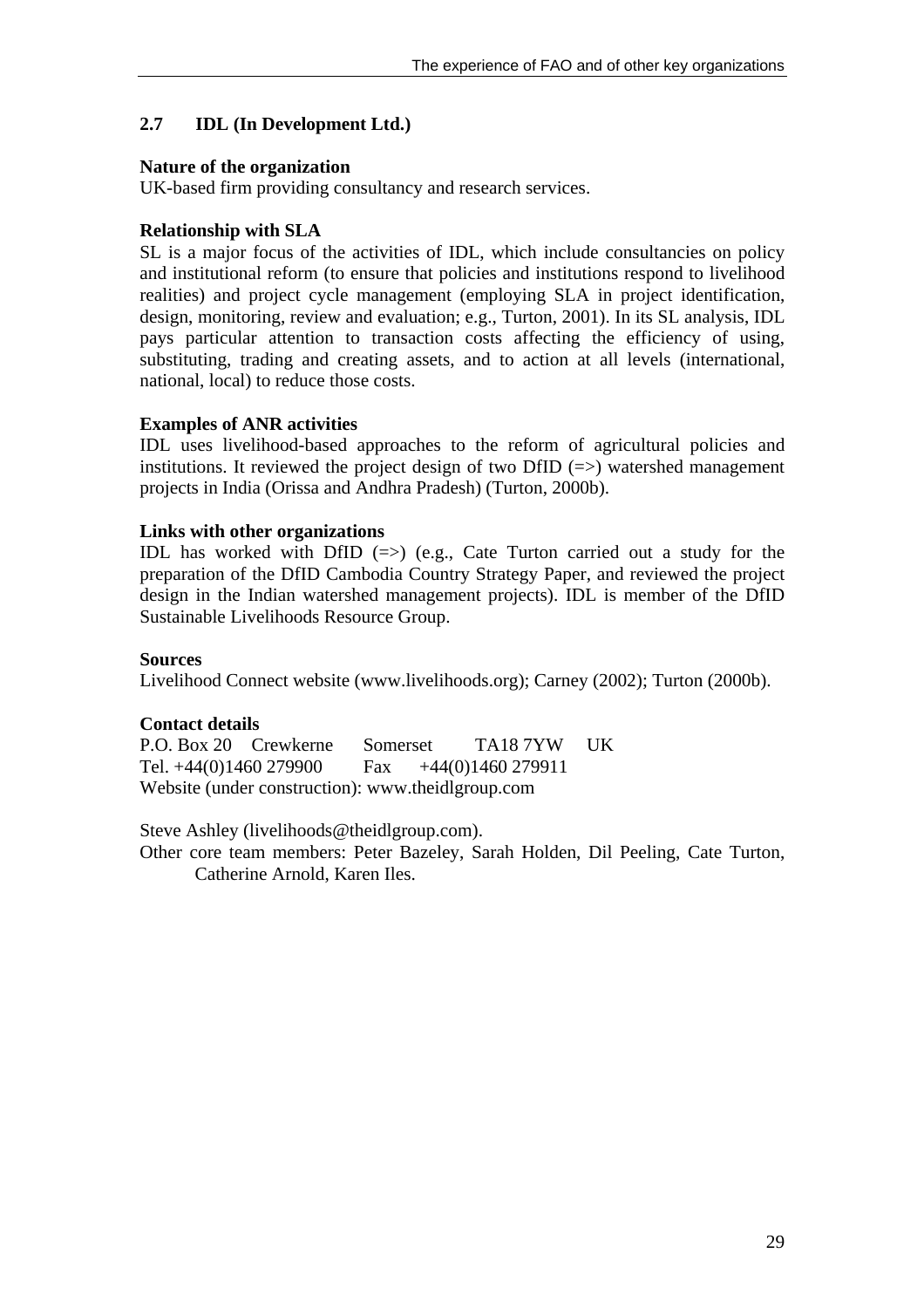## 2.7 IDL (In Development Ltd.)

**Nature of the organization**

UK-based firm providing consultancy and research services.

**Relationship with SLA**

SL is a major focus of the activities of IDL, which include consultancies on policy and institutional reform (to ensure that policies and institutions respond to livelihood realities) and project cycle management (employing SLA in project identification, design, monitoring, review and evaluation; e.g., Turton, 2001). In its SL analysis, IDL pays particular attention to transaction costs affecting the efficiency of using, substituting, trading and creating assets, and to action at all levels (international, national, local) to reduce those costs.

**Examples of ANR activities**

IDL uses livelihood-based approaches to the reform of agricultural policies and institutions. It reviewed the project design of two DfID (=>) watershed management projects in India (Orissa and Andhra Pradesh) (Turton, 2000b).

**Links with other organizations**

IDL has worked with DfID (=>) (e.g., Cate Turton carried out a study for the preparation of the DfID Cambodia Country Strategy Paper, and reviewed the project design in the Indian watershed management projects). IDL is member of the DfID Sustainable Livelihoods Resource Group.

**Sources**

Livelihood Connect website (www.livelihoods.org); Carney (2002); Turton (2000b).

**Contact details**

P.O. Box 20 Crewkerne Somerset TA18 7YW UK
Tel. +44(0)1460 279900 Fax +44(0)1460 279911
Website (under construction): www.theidlgroup.com

Steve Ashley (livelihoods@theidlgroup.com).
Other core team members: Peter Bazeley, Sarah Holden, Dil Peeling, Cate Turton, Catherine Arnold, Karen Iles.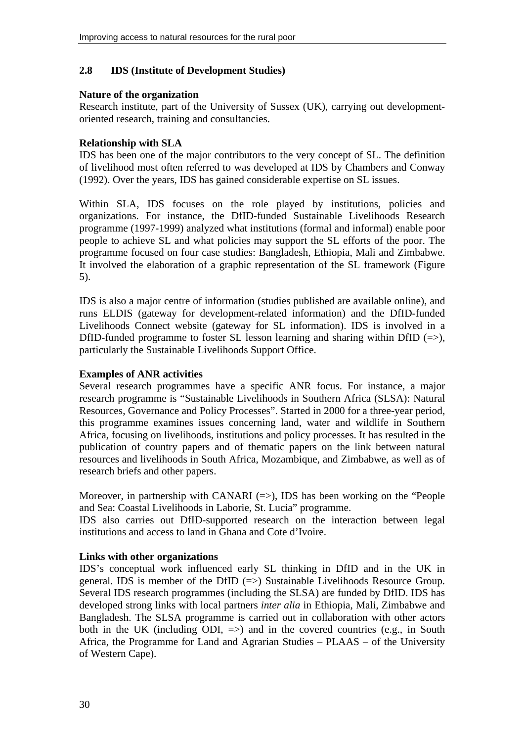## 2.8 IDS (Institute of Development Studies)

**Nature of the organization**

Research institute, part of the University of Sussex (UK), carrying out development-oriented research, training and consultancies.

**Relationship with SLA**

IDS has been one of the major contributors to the very concept of SL. The definition of livelihood most often referred to was developed at IDS by Chambers and Conway (1992). Over the years, IDS has gained considerable expertise on SL issues.

Within SLA, IDS focuses on the role played by institutions, policies and organizations. For instance, the DfID-funded Sustainable Livelihoods Research programme (1997-1999) analyzed what institutions (formal and informal) enable poor people to achieve SL and what policies may support the SL efforts of the poor. The programme focused on four case studies: Bangladesh, Ethiopia, Mali and Zimbabwe. It involved the elaboration of a graphic representation of the SL framework (Figure 5).

IDS is also a major centre of information (studies published are available online), and runs ELDIS (gateway for development-related information) and the DfID-funded Livelihoods Connect website (gateway for SL information). IDS is involved in a DfID-funded programme to foster SL lesson learning and sharing within DfID (=>), particularly the Sustainable Livelihoods Support Office.

**Examples of ANR activities**

Several research programmes have a specific ANR focus. For instance, a major research programme is "Sustainable Livelihoods in Southern Africa (SLSA): Natural Resources, Governance and Policy Processes". Started in 2000 for a three-year period, this programme examines issues concerning land, water and wildlife in Southern Africa, focusing on livelihoods, institutions and policy processes. It has resulted in the publication of country papers and of thematic papers on the link between natural resources and livelihoods in South Africa, Mozambique, and Zimbabwe, as well as of research briefs and other papers.

Moreover, in partnership with CANARI (=>), IDS has been working on the "People and Sea: Coastal Livelihoods in Laborie, St. Lucia" programme.
IDS also carries out DfID-supported research on the interaction between legal institutions and access to land in Ghana and Cote d'Ivoire.

**Links with other organizations**

IDS's conceptual work influenced early SL thinking in DfID and in the UK in general. IDS is member of the DfID (=>) Sustainable Livelihoods Resource Group. Several IDS research programmes (including the SLSA) are funded by DfID. IDS has developed strong links with local partners *inter alia* in Ethiopia, Mali, Zimbabwe and Bangladesh. The SLSA programme is carried out in collaboration with other actors both in the UK (including ODI, =>) and in the covered countries (e.g., in South Africa, the Programme for Land and Agrarian Studies – PLAAS – of the University of Western Cape).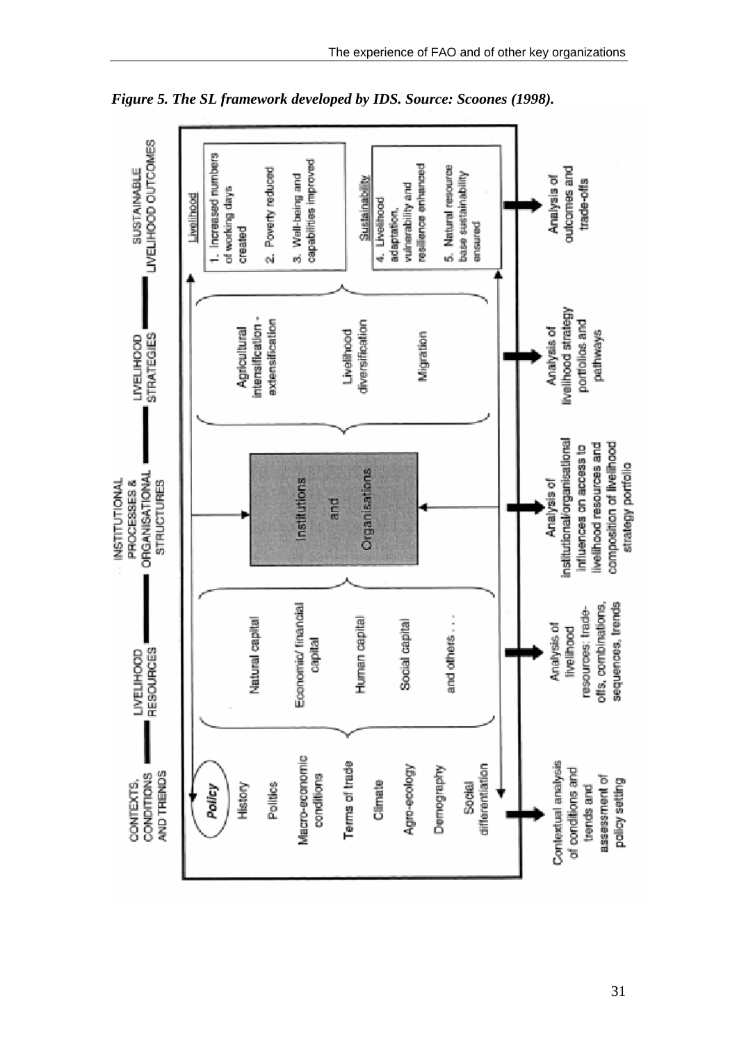*Figure 5. The SL framework developed by IDS. Source: Scoones (1998).*

CONTEXTS, CONDITIONS AND TRENDS — LIVELIHOOD RESOURCES — INSTITUTIONAL PROCESSES & ORGANISATIONAL STRUCTURES — LIVELIHOOD STRATEGIES — SUSTAINABLE LIVELIHOOD OUTCOMES

**Contexts, conditions and trends:**
- *Policy*
- History
- Politics
- Macro-economic conditions
- Terms of trade
- Climate
- Agro-ecology
- Demography
- Social differentiation

**Livelihood resources:**
- Natural capital
- Economic/ financial capital
- Human capital
- Social capital
- and others . . .

**Institutional processes & organisational structures:**
- Institutions and Organisations

**Livelihood strategies:**
- Agricultural intensification - extensification
- Livelihood diversification
- Migration

**Sustainable livelihood outcomes:**

Livelihood
1. Increased numbers of working days created
2. Poverty reduced
3. Well-being and capabilities improved

Sustainability
4. Livelihood adaptation, vulnerability and resilience enhanced
5. Natural resource base sustainability ensured

**Analysis:**
- Contextual analysis of conditions and trends and assessment of policy setting
- Analysis of livelihood resources: trade-offs, combinations, sequences, trends
- Analysis of institutional/organisational influences on access to livelihood resources and composition of livelihood strategy portfolio
- Analysis of livelihood strategy portfolios and pathways
- Analysis of outcomes and trade-offs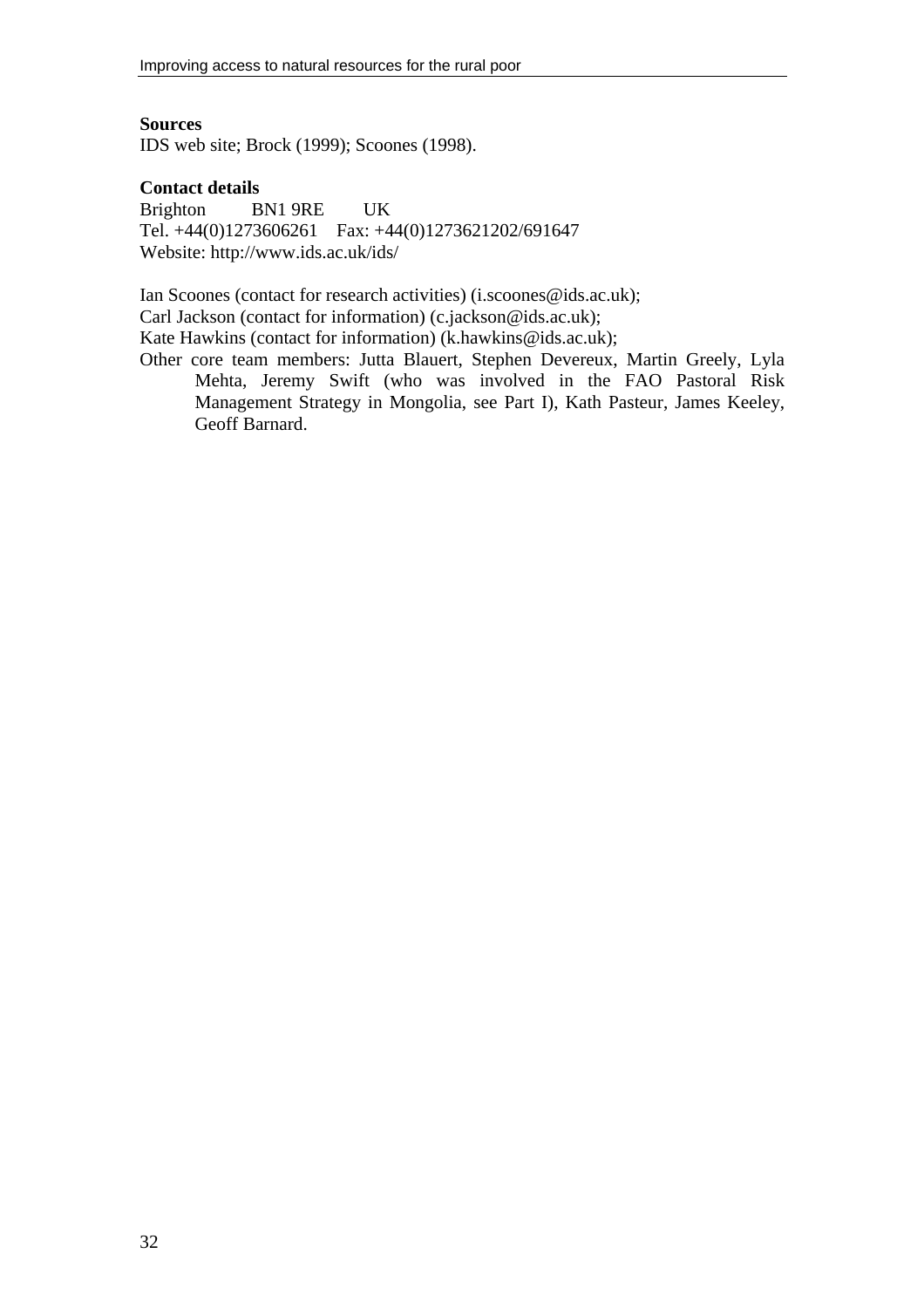**Sources**
IDS web site; Brock (1999); Scoones (1998).

**Contact details**
Brighton BN1 9RE UK
Tel. +44(0)1273606261 Fax: +44(0)1273621202/691647
Website: http://www.ids.ac.uk/ids/

Ian Scoones (contact for research activities) (i.scoones@ids.ac.uk);
Carl Jackson (contact for information) (c.jackson@ids.ac.uk);
Kate Hawkins (contact for information) (k.hawkins@ids.ac.uk);
Other core team members: Jutta Blauert, Stephen Devereux, Martin Greely, Lyla Mehta, Jeremy Swift (who was involved in the FAO Pastoral Risk Management Strategy in Mongolia, see Part I), Kath Pasteur, James Keeley, Geoff Barnard.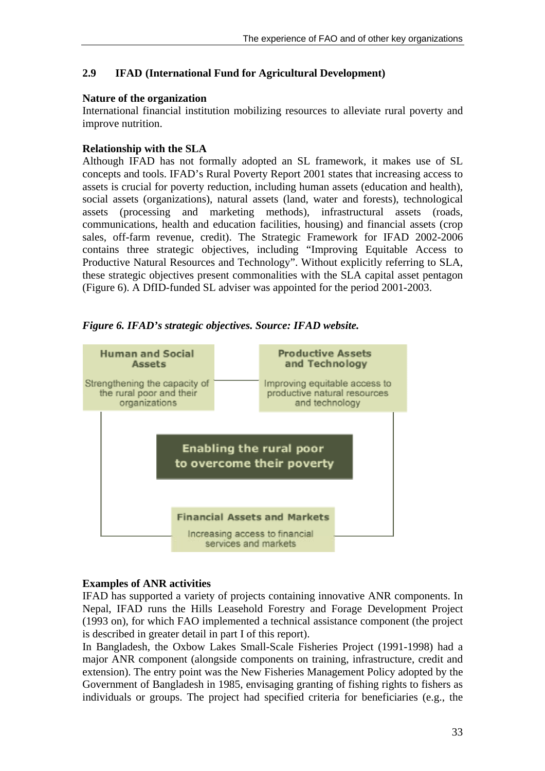## 2.9 IFAD (International Fund for Agricultural Development)

**Nature of the organization**

International financial institution mobilizing resources to alleviate rural poverty and improve nutrition.

**Relationship with the SLA**

Although IFAD has not formally adopted an SL framework, it makes use of SL concepts and tools. IFAD's Rural Poverty Report 2001 states that increasing access to assets is crucial for poverty reduction, including human assets (education and health), social assets (organizations), natural assets (land, water and forests), technological assets (processing and marketing methods), infrastructural assets (roads, communications, health and education facilities, housing) and financial assets (crop sales, off-farm revenue, credit). The Strategic Framework for IFAD 2002-2006 contains three strategic objectives, including "Improving Equitable Access to Productive Natural Resources and Technology". Without explicitly referring to SLA, these strategic objectives present commonalities with the SLA capital asset pentagon (Figure 6). A DfID-funded SL adviser was appointed for the period 2001-2003.

*Figure 6. IFAD's strategic objectives. Source: IFAD website.*

**Human and Social Assets**
Strengthening the capacity of the rural poor and their organizations

**Productive Assets and Technology**
Improving equitable access to productive natural resources and technology

**Enabling the rural poor to overcome their poverty**

**Financial Assets and Markets**
Increasing access to financial services and markets

**Examples of ANR activities**

IFAD has supported a variety of projects containing innovative ANR components. In Nepal, IFAD runs the Hills Leasehold Forestry and Forage Development Project (1993 on), for which FAO implemented a technical assistance component (the project is described in greater detail in part I of this report).

In Bangladesh, the Oxbow Lakes Small-Scale Fisheries Project (1991-1998) had a major ANR component (alongside components on training, infrastructure, credit and extension). The entry point was the New Fisheries Management Policy adopted by the Government of Bangladesh in 1985, envisaging granting of fishing rights to fishers as individuals or groups. The project had specified criteria for beneficiaries (e.g., the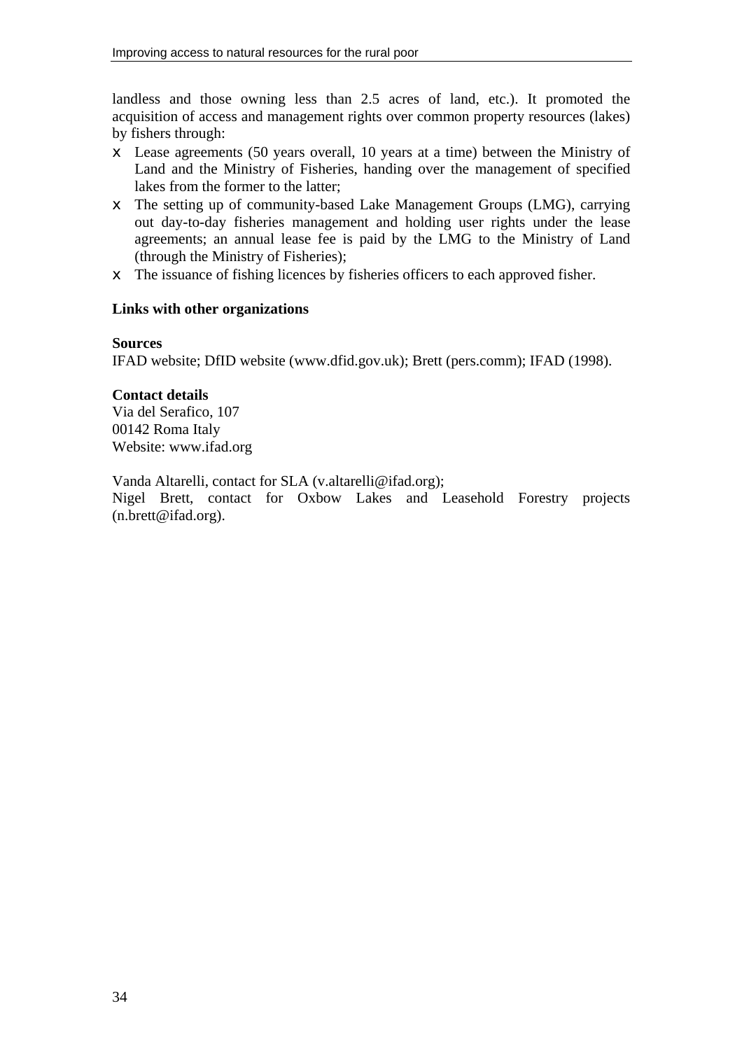landless and those owning less than 2.5 acres of land, etc.). It promoted the acquisition of access and management rights over common property resources (lakes) by fishers through:

- Lease agreements (50 years overall, 10 years at a time) between the Ministry of Land and the Ministry of Fisheries, handing over the management of specified lakes from the former to the latter;
- The setting up of community-based Lake Management Groups (LMG), carrying out day-to-day fisheries management and holding user rights under the lease agreements; an annual lease fee is paid by the LMG to the Ministry of Land (through the Ministry of Fisheries);
- The issuance of fishing licences by fisheries officers to each approved fisher.

**Links with other organizations**

**Sources**

IFAD website; DfID website (www.dfid.gov.uk); Brett (pers.comm); IFAD (1998).

**Contact details**

Via del Serafico, 107
00142 Roma Italy
Website: www.ifad.org

Vanda Altarelli, contact for SLA (v.altarelli@ifad.org);
Nigel Brett, contact for Oxbow Lakes and Leasehold Forestry projects (n.brett@ifad.org).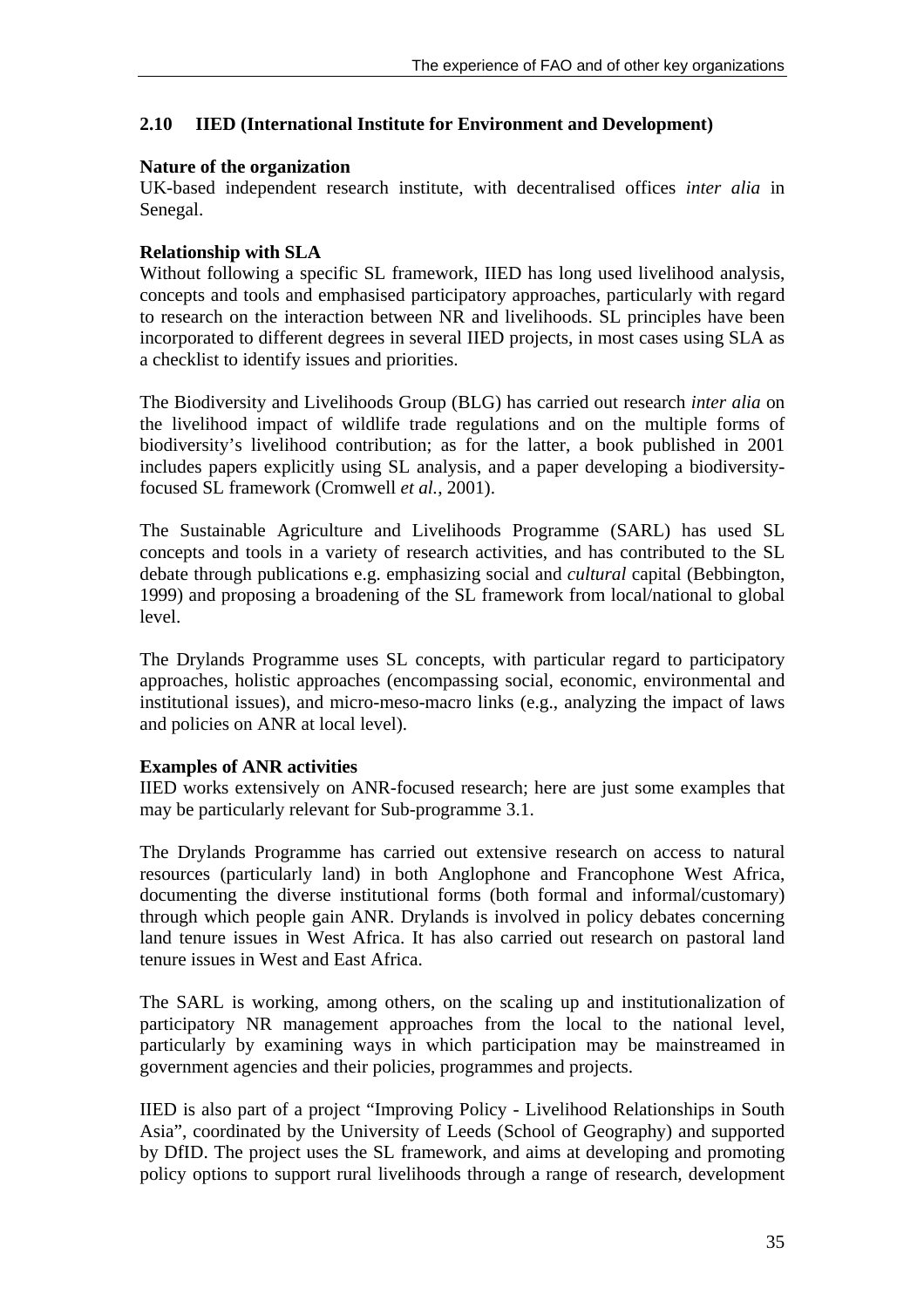## 2.10 IIED (International Institute for Environment and Development)

**Nature of the organization**

UK-based independent research institute, with decentralised offices *inter alia* in Senegal.

**Relationship with SLA**

Without following a specific SL framework, IIED has long used livelihood analysis, concepts and tools and emphasised participatory approaches, particularly with regard to research on the interaction between NR and livelihoods. SL principles have been incorporated to different degrees in several IIED projects, in most cases using SLA as a checklist to identify issues and priorities.

The Biodiversity and Livelihoods Group (BLG) has carried out research *inter alia* on the livelihood impact of wildlife trade regulations and on the multiple forms of biodiversity's livelihood contribution; as for the latter, a book published in 2001 includes papers explicitly using SL analysis, and a paper developing a biodiversity-focused SL framework (Cromwell *et al.*, 2001).

The Sustainable Agriculture and Livelihoods Programme (SARL) has used SL concepts and tools in a variety of research activities, and has contributed to the SL debate through publications e.g. emphasizing social and *cultural* capital (Bebbington, 1999) and proposing a broadening of the SL framework from local/national to global level.

The Drylands Programme uses SL concepts, with particular regard to participatory approaches, holistic approaches (encompassing social, economic, environmental and institutional issues), and micro-meso-macro links (e.g., analyzing the impact of laws and policies on ANR at local level).

**Examples of ANR activities**

IIED works extensively on ANR-focused research; here are just some examples that may be particularly relevant for Sub-programme 3.1.

The Drylands Programme has carried out extensive research on access to natural resources (particularly land) in both Anglophone and Francophone West Africa, documenting the diverse institutional forms (both formal and informal/customary) through which people gain ANR. Drylands is involved in policy debates concerning land tenure issues in West Africa. It has also carried out research on pastoral land tenure issues in West and East Africa.

The SARL is working, among others, on the scaling up and institutionalization of participatory NR management approaches from the local to the national level, particularly by examining ways in which participation may be mainstreamed in government agencies and their policies, programmes and projects.

IIED is also part of a project "Improving Policy - Livelihood Relationships in South Asia", coordinated by the University of Leeds (School of Geography) and supported by DfID. The project uses the SL framework, and aims at developing and promoting policy options to support rural livelihoods through a range of research, development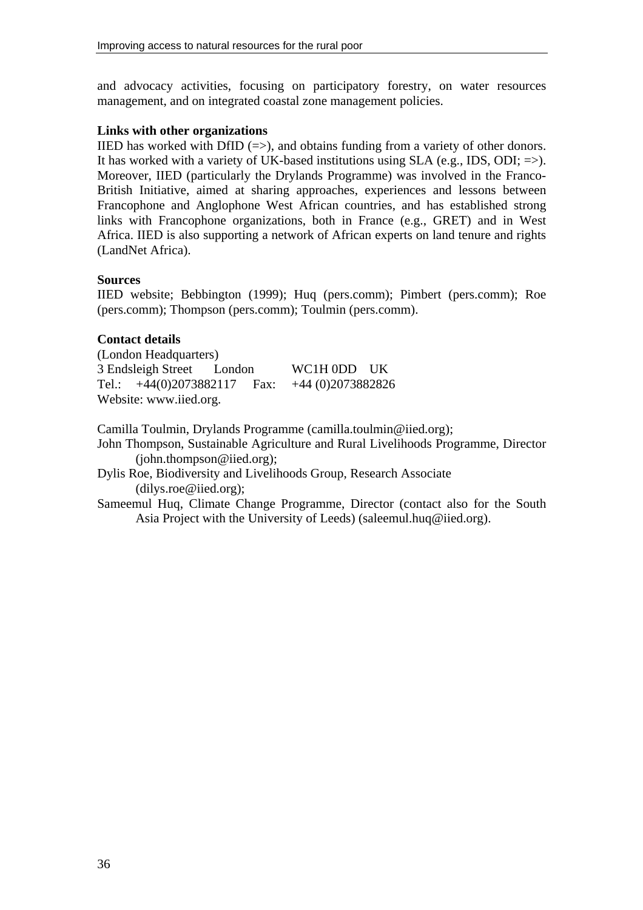and advocacy activities, focusing on participatory forestry, on water resources management, and on integrated coastal zone management policies.

**Links with other organizations**

IIED has worked with DfID (=>), and obtains funding from a variety of other donors. It has worked with a variety of UK-based institutions using SLA (e.g., IDS, ODI; =>). Moreover, IIED (particularly the Drylands Programme) was involved in the Franco-British Initiative, aimed at sharing approaches, experiences and lessons between Francophone and Anglophone West African countries, and has established strong links with Francophone organizations, both in France (e.g., GRET) and in West Africa. IIED is also supporting a network of African experts on land tenure and rights (LandNet Africa).

**Sources**

IIED website; Bebbington (1999); Huq (pers.comm); Pimbert (pers.comm); Roe (pers.comm); Thompson (pers.comm); Toulmin (pers.comm).

**Contact details**

(London Headquarters)
3 Endsleigh Street London WC1H 0DD UK
Tel.: +44(0)2073882117 Fax: +44 (0)2073882826
Website: www.iied.org.

Camilla Toulmin, Drylands Programme (camilla.toulmin@iied.org);
John Thompson, Sustainable Agriculture and Rural Livelihoods Programme, Director (john.thompson@iied.org);
Dylis Roe, Biodiversity and Livelihoods Group, Research Associate (dilys.roe@iied.org);
Sameemul Huq, Climate Change Programme, Director (contact also for the South Asia Project with the University of Leeds) (saleemul.huq@iied.org).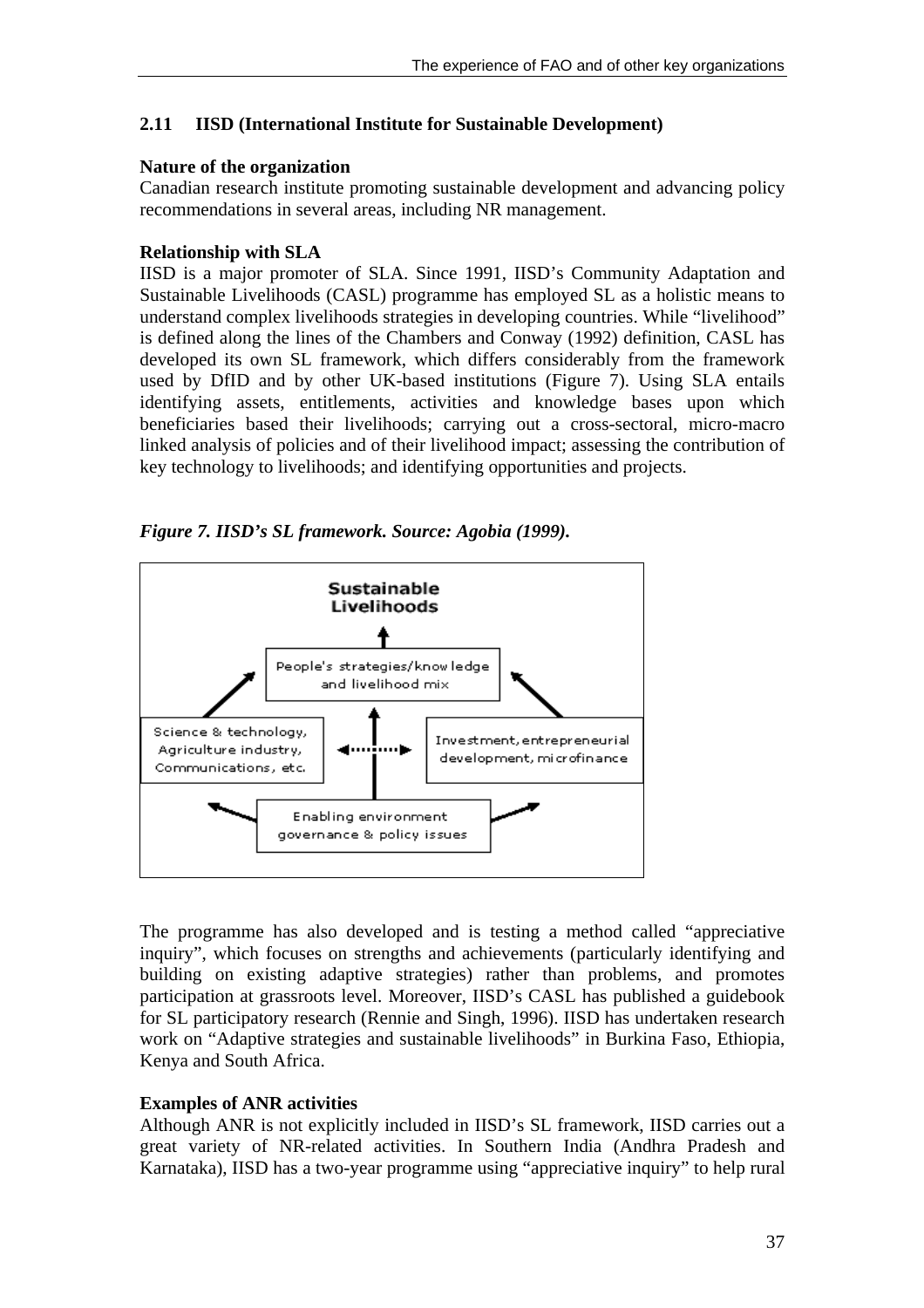## 2.11 IISD (International Institute for Sustainable Development)

**Nature of the organization**

Canadian research institute promoting sustainable development and advancing policy recommendations in several areas, including NR management.

**Relationship with SLA**

IISD is a major promoter of SLA. Since 1991, IISD's Community Adaptation and Sustainable Livelihoods (CASL) programme has employed SL as a holistic means to understand complex livelihoods strategies in developing countries. While "livelihood" is defined along the lines of the Chambers and Conway (1992) definition, CASL has developed its own SL framework, which differs considerably from the framework used by DfID and by other UK-based institutions (Figure 7). Using SLA entails identifying assets, entitlements, activities and knowledge bases upon which beneficiaries based their livelihoods; carrying out a cross-sectoral, micro-macro linked analysis of policies and of their livelihood impact; assessing the contribution of key technology to livelihoods; and identifying opportunities and projects.

***Figure 7. IISD's SL framework. Source: Agobia (1999).***

Sustainable Livelihoods

People's strategies/knowledge and livelihood mix

Science & technology, Agriculture industry, Communications, etc.

Investment, entrepreneurial development, microfinance

Enabling environment governance & policy issues

The programme has also developed and is testing a method called "appreciative inquiry", which focuses on strengths and achievements (particularly identifying and building on existing adaptive strategies) rather than problems, and promotes participation at grassroots level. Moreover, IISD's CASL has published a guidebook for SL participatory research (Rennie and Singh, 1996). IISD has undertaken research work on "Adaptive strategies and sustainable livelihoods" in Burkina Faso, Ethiopia, Kenya and South Africa.

**Examples of ANR activities**

Although ANR is not explicitly included in IISD's SL framework, IISD carries out a great variety of NR-related activities. In Southern India (Andhra Pradesh and Karnataka), IISD has a two-year programme using "appreciative inquiry" to help rural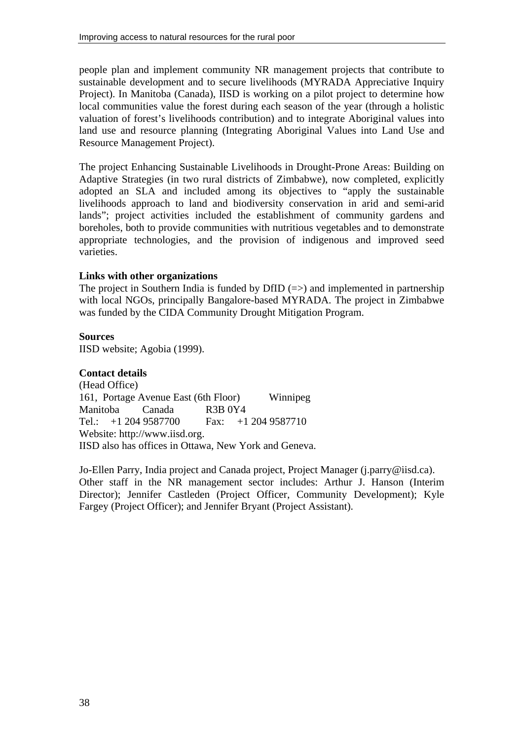people plan and implement community NR management projects that contribute to sustainable development and to secure livelihoods (MYRADA Appreciative Inquiry Project). In Manitoba (Canada), IISD is working on a pilot project to determine how local communities value the forest during each season of the year (through a holistic valuation of forest's livelihoods contribution) and to integrate Aboriginal values into land use and resource planning (Integrating Aboriginal Values into Land Use and Resource Management Project).

The project Enhancing Sustainable Livelihoods in Drought-Prone Areas: Building on Adaptive Strategies (in two rural districts of Zimbabwe), now completed, explicitly adopted an SLA and included among its objectives to "apply the sustainable livelihoods approach to land and biodiversity conservation in arid and semi-arid lands"; project activities included the establishment of community gardens and boreholes, both to provide communities with nutritious vegetables and to demonstrate appropriate technologies, and the provision of indigenous and improved seed varieties.

**Links with other organizations**
The project in Southern India is funded by DfID (=>) and implemented in partnership with local NGOs, principally Bangalore-based MYRADA. The project in Zimbabwe was funded by the CIDA Community Drought Mitigation Program.

**Sources**
IISD website; Agobia (1999).

**Contact details**
(Head Office)
161, Portage Avenue East (6th Floor) Winnipeg
Manitoba Canada R3B 0Y4
Tel.: +1 204 9587700 Fax: +1 204 9587710
Website: http://www.iisd.org.
IISD also has offices in Ottawa, New York and Geneva.

Jo-Ellen Parry, India project and Canada project, Project Manager (j.parry@iisd.ca).
Other staff in the NR management sector includes: Arthur J. Hanson (Interim Director); Jennifer Castleden (Project Officer, Community Development); Kyle Fargey (Project Officer); and Jennifer Bryant (Project Assistant).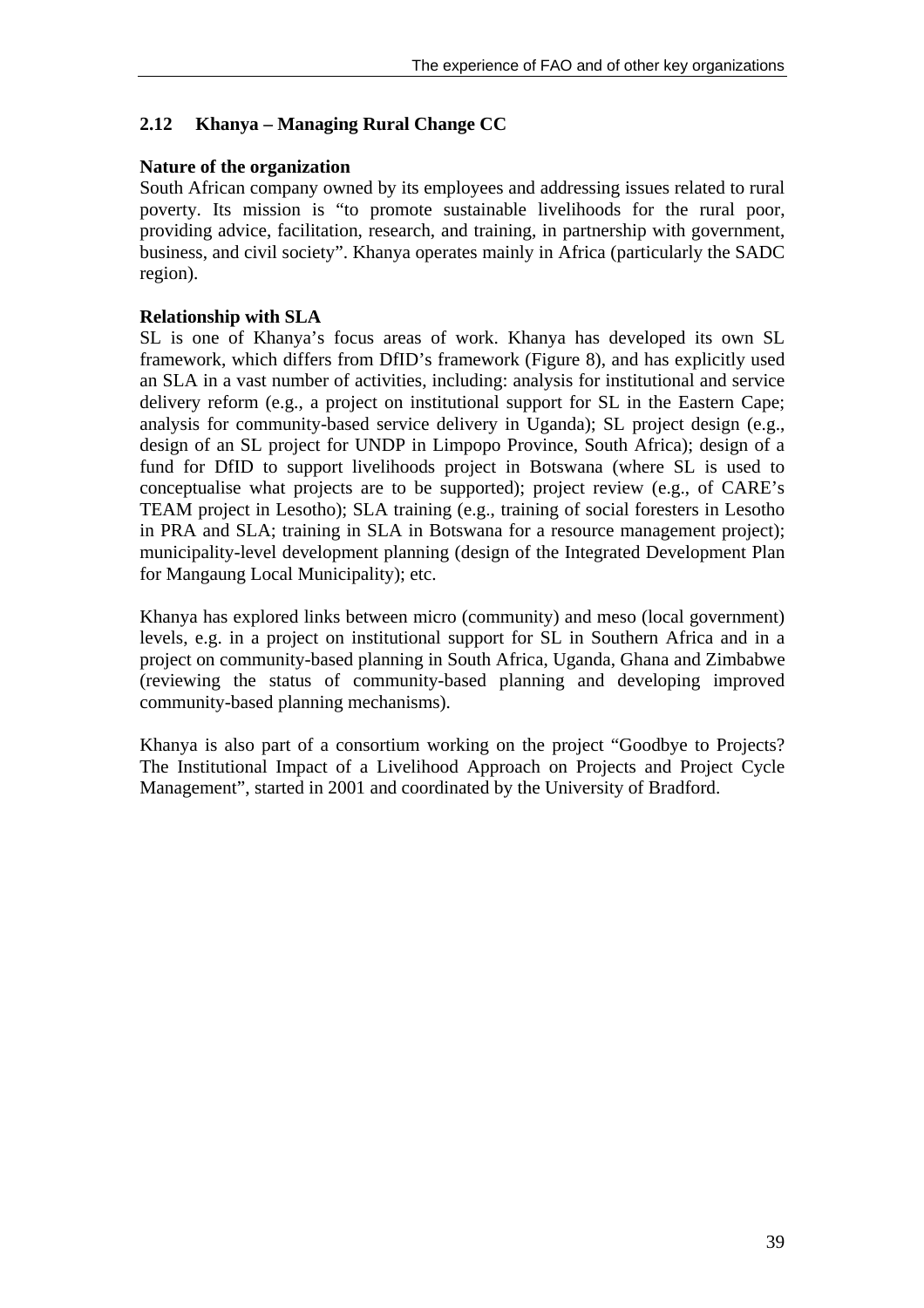## 2.12 Khanya – Managing Rural Change CC

**Nature of the organization**

South African company owned by its employees and addressing issues related to rural poverty. Its mission is "to promote sustainable livelihoods for the rural poor, providing advice, facilitation, research, and training, in partnership with government, business, and civil society". Khanya operates mainly in Africa (particularly the SADC region).

**Relationship with SLA**

SL is one of Khanya's focus areas of work. Khanya has developed its own SL framework, which differs from DfID's framework (Figure 8), and has explicitly used an SLA in a vast number of activities, including: analysis for institutional and service delivery reform (e.g., a project on institutional support for SL in the Eastern Cape; analysis for community-based service delivery in Uganda); SL project design (e.g., design of an SL project for UNDP in Limpopo Province, South Africa); design of a fund for DfID to support livelihoods project in Botswana (where SL is used to conceptualise what projects are to be supported); project review (e.g., of CARE's TEAM project in Lesotho); SLA training (e.g., training of social foresters in Lesotho in PRA and SLA; training in SLA in Botswana for a resource management project); municipality-level development planning (design of the Integrated Development Plan for Mangaung Local Municipality); etc.

Khanya has explored links between micro (community) and meso (local government) levels, e.g. in a project on institutional support for SL in Southern Africa and in a project on community-based planning in South Africa, Uganda, Ghana and Zimbabwe (reviewing the status of community-based planning and developing improved community-based planning mechanisms).

Khanya is also part of a consortium working on the project "Goodbye to Projects? The Institutional Impact of a Livelihood Approach on Projects and Project Cycle Management", started in 2001 and coordinated by the University of Bradford.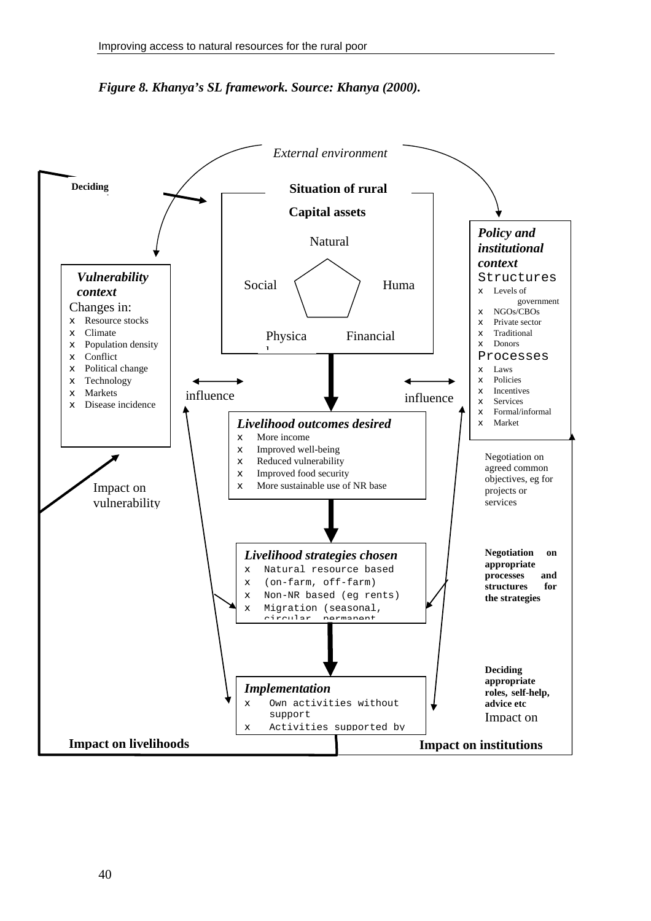*Figure 8. Khanya's SL framework. Source: Khanya (2000).*

External environment

Deciding

**Situation of rural**

**Capital assets**

Natural

Social

Huma

Physica
l

Financial

***Policy and institutional context***

Structures

- Levels of government
- NGOs/CBOs
- Private sector
- Traditional
- Donors

Processes

- Laws
- Policies
- Incentives
- Services
- Formal/informal
- Market

***Vulnerability context***

Changes in:

- Resource stocks
- Climate
- Population density
- Conflict
- Political change
- Technology
- Markets
- Disease incidence

influence

influence

***Livelihood outcomes desired***

- More income
- Improved well-being
- Reduced vulnerability
- Improved food security
- More sustainable use of NR base

Negotiation on agreed common objectives, eg for projects or services

Impact on vulnerability

***Livelihood strategies chosen***

- Natural resource based
- (on-farm, off-farm)
- Non-NR based (eg rents)
- Migration (seasonal, circular, permanent

**Negotiation on appropriate processes and structures for the strategies**

**Deciding appropriate roles, self-help, advice etc**

Impact on

***Implementation***

- Own activities without support
- Activities supported by

**Impact on livelihoods**

**Impact on institutions**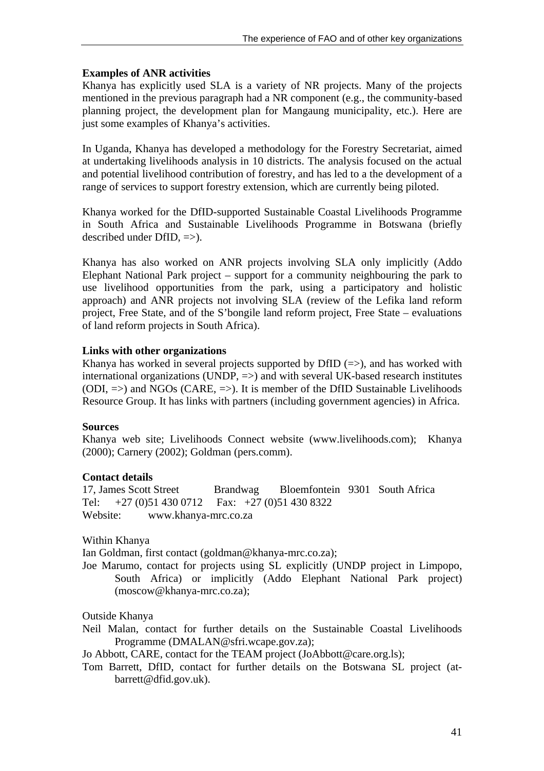**Examples of ANR activities**

Khanya has explicitly used SLA is a variety of NR projects. Many of the projects mentioned in the previous paragraph had a NR component (e.g., the community-based planning project, the development plan for Mangaung municipality, etc.). Here are just some examples of Khanya's activities.

In Uganda, Khanya has developed a methodology for the Forestry Secretariat, aimed at undertaking livelihoods analysis in 10 districts. The analysis focused on the actual and potential livelihood contribution of forestry, and has led to a the development of a range of services to support forestry extension, which are currently being piloted.

Khanya worked for the DfID-supported Sustainable Coastal Livelihoods Programme in South Africa and Sustainable Livelihoods Programme in Botswana (briefly described under DfID, =>).

Khanya has also worked on ANR projects involving SLA only implicitly (Addo Elephant National Park project – support for a community neighbouring the park to use livelihood opportunities from the park, using a participatory and holistic approach) and ANR projects not involving SLA (review of the Lefika land reform project, Free State, and of the S'bongile land reform project, Free State – evaluations of land reform projects in South Africa).

**Links with other organizations**

Khanya has worked in several projects supported by DfID (=>), and has worked with international organizations (UNDP, =>) and with several UK-based research institutes (ODI, =>) and NGOs (CARE, =>). It is member of the DfID Sustainable Livelihoods Resource Group. It has links with partners (including government agencies) in Africa.

**Sources**

Khanya web site; Livelihoods Connect website (www.livelihoods.com); Khanya (2000); Carnery (2002); Goldman (pers.comm).

**Contact details**

17, James Scott Street Brandwag Bloemfontein 9301 South Africa
Tel: +27 (0)51 430 0712 Fax: +27 (0)51 430 8322
Website: www.khanya-mrc.co.za

Within Khanya

Ian Goldman, first contact (goldman@khanya-mrc.co.za);

Joe Marumo, contact for projects using SL explicitly (UNDP project in Limpopo, South Africa) or implicitly (Addo Elephant National Park project) (moscow@khanya-mrc.co.za);

Outside Khanya

Neil Malan, contact for further details on the Sustainable Coastal Livelihoods Programme (DMALAN@sfri.wcape.gov.za);

Jo Abbott, CARE, contact for the TEAM project (JoAbbott@care.org.ls);

Tom Barrett, DfID, contact for further details on the Botswana SL project (at-barrett@dfid.gov.uk).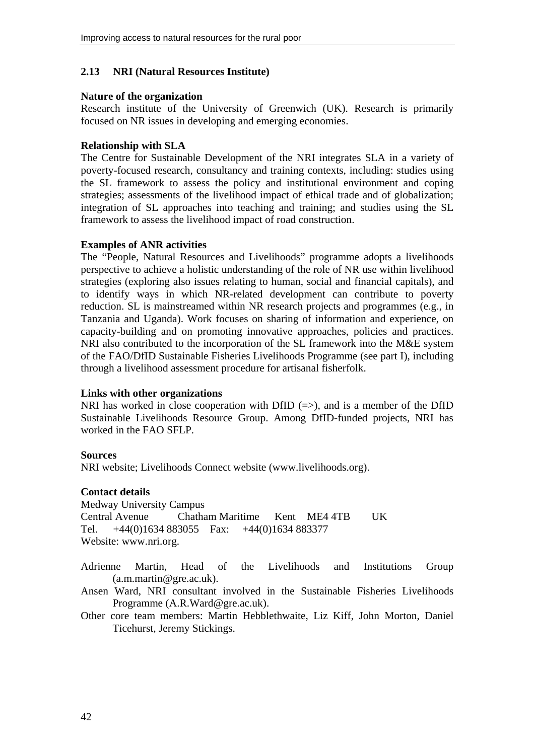## 2.13 NRI (Natural Resources Institute)

**Nature of the organization**

Research institute of the University of Greenwich (UK). Research is primarily focused on NR issues in developing and emerging economies.

**Relationship with SLA**

The Centre for Sustainable Development of the NRI integrates SLA in a variety of poverty-focused research, consultancy and training contexts, including: studies using the SL framework to assess the policy and institutional environment and coping strategies; assessments of the livelihood impact of ethical trade and of globalization; integration of SL approaches into teaching and training; and studies using the SL framework to assess the livelihood impact of road construction.

**Examples of ANR activities**

The "People, Natural Resources and Livelihoods" programme adopts a livelihoods perspective to achieve a holistic understanding of the role of NR use within livelihood strategies (exploring also issues relating to human, social and financial capitals), and to identify ways in which NR-related development can contribute to poverty reduction. SL is mainstreamed within NR research projects and programmes (e.g., in Tanzania and Uganda). Work focuses on sharing of information and experience, on capacity-building and on promoting innovative approaches, policies and practices. NRI also contributed to the incorporation of the SL framework into the M&E system of the FAO/DfID Sustainable Fisheries Livelihoods Programme (see part I), including through a livelihood assessment procedure for artisanal fisherfolk.

**Links with other organizations**

NRI has worked in close cooperation with DfID (=>), and is a member of the DfID Sustainable Livelihoods Resource Group. Among DfID-funded projects, NRI has worked in the FAO SFLP.

**Sources**

NRI website; Livelihoods Connect website (www.livelihoods.org).

**Contact details**

Medway University Campus
Central Avenue Chatham Maritime Kent ME4 4TB UK
Tel. +44(0)1634 883055 Fax: +44(0)1634 883377
Website: www.nri.org.

Adrienne Martin, Head of the Livelihoods and Institutions Group (a.m.martin@gre.ac.uk).

Ansen Ward, NRI consultant involved in the Sustainable Fisheries Livelihoods Programme (A.R.Ward@gre.ac.uk).

Other core team members: Martin Hebblethwaite, Liz Kiff, John Morton, Daniel Ticehurst, Jeremy Stickings.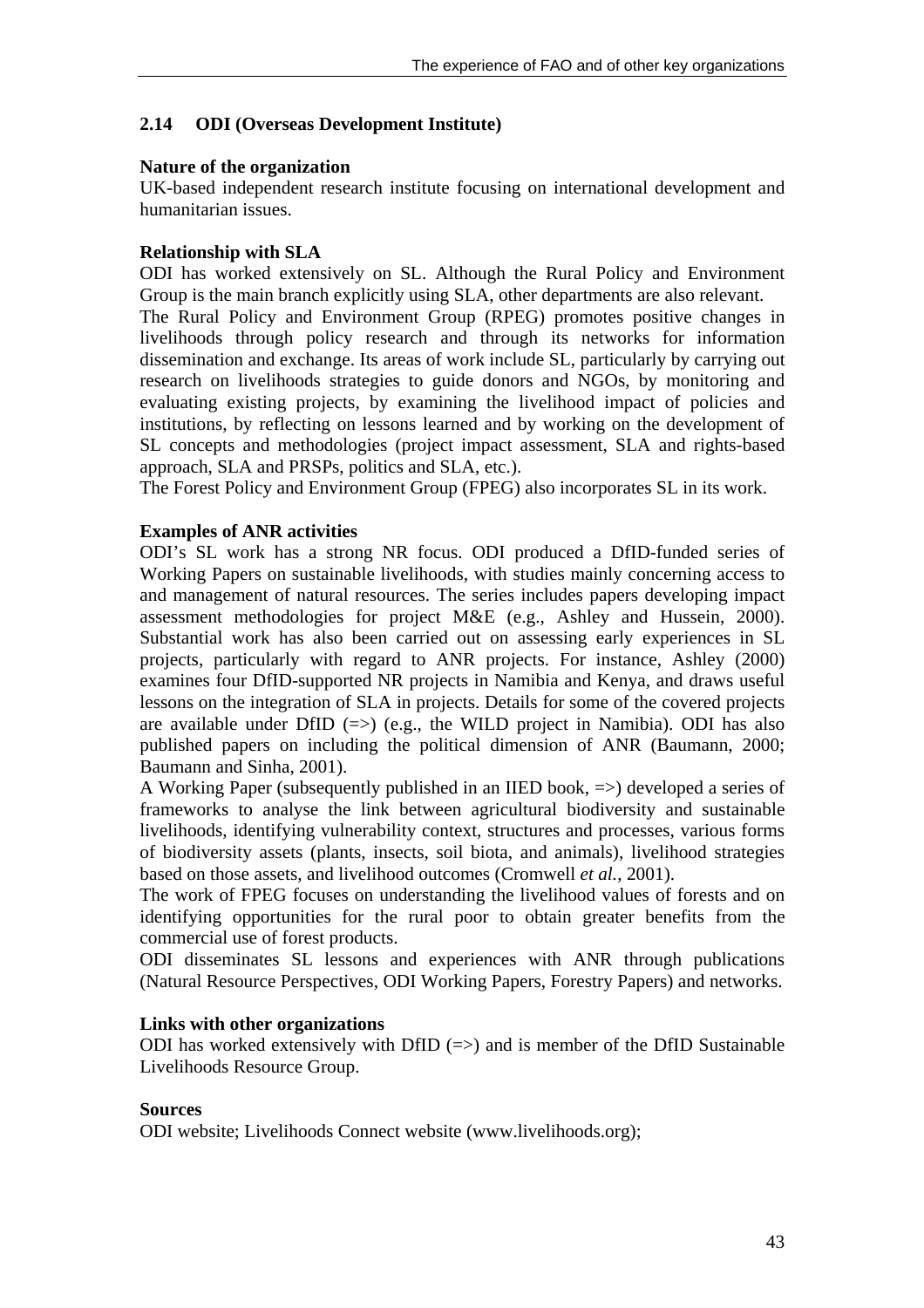## 2.14 ODI (Overseas Development Institute)

**Nature of the organization**

UK-based independent research institute focusing on international development and humanitarian issues.

**Relationship with SLA**

ODI has worked extensively on SL. Although the Rural Policy and Environment Group is the main branch explicitly using SLA, other departments are also relevant.

The Rural Policy and Environment Group (RPEG) promotes positive changes in livelihoods through policy research and through its networks for information dissemination and exchange. Its areas of work include SL, particularly by carrying out research on livelihoods strategies to guide donors and NGOs, by monitoring and evaluating existing projects, by examining the livelihood impact of policies and institutions, by reflecting on lessons learned and by working on the development of SL concepts and methodologies (project impact assessment, SLA and rights-based approach, SLA and PRSPs, politics and SLA, etc.).

The Forest Policy and Environment Group (FPEG) also incorporates SL in its work.

**Examples of ANR activities**

ODI's SL work has a strong NR focus. ODI produced a DfID-funded series of Working Papers on sustainable livelihoods, with studies mainly concerning access to and management of natural resources. The series includes papers developing impact assessment methodologies for project M&E (e.g., Ashley and Hussein, 2000). Substantial work has also been carried out on assessing early experiences in SL projects, particularly with regard to ANR projects. For instance, Ashley (2000) examines four DfID-supported NR projects in Namibia and Kenya, and draws useful lessons on the integration of SLA in projects. Details for some of the covered projects are available under DfID (=>) (e.g., the WILD project in Namibia). ODI has also published papers on including the political dimension of ANR (Baumann, 2000; Baumann and Sinha, 2001).

A Working Paper (subsequently published in an IIED book, =>) developed a series of frameworks to analyse the link between agricultural biodiversity and sustainable livelihoods, identifying vulnerability context, structures and processes, various forms of biodiversity assets (plants, insects, soil biota, and animals), livelihood strategies based on those assets, and livelihood outcomes (Cromwell *et al.*, 2001).

The work of FPEG focuses on understanding the livelihood values of forests and on identifying opportunities for the rural poor to obtain greater benefits from the commercial use of forest products.

ODI disseminates SL lessons and experiences with ANR through publications (Natural Resource Perspectives, ODI Working Papers, Forestry Papers) and networks.

**Links with other organizations**

ODI has worked extensively with DfID (=>) and is member of the DfID Sustainable Livelihoods Resource Group.

**Sources**

ODI website; Livelihoods Connect website (www.livelihoods.org);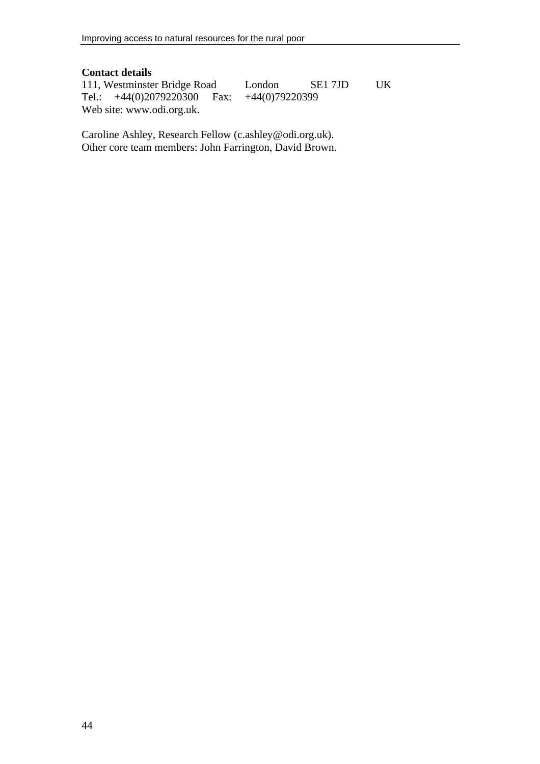**Contact details**

111, Westminster Bridge Road London SE1 7JD UK
Tel.: +44(0)2079220300 Fax: +44(0)79220399
Web site: www.odi.org.uk.

Caroline Ashley, Research Fellow (c.ashley@odi.org.uk).
Other core team members: John Farrington, David Brown.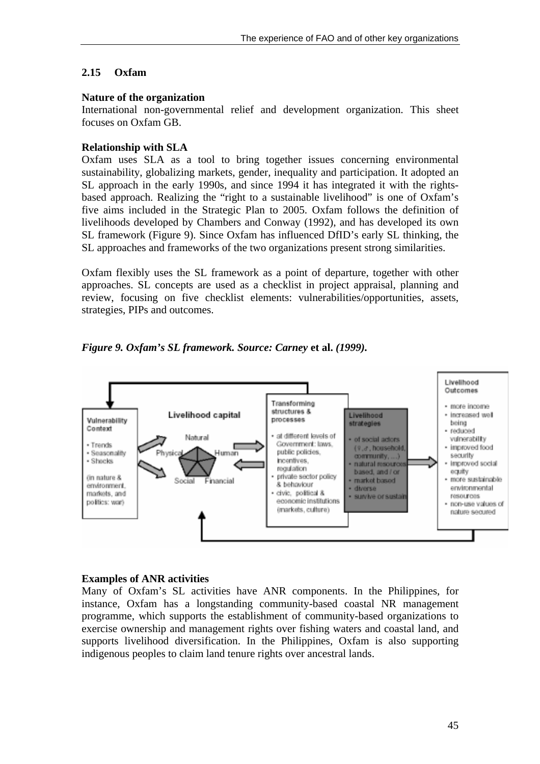## 2.15 Oxfam

**Nature of the organization**
International non-governmental relief and development organization. This sheet focuses on Oxfam GB.

**Relationship with SLA**
Oxfam uses SLA as a tool to bring together issues concerning environmental sustainability, globalizing markets, gender, inequality and participation. It adopted an SL approach in the early 1990s, and since 1994 it has integrated it with the rights-based approach. Realizing the "right to a sustainable livelihood" is one of Oxfam's five aims included in the Strategic Plan to 2005. Oxfam follows the definition of livelihoods developed by Chambers and Conway (1992), and has developed its own SL framework (Figure 9). Since Oxfam has influenced DfID's early SL thinking, the SL approaches and frameworks of the two organizations present strong similarities.

Oxfam flexibly uses the SL framework as a point of departure, together with other approaches. SL concepts are used as a checklist in project appraisal, planning and review, focusing on five checklist elements: vulnerabilities/opportunities, assets, strategies, PIPs and outcomes.

***Figure 9. Oxfam's SL framework. Source: Carney* et al. *(1999).***

**Examples of ANR activities**
Many of Oxfam's SL activities have ANR components. In the Philippines, for instance, Oxfam has a longstanding community-based coastal NR management programme, which supports the establishment of community-based organizations to exercise ownership and management rights over fishing waters and coastal land, and supports livelihood diversification. In the Philippines, Oxfam is also supporting indigenous peoples to claim land tenure rights over ancestral lands.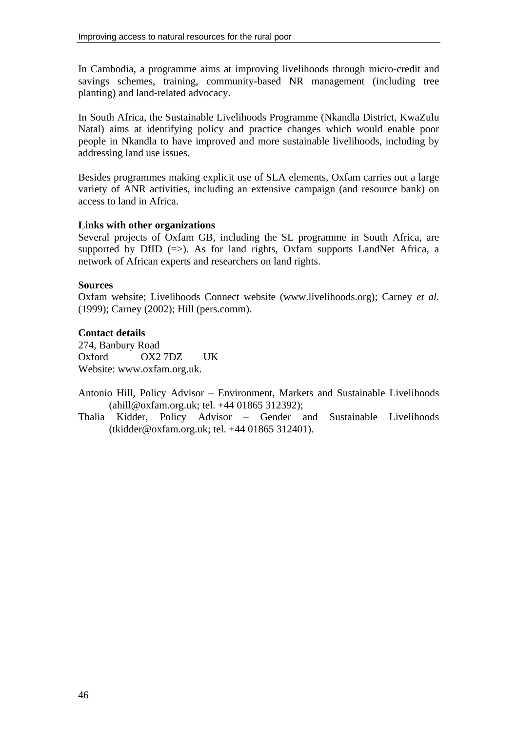In Cambodia, a programme aims at improving livelihoods through micro-credit and savings schemes, training, community-based NR management (including tree planting) and land-related advocacy.

In South Africa, the Sustainable Livelihoods Programme (Nkandla District, KwaZulu Natal) aims at identifying policy and practice changes which would enable poor people in Nkandla to have improved and more sustainable livelihoods, including by addressing land use issues.

Besides programmes making explicit use of SLA elements, Oxfam carries out a large variety of ANR activities, including an extensive campaign (and resource bank) on access to land in Africa.

**Links with other organizations**

Several projects of Oxfam GB, including the SL programme in South Africa, are supported by DfID (=>). As for land rights, Oxfam supports LandNet Africa, a network of African experts and researchers on land rights.

**Sources**

Oxfam website; Livelihoods Connect website (www.livelihoods.org); Carney *et al.* (1999); Carney (2002); Hill (pers.comm).

**Contact details**

274, Banbury Road
Oxford OX2 7DZ UK
Website: www.oxfam.org.uk.

Antonio Hill, Policy Advisor – Environment, Markets and Sustainable Livelihoods (ahill@oxfam.org.uk; tel. +44 01865 312392);

Thalia Kidder, Policy Advisor – Gender and Sustainable Livelihoods (tkidder@oxfam.org.uk; tel. +44 01865 312401).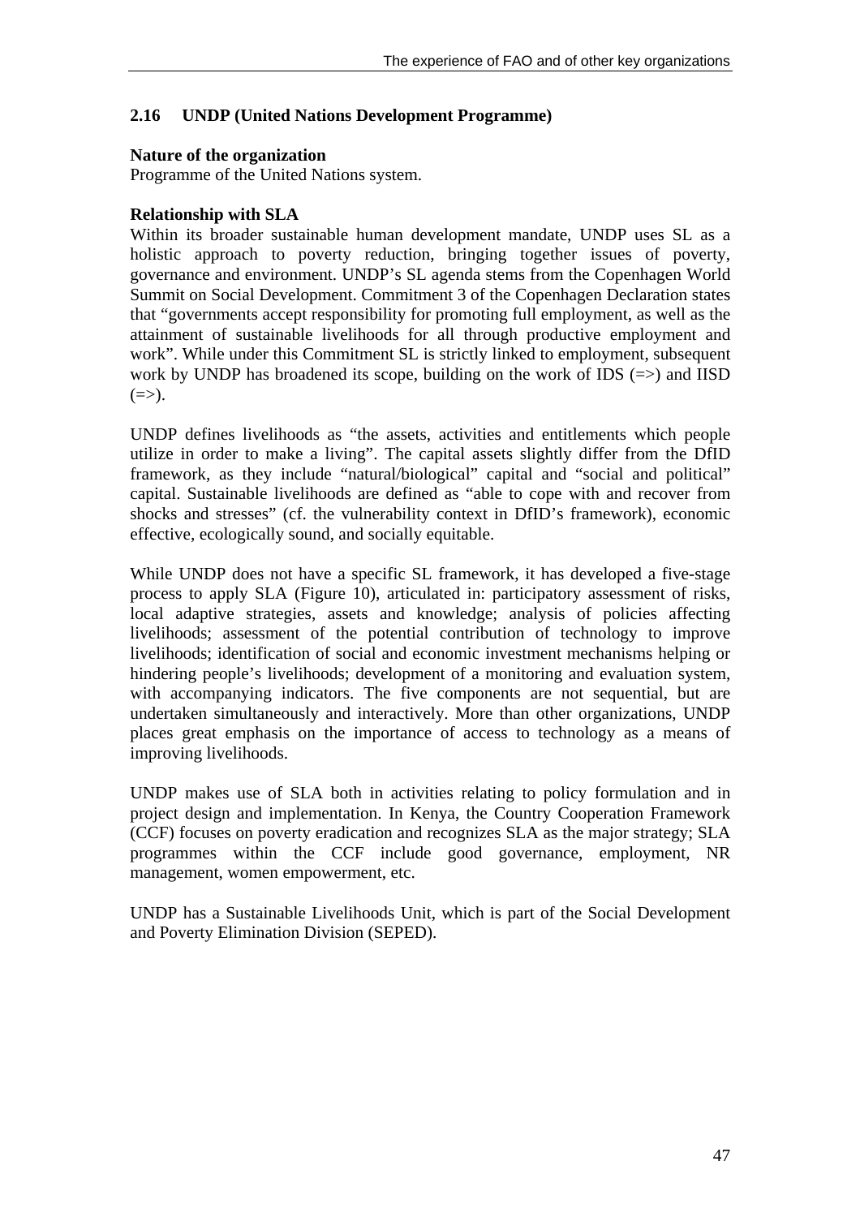## 2.16 UNDP (United Nations Development Programme)

**Nature of the organization**
Programme of the United Nations system.

**Relationship with SLA**
Within its broader sustainable human development mandate, UNDP uses SL as a holistic approach to poverty reduction, bringing together issues of poverty, governance and environment. UNDP's SL agenda stems from the Copenhagen World Summit on Social Development. Commitment 3 of the Copenhagen Declaration states that "governments accept responsibility for promoting full employment, as well as the attainment of sustainable livelihoods for all through productive employment and work". While under this Commitment SL is strictly linked to employment, subsequent work by UNDP has broadened its scope, building on the work of IDS (=>) and IISD (=>).

UNDP defines livelihoods as "the assets, activities and entitlements which people utilize in order to make a living". The capital assets slightly differ from the DfID framework, as they include "natural/biological" capital and "social and political" capital. Sustainable livelihoods are defined as "able to cope with and recover from shocks and stresses" (cf. the vulnerability context in DfID's framework), economic effective, ecologically sound, and socially equitable.

While UNDP does not have a specific SL framework, it has developed a five-stage process to apply SLA (Figure 10), articulated in: participatory assessment of risks, local adaptive strategies, assets and knowledge; analysis of policies affecting livelihoods; assessment of the potential contribution of technology to improve livelihoods; identification of social and economic investment mechanisms helping or hindering people's livelihoods; development of a monitoring and evaluation system, with accompanying indicators. The five components are not sequential, but are undertaken simultaneously and interactively. More than other organizations, UNDP places great emphasis on the importance of access to technology as a means of improving livelihoods.

UNDP makes use of SLA both in activities relating to policy formulation and in project design and implementation. In Kenya, the Country Cooperation Framework (CCF) focuses on poverty eradication and recognizes SLA as the major strategy; SLA programmes within the CCF include good governance, employment, NR management, women empowerment, etc.

UNDP has a Sustainable Livelihoods Unit, which is part of the Social Development and Poverty Elimination Division (SEPED).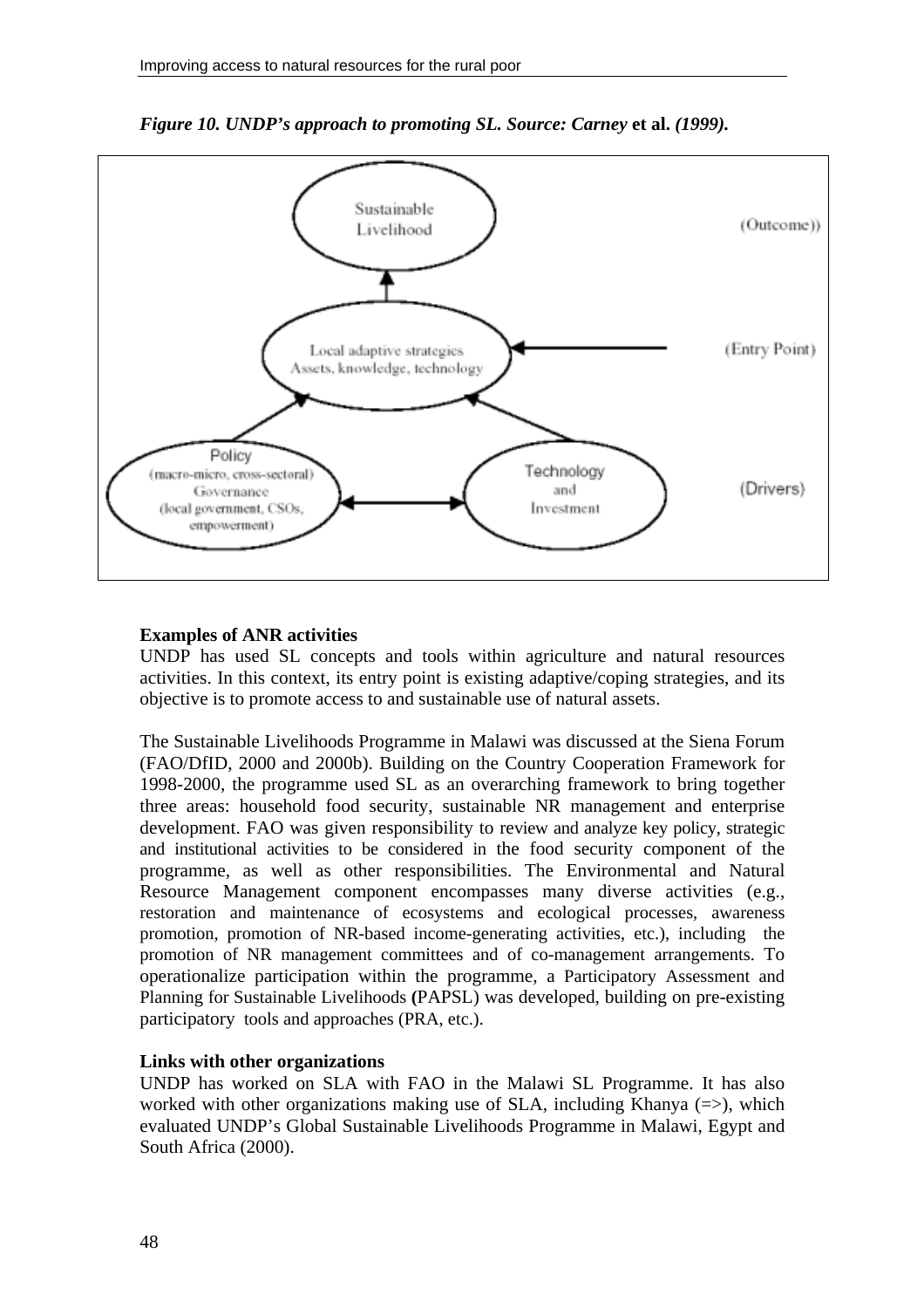*Figure 10. UNDP's approach to promoting SL. Source: Carney* **et al.** *(1999).*

Sustainable Livelihood (Outcome))

Local adaptive strategies
Assets, knowledge, technology (Entry Point)

Policy
(macro-micro, cross-sectoral)
Governance
(local government, CSOs, empowerment)

Technology and Investment (Drivers)

**Examples of ANR activities**

UNDP has used SL concepts and tools within agriculture and natural resources activities. In this context, its entry point is existing adaptive/coping strategies, and its objective is to promote access to and sustainable use of natural assets.

The Sustainable Livelihoods Programme in Malawi was discussed at the Siena Forum (FAO/DfID, 2000 and 2000b). Building on the Country Cooperation Framework for 1998-2000, the programme used SL as an overarching framework to bring together three areas: household food security, sustainable NR management and enterprise development. FAO was given responsibility to review and analyze key policy, strategic and institutional activities to be considered in the food security component of the programme, as well as other responsibilities. The Environmental and Natural Resource Management component encompasses many diverse activities (e.g., restoration and maintenance of ecosystems and ecological processes, awareness promotion, promotion of NR-based income-generating activities, etc.), including the promotion of NR management committees and of co-management arrangements. To operationalize participation within the programme, a Participatory Assessment and Planning for Sustainable Livelihoods **(**PAPSL) was developed, building on pre-existing participatory tools and approaches (PRA, etc.).

**Links with other organizations**

UNDP has worked on SLA with FAO in the Malawi SL Programme. It has also worked with other organizations making use of SLA, including Khanya (=>), which evaluated UNDP's Global Sustainable Livelihoods Programme in Malawi, Egypt and South Africa (2000).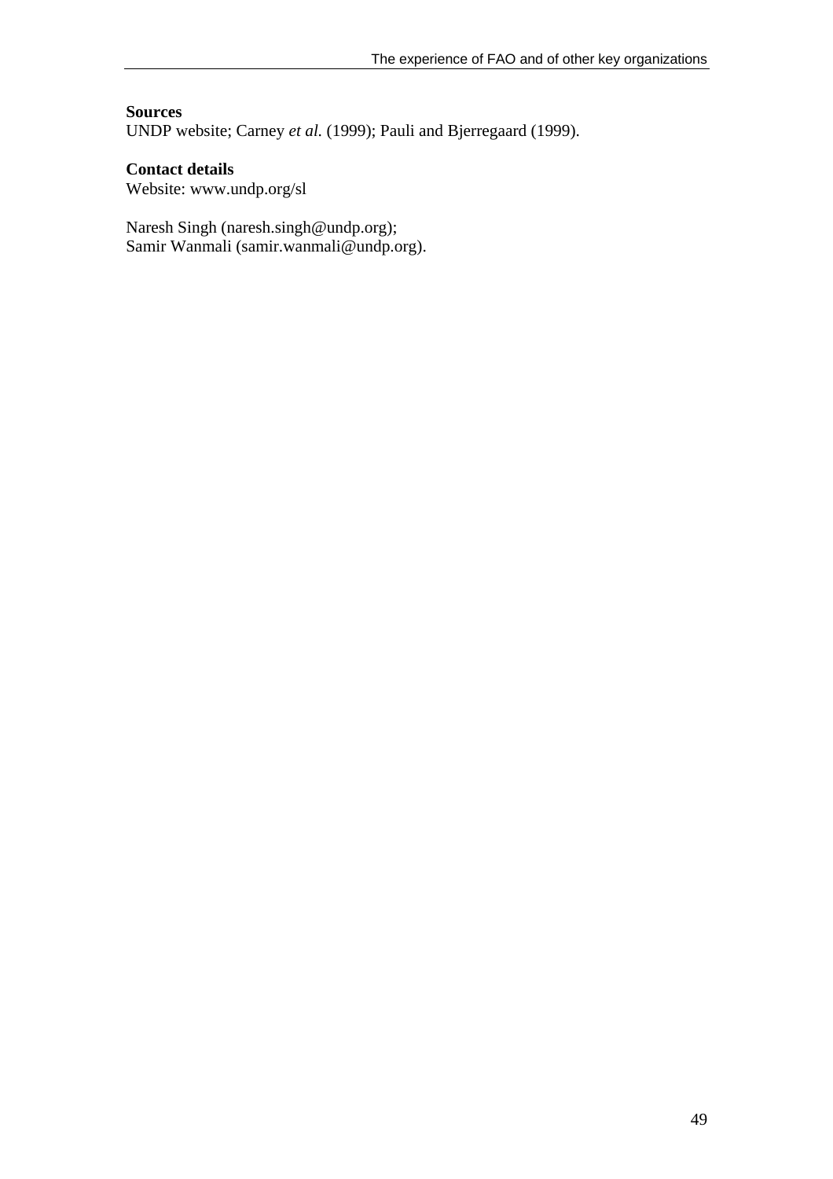**Sources**
UNDP website; Carney *et al.* (1999); Pauli and Bjerregaard (1999).

**Contact details**
Website: www.undp.org/sl

Naresh Singh (naresh.singh@undp.org);
Samir Wanmali (samir.wanmali@undp.org).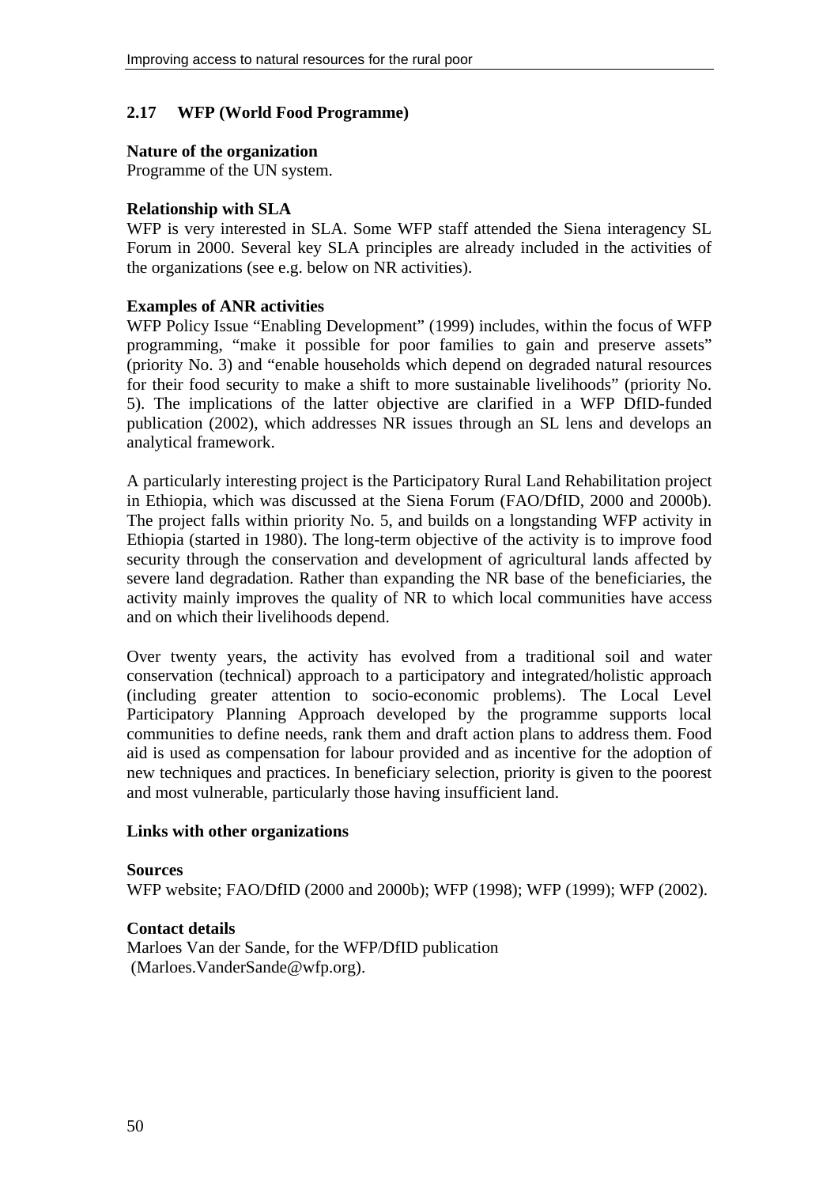## 2.17 WFP (World Food Programme)

**Nature of the organization**
Programme of the UN system.

**Relationship with SLA**
WFP is very interested in SLA. Some WFP staff attended the Siena interagency SL Forum in 2000. Several key SLA principles are already included in the activities of the organizations (see e.g. below on NR activities).

**Examples of ANR activities**
WFP Policy Issue "Enabling Development" (1999) includes, within the focus of WFP programming, "make it possible for poor families to gain and preserve assets" (priority No. 3) and "enable households which depend on degraded natural resources for their food security to make a shift to more sustainable livelihoods" (priority No. 5). The implications of the latter objective are clarified in a WFP DfID-funded publication (2002), which addresses NR issues through an SL lens and develops an analytical framework.

A particularly interesting project is the Participatory Rural Land Rehabilitation project in Ethiopia, which was discussed at the Siena Forum (FAO/DfID, 2000 and 2000b). The project falls within priority No. 5, and builds on a longstanding WFP activity in Ethiopia (started in 1980). The long-term objective of the activity is to improve food security through the conservation and development of agricultural lands affected by severe land degradation. Rather than expanding the NR base of the beneficiaries, the activity mainly improves the quality of NR to which local communities have access and on which their livelihoods depend.

Over twenty years, the activity has evolved from a traditional soil and water conservation (technical) approach to a participatory and integrated/holistic approach (including greater attention to socio-economic problems). The Local Level Participatory Planning Approach developed by the programme supports local communities to define needs, rank them and draft action plans to address them. Food aid is used as compensation for labour provided and as incentive for the adoption of new techniques and practices. In beneficiary selection, priority is given to the poorest and most vulnerable, particularly those having insufficient land.

**Links with other organizations**

**Sources**
WFP website; FAO/DfID (2000 and 2000b); WFP (1998); WFP (1999); WFP (2002).

**Contact details**
Marloes Van der Sande, for the WFP/DfID publication
(Marloes.VanderSande@wfp.org).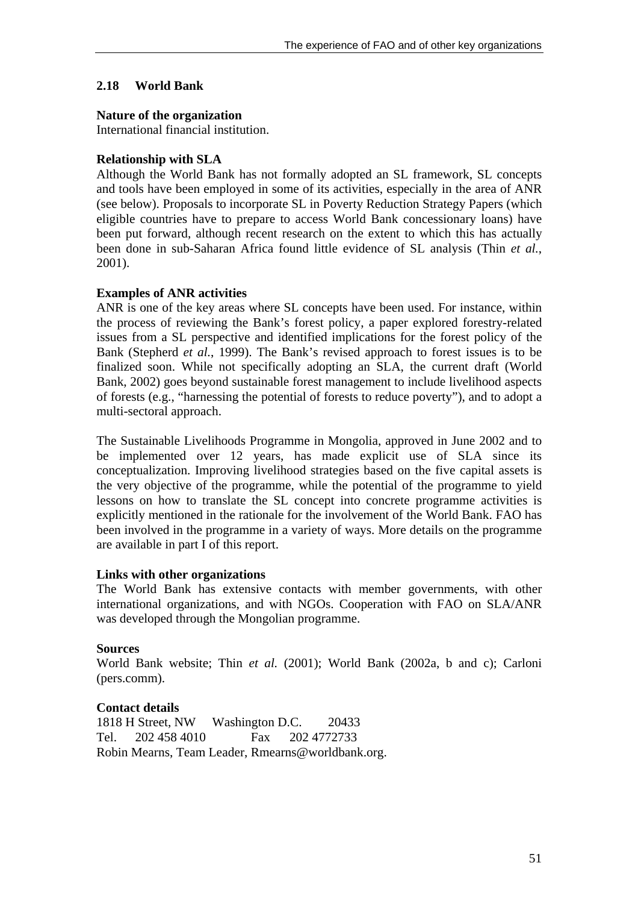## 2.18 World Bank

**Nature of the organization**
International financial institution.

**Relationship with SLA**
Although the World Bank has not formally adopted an SL framework, SL concepts and tools have been employed in some of its activities, especially in the area of ANR (see below). Proposals to incorporate SL in Poverty Reduction Strategy Papers (which eligible countries have to prepare to access World Bank concessionary loans) have been put forward, although recent research on the extent to which this has actually been done in sub-Saharan Africa found little evidence of SL analysis (Thin *et al.*, 2001).

**Examples of ANR activities**
ANR is one of the key areas where SL concepts have been used. For instance, within the process of reviewing the Bank's forest policy, a paper explored forestry-related issues from a SL perspective and identified implications for the forest policy of the Bank (Stepherd *et al.*, 1999). The Bank's revised approach to forest issues is to be finalized soon. While not specifically adopting an SLA, the current draft (World Bank, 2002) goes beyond sustainable forest management to include livelihood aspects of forests (e.g., "harnessing the potential of forests to reduce poverty"), and to adopt a multi-sectoral approach.

The Sustainable Livelihoods Programme in Mongolia, approved in June 2002 and to be implemented over 12 years, has made explicit use of SLA since its conceptualization. Improving livelihood strategies based on the five capital assets is the very objective of the programme, while the potential of the programme to yield lessons on how to translate the SL concept into concrete programme activities is explicitly mentioned in the rationale for the involvement of the World Bank. FAO has been involved in the programme in a variety of ways. More details on the programme are available in part I of this report.

**Links with other organizations**
The World Bank has extensive contacts with member governments, with other international organizations, and with NGOs. Cooperation with FAO on SLA/ANR was developed through the Mongolian programme.

**Sources**
World Bank website; Thin *et al.* (2001); World Bank (2002a, b and c); Carloni (pers.comm).

**Contact details**
1818 H Street, NW Washington D.C. 20433
Tel. 202 458 4010 Fax 202 4772733
Robin Mearns, Team Leader, Rmearns@worldbank.org.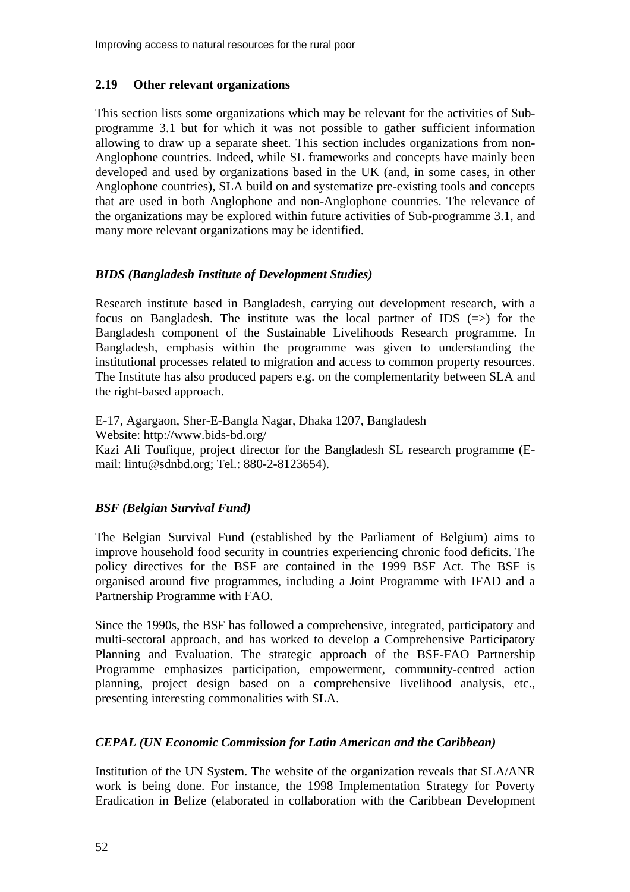## 2.19 Other relevant organizations

This section lists some organizations which may be relevant for the activities of Sub-programme 3.1 but for which it was not possible to gather sufficient information allowing to draw up a separate sheet. This section includes organizations from non-Anglophone countries. Indeed, while SL frameworks and concepts have mainly been developed and used by organizations based in the UK (and, in some cases, in other Anglophone countries), SLA build on and systematize pre-existing tools and concepts that are used in both Anglophone and non-Anglophone countries. The relevance of the organizations may be explored within future activities of Sub-programme 3.1, and many more relevant organizations may be identified.

### *BIDS (Bangladesh Institute of Development Studies)*

Research institute based in Bangladesh, carrying out development research, with a focus on Bangladesh. The institute was the local partner of IDS (=>) for the Bangladesh component of the Sustainable Livelihoods Research programme. In Bangladesh, emphasis within the programme was given to understanding the institutional processes related to migration and access to common property resources. The Institute has also produced papers e.g. on the complementarity between SLA and the right-based approach.

E-17, Agargaon, Sher-E-Bangla Nagar, Dhaka 1207, Bangladesh
Website: http://www.bids-bd.org/
Kazi Ali Toufique, project director for the Bangladesh SL research programme (E-mail: lintu@sdnbd.org; Tel.: 880-2-8123654).

### *BSF (Belgian Survival Fund)*

The Belgian Survival Fund (established by the Parliament of Belgium) aims to improve household food security in countries experiencing chronic food deficits. The policy directives for the BSF are contained in the 1999 BSF Act. The BSF is organised around five programmes, including a Joint Programme with IFAD and a Partnership Programme with FAO.

Since the 1990s, the BSF has followed a comprehensive, integrated, participatory and multi-sectoral approach, and has worked to develop a Comprehensive Participatory Planning and Evaluation. The strategic approach of the BSF-FAO Partnership Programme emphasizes participation, empowerment, community-centred action planning, project design based on a comprehensive livelihood analysis, etc., presenting interesting commonalities with SLA.

### *CEPAL (UN Economic Commission for Latin American and the Caribbean)*

Institution of the UN System. The website of the organization reveals that SLA/ANR work is being done. For instance, the 1998 Implementation Strategy for Poverty Eradication in Belize (elaborated in collaboration with the Caribbean Development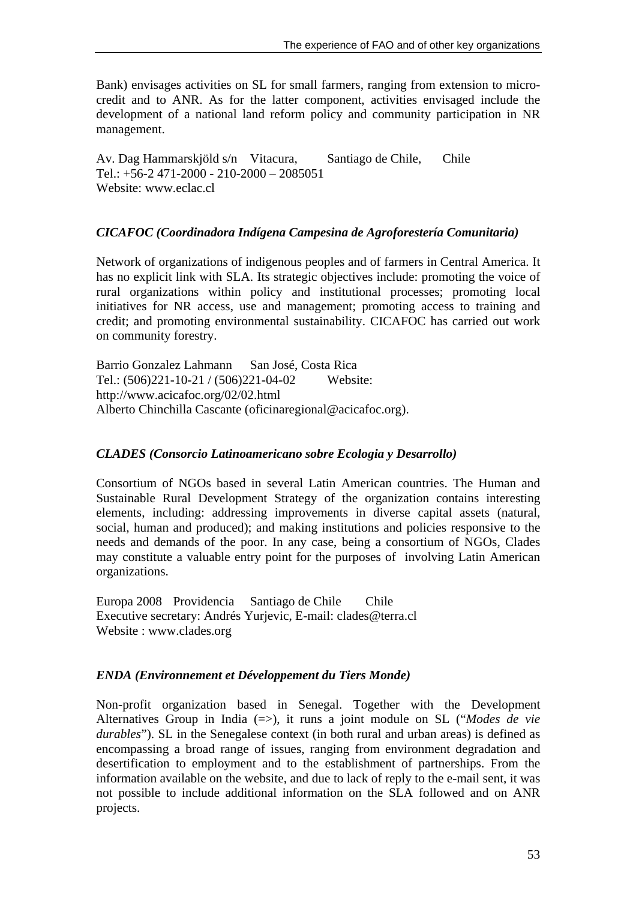Bank) envisages activities on SL for small farmers, ranging from extension to micro-credit and to ANR. As for the latter component, activities envisaged include the development of a national land reform policy and community participation in NR management.

Av. Dag Hammarskjöld s/n Vitacura, Santiago de Chile, Chile
Tel.: +56-2 471-2000 - 210-2000 – 2085051
Website: www.eclac.cl

### *CICAFOC (Coordinadora Indígena Campesina de Agroforestería Comunitaria)*

Network of organizations of indigenous peoples and of farmers in Central America. It has no explicit link with SLA. Its strategic objectives include: promoting the voice of rural organizations within policy and institutional processes; promoting local initiatives for NR access, use and management; promoting access to training and credit; and promoting environmental sustainability. CICAFOC has carried out work on community forestry.

Barrio Gonzalez Lahmann San José, Costa Rica
Tel.: (506)221-10-21 / (506)221-04-02 Website:
http://www.acicafoc.org/02/02.html
Alberto Chinchilla Cascante (oficinaregional@acicafoc.org).

### *CLADES (Consorcio Latinoamericano sobre Ecologia y Desarrollo)*

Consortium of NGOs based in several Latin American countries. The Human and Sustainable Rural Development Strategy of the organization contains interesting elements, including: addressing improvements in diverse capital assets (natural, social, human and produced); and making institutions and policies responsive to the needs and demands of the poor. In any case, being a consortium of NGOs, Clades may constitute a valuable entry point for the purposes of involving Latin American organizations.

Europa 2008 Providencia Santiago de Chile Chile
Executive secretary: Andrés Yurjevic, E-mail: clades@terra.cl
Website : www.clades.org

### *ENDA (Environnement et Développement du Tiers Monde)*

Non-profit organization based in Senegal. Together with the Development Alternatives Group in India (=>), it runs a joint module on SL ("*Modes de vie durables*"). SL in the Senegalese context (in both rural and urban areas) is defined as encompassing a broad range of issues, ranging from environment degradation and desertification to employment and to the establishment of partnerships. From the information available on the website, and due to lack of reply to the e-mail sent, it was not possible to include additional information on the SLA followed and on ANR projects.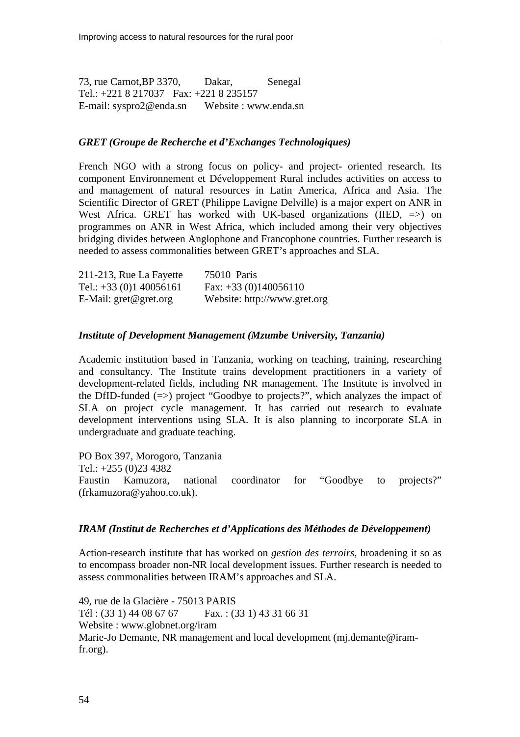73, rue Carnot,BP 3370, Dakar, Senegal
Tel.: +221 8 217037 Fax: +221 8 235157
E-mail: syspro2@enda.sn Website : www.enda.sn

***GRET (Groupe de Recherche et d'Exchanges Technologiques)***

French NGO with a strong focus on policy- and project- oriented research. Its component Environnement et Développement Rural includes activities on access to and management of natural resources in Latin America, Africa and Asia. The Scientific Director of GRET (Philippe Lavigne Delville) is a major expert on ANR in West Africa. GRET has worked with UK-based organizations (IIED, =>) on programmes on ANR in West Africa, which included among their very objectives bridging divides between Anglophone and Francophone countries. Further research is needed to assess commonalities between GRET's approaches and SLA.

211-213, Rue La Fayette 75010 Paris
Tel.: +33 (0)1 40056161 Fax: +33 (0)140056110
E-Mail: gret@gret.org Website: http://www.gret.org

***Institute of Development Management (Mzumbe University, Tanzania)***

Academic institution based in Tanzania, working on teaching, training, researching and consultancy. The Institute trains development practitioners in a variety of development-related fields, including NR management. The Institute is involved in the DfID-funded (=>) project "Goodbye to projects?", which analyzes the impact of SLA on project cycle management. It has carried out research to evaluate development interventions using SLA. It is also planning to incorporate SLA in undergraduate and graduate teaching.

PO Box 397, Morogoro, Tanzania
Tel.: +255 (0)23 4382
Faustin Kamuzora, national coordinator for "Goodbye to projects?" (frkamuzora@yahoo.co.uk).

***IRAM (Institut de Recherches et d'Applications des Méthodes de Développement)***

Action-research institute that has worked on *gestion des terroirs*, broadening it so as to encompass broader non-NR local development issues. Further research is needed to assess commonalities between IRAM's approaches and SLA.

49, rue de la Glacière - 75013 PARIS
Tél : (33 1) 44 08 67 67 Fax. : (33 1) 43 31 66 31
Website : www.globnet.org/iram
Marie-Jo Demante, NR management and local development (mj.demante@iram-fr.org).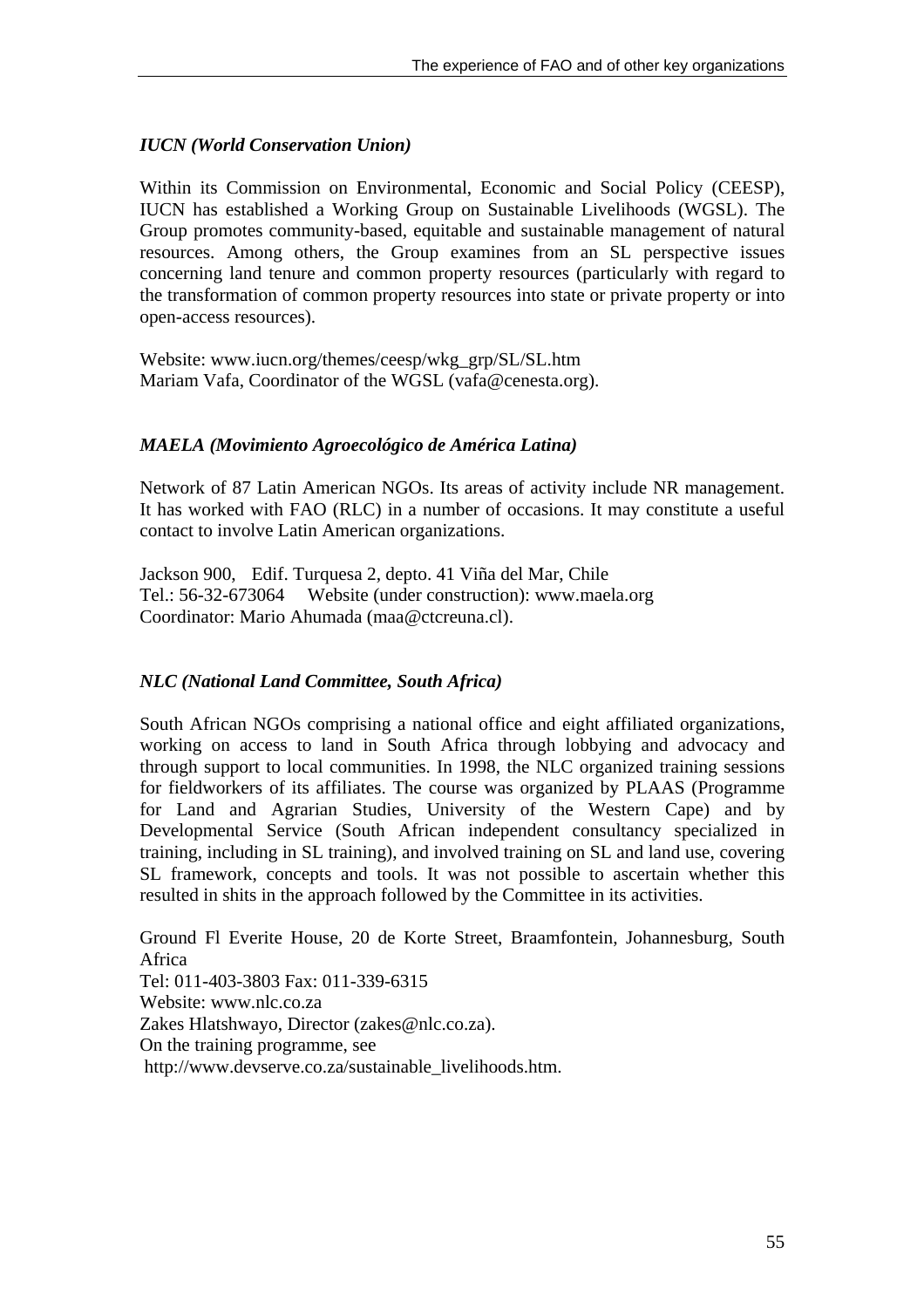*IUCN (World Conservation Union)*

Within its Commission on Environmental, Economic and Social Policy (CEESP), IUCN has established a Working Group on Sustainable Livelihoods (WGSL). The Group promotes community-based, equitable and sustainable management of natural resources. Among others, the Group examines from an SL perspective issues concerning land tenure and common property resources (particularly with regard to the transformation of common property resources into state or private property or into open-access resources).

Website: www.iucn.org/themes/ceesp/wkg_grp/SL/SL.htm  
Mariam Vafa, Coordinator of the WGSL (vafa@cenesta.org).

*MAELA (Movimiento Agroecológico de América Latina)*

Network of 87 Latin American NGOs. Its areas of activity include NR management. It has worked with FAO (RLC) in a number of occasions. It may constitute a useful contact to involve Latin American organizations.

Jackson 900, Edif. Turquesa 2, depto. 41 Viña del Mar, Chile  
Tel.: 56-32-673064 Website (under construction): www.maela.org  
Coordinator: Mario Ahumada (maa@ctcreuna.cl).

*NLC (National Land Committee, South Africa)*

South African NGOs comprising a national office and eight affiliated organizations, working on access to land in South Africa through lobbying and advocacy and through support to local communities. In 1998, the NLC organized training sessions for fieldworkers of its affiliates. The course was organized by PLAAS (Programme for Land and Agrarian Studies, University of the Western Cape) and by Developmental Service (South African independent consultancy specialized in training, including in SL training), and involved training on SL and land use, covering SL framework, concepts and tools. It was not possible to ascertain whether this resulted in shits in the approach followed by the Committee in its activities.

Ground Fl Everite House, 20 de Korte Street, Braamfontein, Johannesburg, South Africa  
Tel: 011-403-3803 Fax: 011-339-6315  
Website: www.nlc.co.za  
Zakes Hlatshwayo, Director (zakes@nlc.co.za).  
On the training programme, see  
http://www.devserve.co.za/sustainable_livelihoods.htm.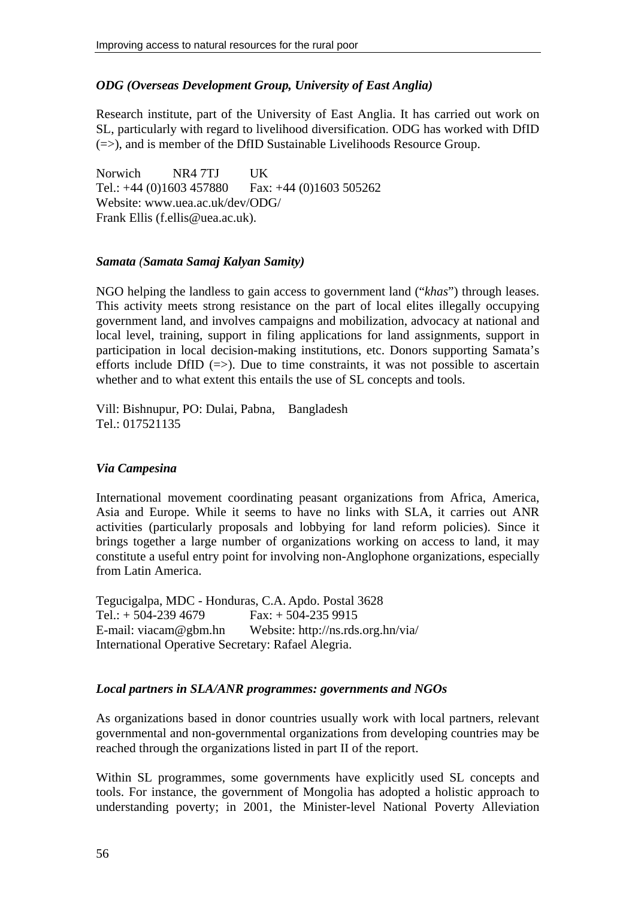### *ODG (Overseas Development Group, University of East Anglia)*

Research institute, part of the University of East Anglia. It has carried out work on SL, particularly with regard to livelihood diversification. ODG has worked with DfID (=>), and is member of the DfID Sustainable Livelihoods Resource Group.

Norwich NR4 7TJ UK
Tel.: +44 (0)1603 457880 Fax: +44 (0)1603 505262
Website: www.uea.ac.uk/dev/ODG/
Frank Ellis (f.ellis@uea.ac.uk).

### *Samata (Samata Samaj Kalyan Samity)*

NGO helping the landless to gain access to government land ("*khas*") through leases. This activity meets strong resistance on the part of local elites illegally occupying government land, and involves campaigns and mobilization, advocacy at national and local level, training, support in filing applications for land assignments, support in participation in local decision-making institutions, etc. Donors supporting Samata's efforts include DfID (=>). Due to time constraints, it was not possible to ascertain whether and to what extent this entails the use of SL concepts and tools.

Vill: Bishnupur, PO: Dulai, Pabna, Bangladesh
Tel.: 017521135

### *Via Campesina*

International movement coordinating peasant organizations from Africa, America, Asia and Europe. While it seems to have no links with SLA, it carries out ANR activities (particularly proposals and lobbying for land reform policies). Since it brings together a large number of organizations working on access to land, it may constitute a useful entry point for involving non-Anglophone organizations, especially from Latin America.

Tegucigalpa, MDC - Honduras, C.A. Apdo. Postal 3628
Tel.: + 504-239 4679 Fax: + 504-235 9915
E-mail: viacam@gbm.hn Website: http://ns.rds.org.hn/via/
International Operative Secretary: Rafael Alegria.

### *Local partners in SLA/ANR programmes: governments and NGOs*

As organizations based in donor countries usually work with local partners, relevant governmental and non-governmental organizations from developing countries may be reached through the organizations listed in part II of the report.

Within SL programmes, some governments have explicitly used SL concepts and tools. For instance, the government of Mongolia has adopted a holistic approach to understanding poverty; in 2001, the Minister-level National Poverty Alleviation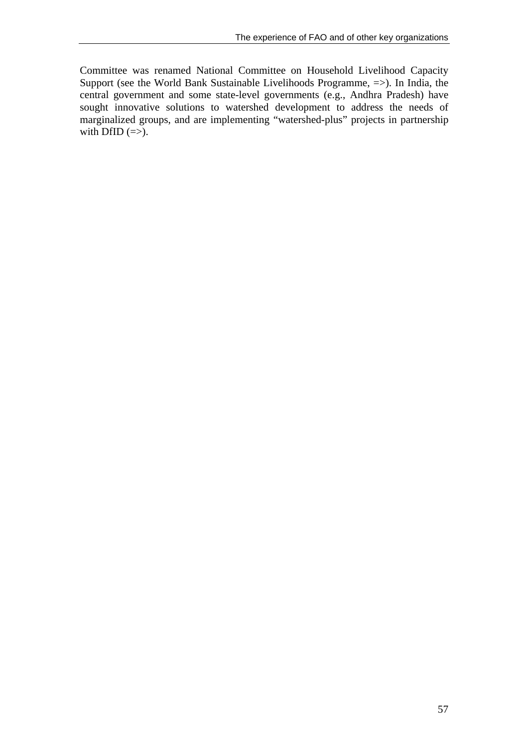Committee was renamed National Committee on Household Livelihood Capacity Support (see the World Bank Sustainable Livelihoods Programme, =>). In India, the central government and some state-level governments (e.g., Andhra Pradesh) have sought innovative solutions to watershed development to address the needs of marginalized groups, and are implementing "watershed-plus" projects in partnership with DfID (=>).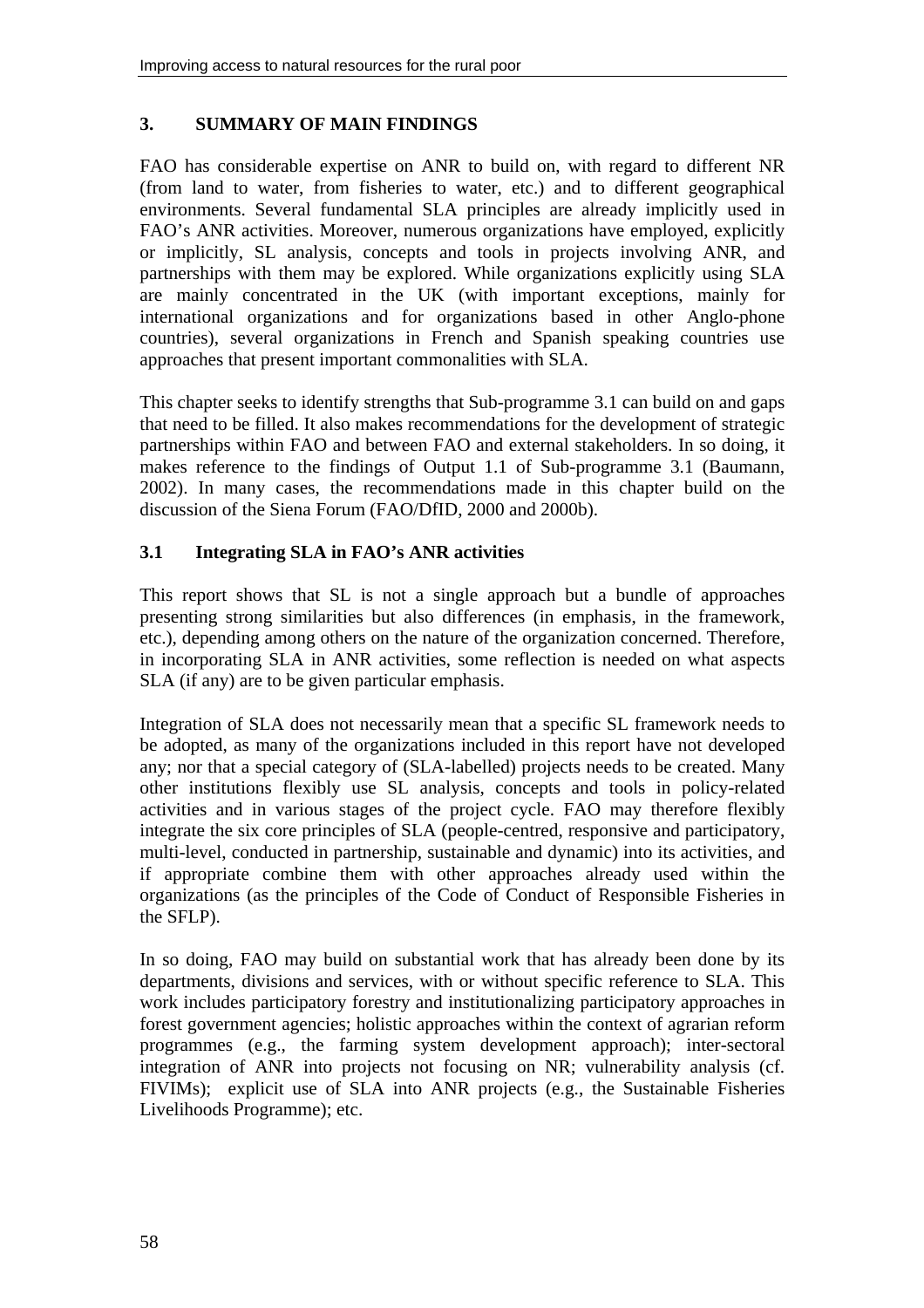## 3. SUMMARY OF MAIN FINDINGS

FAO has considerable expertise on ANR to build on, with regard to different NR (from land to water, from fisheries to water, etc.) and to different geographical environments. Several fundamental SLA principles are already implicitly used in FAO's ANR activities. Moreover, numerous organizations have employed, explicitly or implicitly, SL analysis, concepts and tools in projects involving ANR, and partnerships with them may be explored. While organizations explicitly using SLA are mainly concentrated in the UK (with important exceptions, mainly for international organizations and for organizations based in other Anglo-phone countries), several organizations in French and Spanish speaking countries use approaches that present important commonalities with SLA.

This chapter seeks to identify strengths that Sub-programme 3.1 can build on and gaps that need to be filled. It also makes recommendations for the development of strategic partnerships within FAO and between FAO and external stakeholders. In so doing, it makes reference to the findings of Output 1.1 of Sub-programme 3.1 (Baumann, 2002). In many cases, the recommendations made in this chapter build on the discussion of the Siena Forum (FAO/DfID, 2000 and 2000b).

### 3.1 Integrating SLA in FAO's ANR activities

This report shows that SL is not a single approach but a bundle of approaches presenting strong similarities but also differences (in emphasis, in the framework, etc.), depending among others on the nature of the organization concerned. Therefore, in incorporating SLA in ANR activities, some reflection is needed on what aspects SLA (if any) are to be given particular emphasis.

Integration of SLA does not necessarily mean that a specific SL framework needs to be adopted, as many of the organizations included in this report have not developed any; nor that a special category of (SLA-labelled) projects needs to be created. Many other institutions flexibly use SL analysis, concepts and tools in policy-related activities and in various stages of the project cycle. FAO may therefore flexibly integrate the six core principles of SLA (people-centred, responsive and participatory, multi-level, conducted in partnership, sustainable and dynamic) into its activities, and if appropriate combine them with other approaches already used within the organizations (as the principles of the Code of Conduct of Responsible Fisheries in the SFLP).

In so doing, FAO may build on substantial work that has already been done by its departments, divisions and services, with or without specific reference to SLA. This work includes participatory forestry and institutionalizing participatory approaches in forest government agencies; holistic approaches within the context of agrarian reform programmes (e.g., the farming system development approach); inter-sectoral integration of ANR into projects not focusing on NR; vulnerability analysis (cf. FIVIMs); explicit use of SLA into ANR projects (e.g., the Sustainable Fisheries Livelihoods Programme); etc.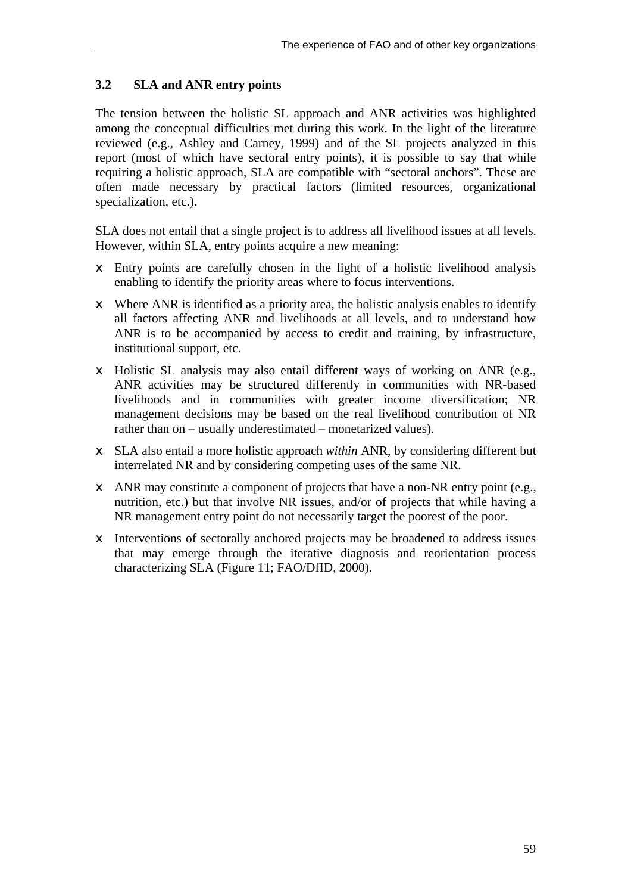### 3.2 SLA and ANR entry points

The tension between the holistic SL approach and ANR activities was highlighted among the conceptual difficulties met during this work. In the light of the literature reviewed (e.g., Ashley and Carney, 1999) and of the SL projects analyzed in this report (most of which have sectoral entry points), it is possible to say that while requiring a holistic approach, SLA are compatible with "sectoral anchors". These are often made necessary by practical factors (limited resources, organizational specialization, etc.).

SLA does not entail that a single project is to address all livelihood issues at all levels. However, within SLA, entry points acquire a new meaning:

- Entry points are carefully chosen in the light of a holistic livelihood analysis enabling to identify the priority areas where to focus interventions.
- Where ANR is identified as a priority area, the holistic analysis enables to identify all factors affecting ANR and livelihoods at all levels, and to understand how ANR is to be accompanied by access to credit and training, by infrastructure, institutional support, etc.
- Holistic SL analysis may also entail different ways of working on ANR (e.g., ANR activities may be structured differently in communities with NR-based livelihoods and in communities with greater income diversification; NR management decisions may be based on the real livelihood contribution of NR rather than on – usually underestimated – monetarized values).
- SLA also entail a more holistic approach *within* ANR, by considering different but interrelated NR and by considering competing uses of the same NR.
- ANR may constitute a component of projects that have a non-NR entry point (e.g., nutrition, etc.) but that involve NR issues, and/or of projects that while having a NR management entry point do not necessarily target the poorest of the poor.
- Interventions of sectorally anchored projects may be broadened to address issues that may emerge through the iterative diagnosis and reorientation process characterizing SLA (Figure 11; FAO/DfID, 2000).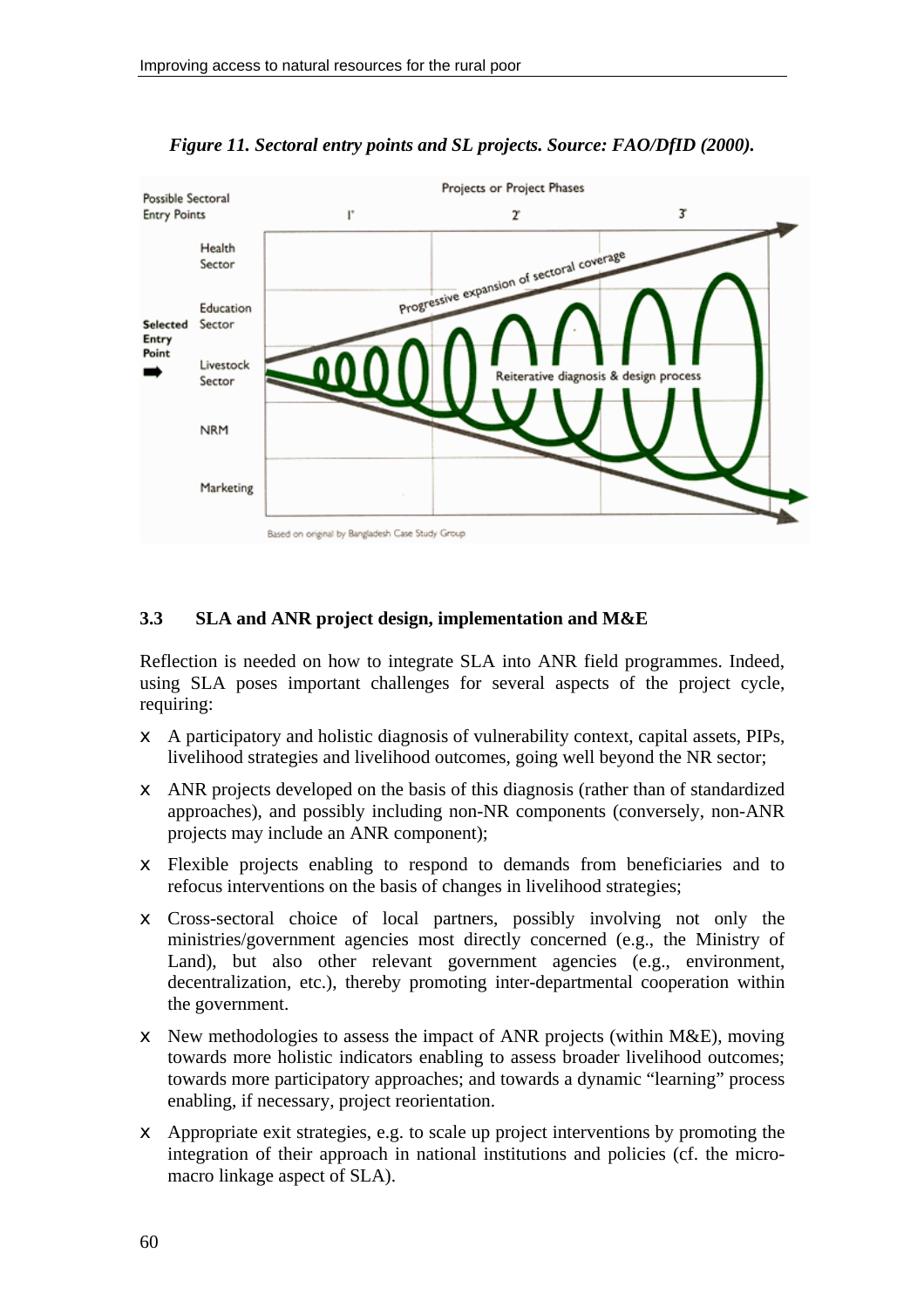*Figure 11. Sectoral entry points and SL projects. Source: FAO/DfID (2000).*

### 3.3 SLA and ANR project design, implementation and M&E

Reflection is needed on how to integrate SLA into ANR field programmes. Indeed, using SLA poses important challenges for several aspects of the project cycle, requiring:

- A participatory and holistic diagnosis of vulnerability context, capital assets, PIPs, livelihood strategies and livelihood outcomes, going well beyond the NR sector;
- ANR projects developed on the basis of this diagnosis (rather than of standardized approaches), and possibly including non-NR components (conversely, non-ANR projects may include an ANR component);
- Flexible projects enabling to respond to demands from beneficiaries and to refocus interventions on the basis of changes in livelihood strategies;
- Cross-sectoral choice of local partners, possibly involving not only the ministries/government agencies most directly concerned (e.g., the Ministry of Land), but also other relevant government agencies (e.g., environment, decentralization, etc.), thereby promoting inter-departmental cooperation within the government.
- New methodologies to assess the impact of ANR projects (within M&E), moving towards more holistic indicators enabling to assess broader livelihood outcomes; towards more participatory approaches; and towards a dynamic "learning" process enabling, if necessary, project reorientation.
- Appropriate exit strategies, e.g. to scale up project interventions by promoting the integration of their approach in national institutions and policies (cf. the micro-macro linkage aspect of SLA).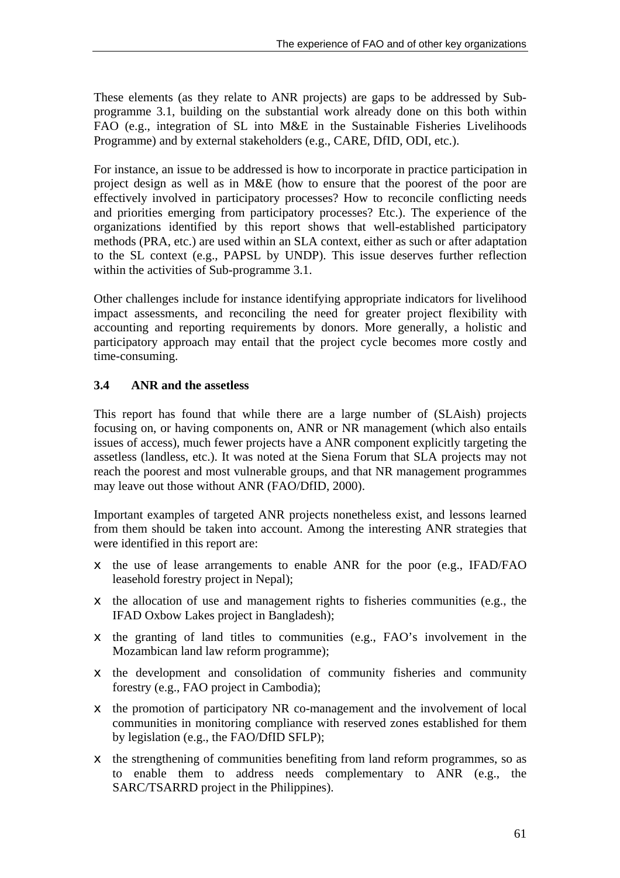These elements (as they relate to ANR projects) are gaps to be addressed by Sub-programme 3.1, building on the substantial work already done on this both within FAO (e.g., integration of SL into M&E in the Sustainable Fisheries Livelihoods Programme) and by external stakeholders (e.g., CARE, DfID, ODI, etc.).

For instance, an issue to be addressed is how to incorporate in practice participation in project design as well as in M&E (how to ensure that the poorest of the poor are effectively involved in participatory processes? How to reconcile conflicting needs and priorities emerging from participatory processes? Etc.). The experience of the organizations identified by this report shows that well-established participatory methods (PRA, etc.) are used within an SLA context, either as such or after adaptation to the SL context (e.g., PAPSL by UNDP). This issue deserves further reflection within the activities of Sub-programme 3.1.

Other challenges include for instance identifying appropriate indicators for livelihood impact assessments, and reconciling the need for greater project flexibility with accounting and reporting requirements by donors. More generally, a holistic and participatory approach may entail that the project cycle becomes more costly and time-consuming.

### 3.4 ANR and the assetless

This report has found that while there are a large number of (SLAish) projects focusing on, or having components on, ANR or NR management (which also entails issues of access), much fewer projects have a ANR component explicitly targeting the assetless (landless, etc.). It was noted at the Siena Forum that SLA projects may not reach the poorest and most vulnerable groups, and that NR management programmes may leave out those without ANR (FAO/DfID, 2000).

Important examples of targeted ANR projects nonetheless exist, and lessons learned from them should be taken into account. Among the interesting ANR strategies that were identified in this report are:

- the use of lease arrangements to enable ANR for the poor (e.g., IFAD/FAO leasehold forestry project in Nepal);
- the allocation of use and management rights to fisheries communities (e.g., the IFAD Oxbow Lakes project in Bangladesh);
- the granting of land titles to communities (e.g., FAO's involvement in the Mozambican land law reform programme);
- the development and consolidation of community fisheries and community forestry (e.g., FAO project in Cambodia);
- the promotion of participatory NR co-management and the involvement of local communities in monitoring compliance with reserved zones established for them by legislation (e.g., the FAO/DfID SFLP);
- the strengthening of communities benefiting from land reform programmes, so as to enable them to address needs complementary to ANR (e.g., the SARC/TSARRD project in the Philippines).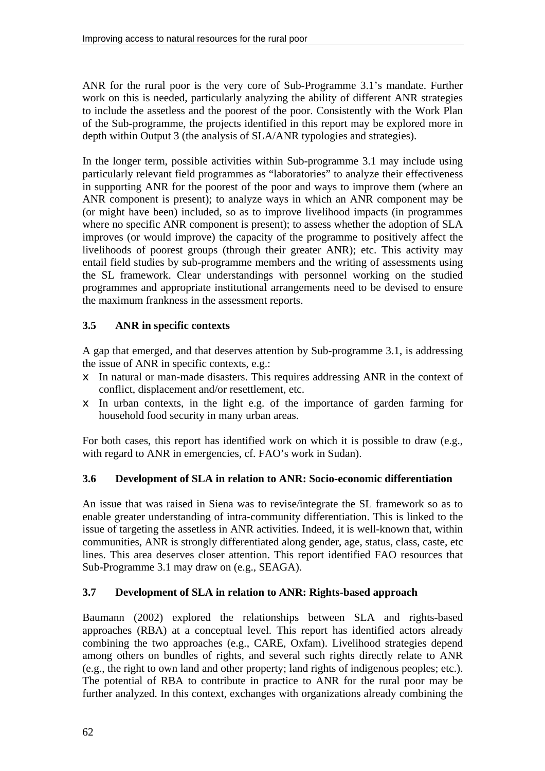ANR for the rural poor is the very core of Sub-Programme 3.1's mandate. Further work on this is needed, particularly analyzing the ability of different ANR strategies to include the assetless and the poorest of the poor. Consistently with the Work Plan of the Sub-programme, the projects identified in this report may be explored more in depth within Output 3 (the analysis of SLA/ANR typologies and strategies).

In the longer term, possible activities within Sub-programme 3.1 may include using particularly relevant field programmes as "laboratories" to analyze their effectiveness in supporting ANR for the poorest of the poor and ways to improve them (where an ANR component is present); to analyze ways in which an ANR component may be (or might have been) included, so as to improve livelihood impacts (in programmes where no specific ANR component is present); to assess whether the adoption of SLA improves (or would improve) the capacity of the programme to positively affect the livelihoods of poorest groups (through their greater ANR); etc. This activity may entail field studies by sub-programme members and the writing of assessments using the SL framework. Clear understandings with personnel working on the studied programmes and appropriate institutional arrangements need to be devised to ensure the maximum frankness in the assessment reports.

### 3.5 ANR in specific contexts

A gap that emerged, and that deserves attention by Sub-programme 3.1, is addressing the issue of ANR in specific contexts, e.g.:

- In natural or man-made disasters. This requires addressing ANR in the context of conflict, displacement and/or resettlement, etc.
- In urban contexts, in the light e.g. of the importance of garden farming for household food security in many urban areas.

For both cases, this report has identified work on which it is possible to draw (e.g., with regard to ANR in emergencies, cf. FAO's work in Sudan).

### 3.6 Development of SLA in relation to ANR: Socio-economic differentiation

An issue that was raised in Siena was to revise/integrate the SL framework so as to enable greater understanding of intra-community differentiation. This is linked to the issue of targeting the assetless in ANR activities. Indeed, it is well-known that, within communities, ANR is strongly differentiated along gender, age, status, class, caste, etc lines. This area deserves closer attention. This report identified FAO resources that Sub-Programme 3.1 may draw on (e.g., SEAGA).

### 3.7 Development of SLA in relation to ANR: Rights-based approach

Baumann (2002) explored the relationships between SLA and rights-based approaches (RBA) at a conceptual level. This report has identified actors already combining the two approaches (e.g., CARE, Oxfam). Livelihood strategies depend among others on bundles of rights, and several such rights directly relate to ANR (e.g., the right to own land and other property; land rights of indigenous peoples; etc.). The potential of RBA to contribute in practice to ANR for the rural poor may be further analyzed. In this context, exchanges with organizations already combining the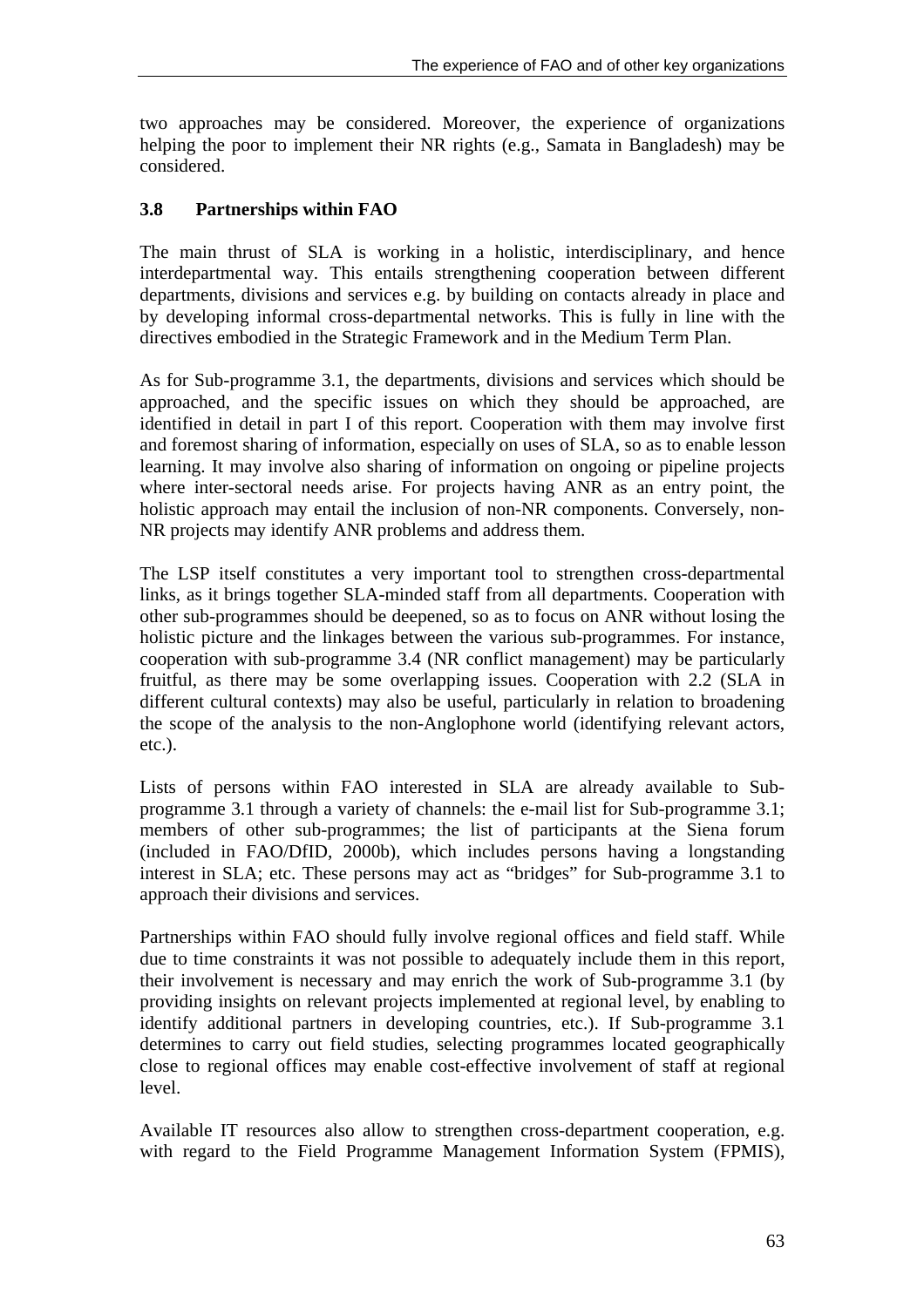two approaches may be considered. Moreover, the experience of organizations helping the poor to implement their NR rights (e.g., Samata in Bangladesh) may be considered.

### 3.8 Partnerships within FAO

The main thrust of SLA is working in a holistic, interdisciplinary, and hence interdepartmental way. This entails strengthening cooperation between different departments, divisions and services e.g. by building on contacts already in place and by developing informal cross-departmental networks. This is fully in line with the directives embodied in the Strategic Framework and in the Medium Term Plan.

As for Sub-programme 3.1, the departments, divisions and services which should be approached, and the specific issues on which they should be approached, are identified in detail in part I of this report. Cooperation with them may involve first and foremost sharing of information, especially on uses of SLA, so as to enable lesson learning. It may involve also sharing of information on ongoing or pipeline projects where inter-sectoral needs arise. For projects having ANR as an entry point, the holistic approach may entail the inclusion of non-NR components. Conversely, non-NR projects may identify ANR problems and address them.

The LSP itself constitutes a very important tool to strengthen cross-departmental links, as it brings together SLA-minded staff from all departments. Cooperation with other sub-programmes should be deepened, so as to focus on ANR without losing the holistic picture and the linkages between the various sub-programmes. For instance, cooperation with sub-programme 3.4 (NR conflict management) may be particularly fruitful, as there may be some overlapping issues. Cooperation with 2.2 (SLA in different cultural contexts) may also be useful, particularly in relation to broadening the scope of the analysis to the non-Anglophone world (identifying relevant actors, etc.).

Lists of persons within FAO interested in SLA are already available to Sub-programme 3.1 through a variety of channels: the e-mail list for Sub-programme 3.1; members of other sub-programmes; the list of participants at the Siena forum (included in FAO/DfID, 2000b), which includes persons having a longstanding interest in SLA; etc. These persons may act as "bridges" for Sub-programme 3.1 to approach their divisions and services.

Partnerships within FAO should fully involve regional offices and field staff. While due to time constraints it was not possible to adequately include them in this report, their involvement is necessary and may enrich the work of Sub-programme 3.1 (by providing insights on relevant projects implemented at regional level, by enabling to identify additional partners in developing countries, etc.). If Sub-programme 3.1 determines to carry out field studies, selecting programmes located geographically close to regional offices may enable cost-effective involvement of staff at regional level.

Available IT resources also allow to strengthen cross-department cooperation, e.g. with regard to the Field Programme Management Information System (FPMIS),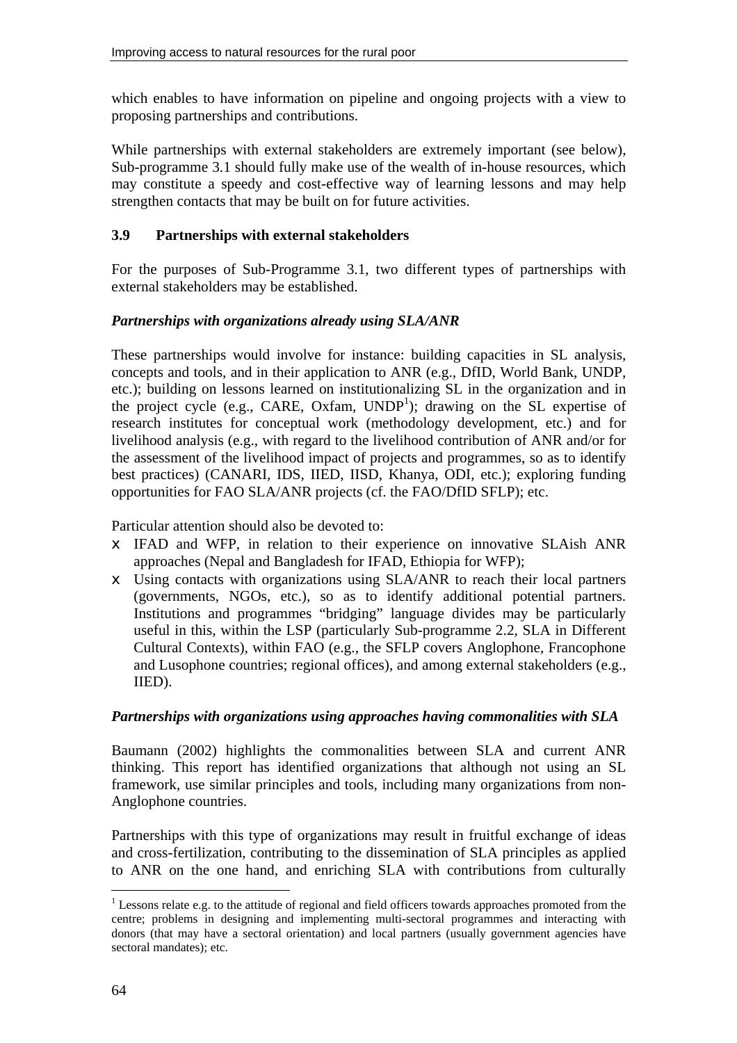which enables to have information on pipeline and ongoing projects with a view to proposing partnerships and contributions.

While partnerships with external stakeholders are extremely important (see below), Sub-programme 3.1 should fully make use of the wealth of in-house resources, which may constitute a speedy and cost-effective way of learning lessons and may help strengthen contacts that may be built on for future activities.

### 3.9 Partnerships with external stakeholders

For the purposes of Sub-Programme 3.1, two different types of partnerships with external stakeholders may be established.

***Partnerships with organizations already using SLA/ANR***

These partnerships would involve for instance: building capacities in SL analysis, concepts and tools, and in their application to ANR (e.g., DfID, World Bank, UNDP, etc.); building on lessons learned on institutionalizing SL in the organization and in the project cycle (e.g., CARE, Oxfam, UNDP[1]); drawing on the SL expertise of research institutes for conceptual work (methodology development, etc.) and for livelihood analysis (e.g., with regard to the livelihood contribution of ANR and/or for the assessment of the livelihood impact of projects and programmes, so as to identify best practices) (CANARI, IDS, IIED, IISD, Khanya, ODI, etc.); exploring funding opportunities for FAO SLA/ANR projects (cf. the FAO/DfID SFLP); etc.

Particular attention should also be devoted to:

- IFAD and WFP, in relation to their experience on innovative SLAish ANR approaches (Nepal and Bangladesh for IFAD, Ethiopia for WFP);
- Using contacts with organizations using SLA/ANR to reach their local partners (governments, NGOs, etc.), so as to identify additional potential partners. Institutions and programmes "bridging" language divides may be particularly useful in this, within the LSP (particularly Sub-programme 2.2, SLA in Different Cultural Contexts), within FAO (e.g., the SFLP covers Anglophone, Francophone and Lusophone countries; regional offices), and among external stakeholders (e.g., IIED).

***Partnerships with organizations using approaches having commonalities with SLA***

Baumann (2002) highlights the commonalities between SLA and current ANR thinking. This report has identified organizations that although not using an SL framework, use similar principles and tools, including many organizations from non-Anglophone countries.

Partnerships with this type of organizations may result in fruitful exchange of ideas and cross-fertilization, contributing to the dissemination of SLA principles as applied to ANR on the one hand, and enriching SLA with contributions from culturally

[1] Lessons relate e.g. to the attitude of regional and field officers towards approaches promoted from the centre; problems in designing and implementing multi-sectoral programmes and interacting with donors (that may have a sectoral orientation) and local partners (usually government agencies have sectoral mandates); etc.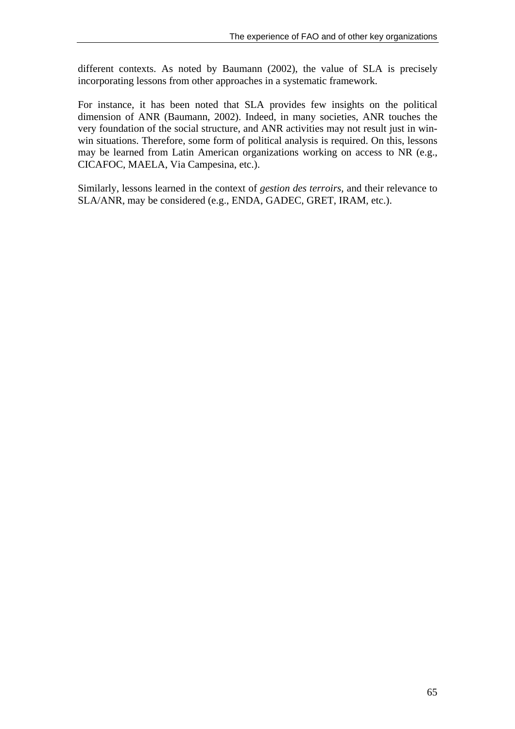different contexts. As noted by Baumann (2002), the value of SLA is precisely incorporating lessons from other approaches in a systematic framework.

For instance, it has been noted that SLA provides few insights on the political dimension of ANR (Baumann, 2002). Indeed, in many societies, ANR touches the very foundation of the social structure, and ANR activities may not result just in win-win situations. Therefore, some form of political analysis is required. On this, lessons may be learned from Latin American organizations working on access to NR (e.g., CICAFOC, MAELA, Via Campesina, etc.).

Similarly, lessons learned in the context of *gestion des terroirs*, and their relevance to SLA/ANR, may be considered (e.g., ENDA, GADEC, GRET, IRAM, etc.).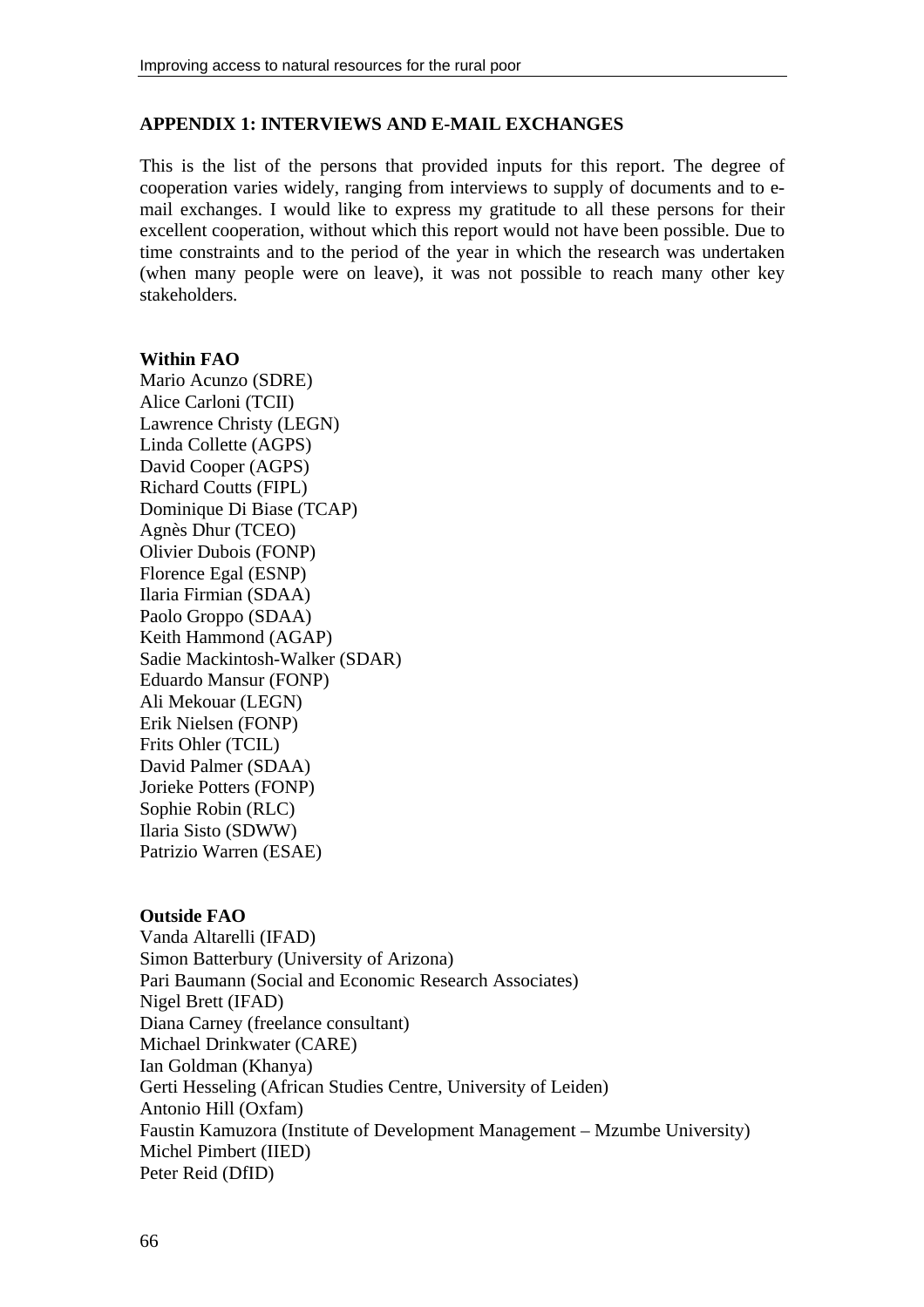## APPENDIX 1: INTERVIEWS AND E-MAIL EXCHANGES

This is the list of the persons that provided inputs for this report. The degree of cooperation varies widely, ranging from interviews to supply of documents and to e-mail exchanges. I would like to express my gratitude to all these persons for their excellent cooperation, without which this report would not have been possible. Due to time constraints and to the period of the year in which the research was undertaken (when many people were on leave), it was not possible to reach many other key stakeholders.

**Within FAO**

Mario Acunzo (SDRE)  
Alice Carloni (TCII)  
Lawrence Christy (LEGN)  
Linda Collette (AGPS)  
David Cooper (AGPS)  
Richard Coutts (FIPL)  
Dominique Di Biase (TCAP)  
Agnès Dhur (TCEO)  
Olivier Dubois (FONP)  
Florence Egal (ESNP)  
Ilaria Firmian (SDAA)  
Paolo Groppo (SDAA)  
Keith Hammond (AGAP)  
Sadie Mackintosh-Walker (SDAR)  
Eduardo Mansur (FONP)  
Ali Mekouar (LEGN)  
Erik Nielsen (FONP)  
Frits Ohler (TCIL)  
David Palmer (SDAA)  
Jorieke Potters (FONP)  
Sophie Robin (RLC)  
Ilaria Sisto (SDWW)  
Patrizio Warren (ESAE)

**Outside FAO**

Vanda Altarelli (IFAD)  
Simon Batterbury (University of Arizona)  
Pari Baumann (Social and Economic Research Associates)  
Nigel Brett (IFAD)  
Diana Carney (freelance consultant)  
Michael Drinkwater (CARE)  
Ian Goldman (Khanya)  
Gerti Hesseling (African Studies Centre, University of Leiden)  
Antonio Hill (Oxfam)  
Faustin Kamuzora (Institute of Development Management – Mzumbe University)  
Michel Pimbert (IIED)  
Peter Reid (DfID)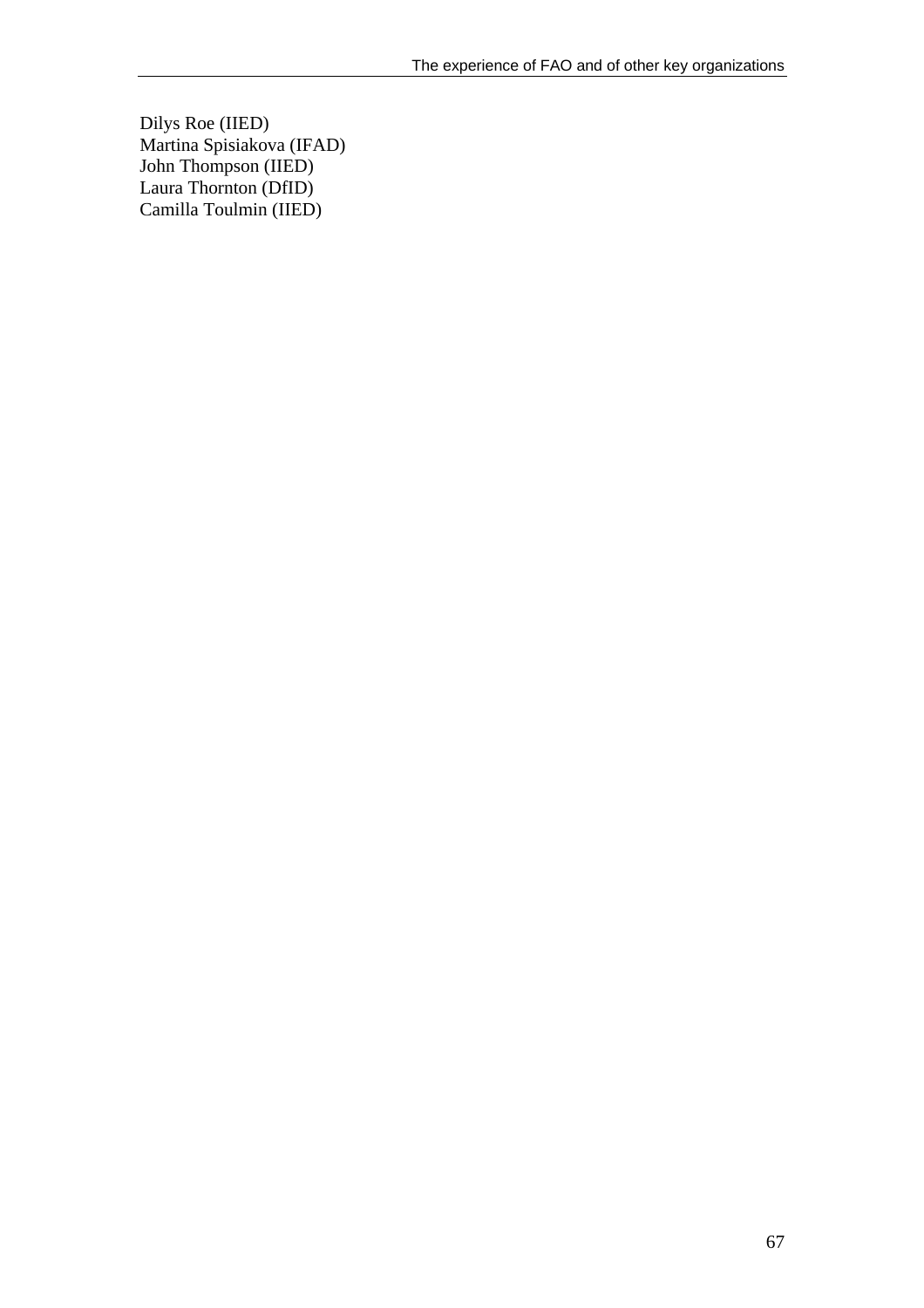Dilys Roe (IIED)
Martina Spisiakova (IFAD)
John Thompson (IIED)
Laura Thornton (DfID)
Camilla Toulmin (IIED)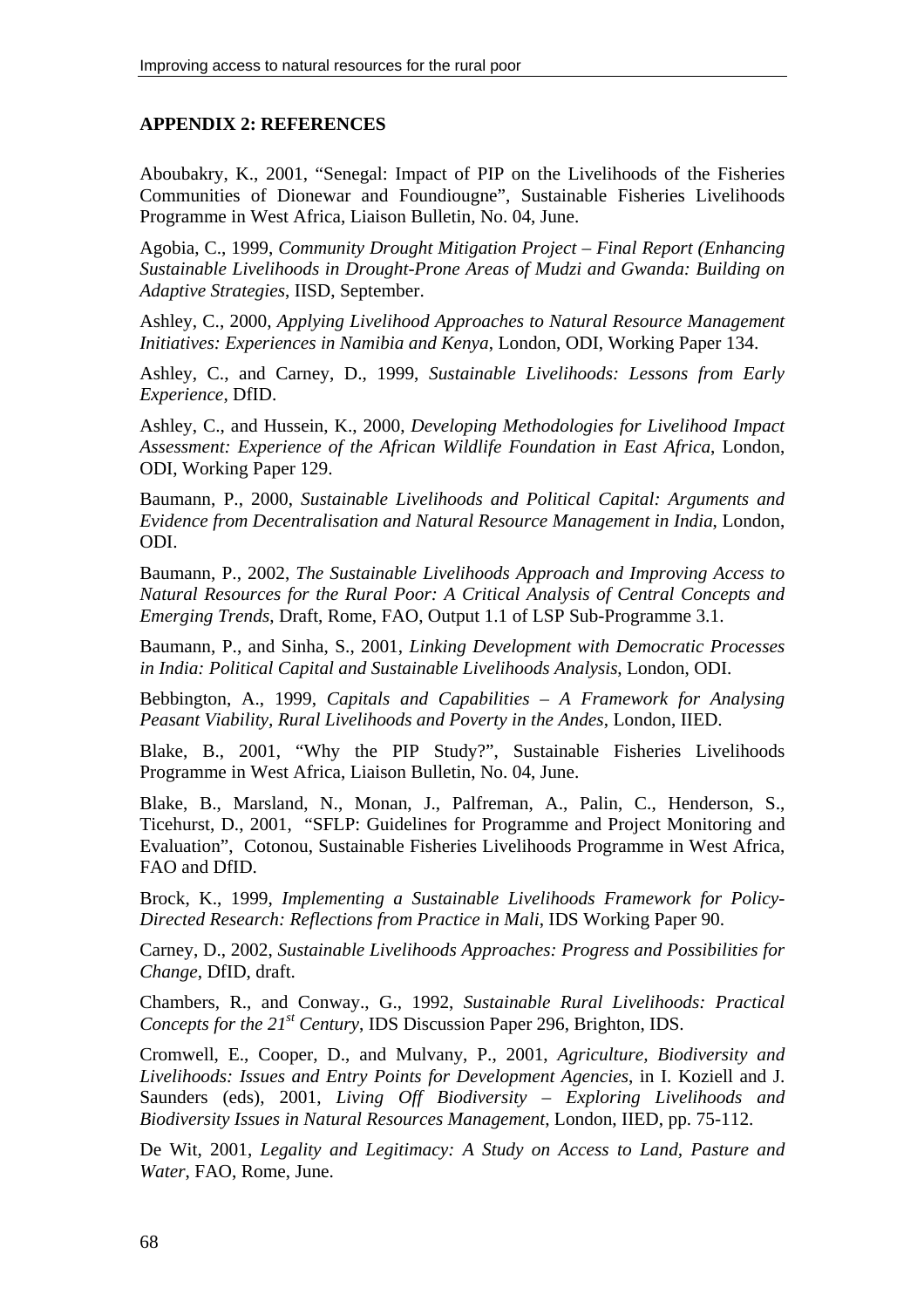## APPENDIX 2: REFERENCES

Aboubakry, K., 2001, "Senegal: Impact of PIP on the Livelihoods of the Fisheries Communities of Dionewar and Foundiougne", Sustainable Fisheries Livelihoods Programme in West Africa, Liaison Bulletin, No. 04, June.

Agobia, C., 1999, *Community Drought Mitigation Project – Final Report (Enhancing Sustainable Livelihoods in Drought-Prone Areas of Mudzi and Gwanda: Building on Adaptive Strategies*, IISD, September.

Ashley, C., 2000, *Applying Livelihood Approaches to Natural Resource Management Initiatives: Experiences in Namibia and Kenya*, London, ODI, Working Paper 134.

Ashley, C., and Carney, D., 1999, *Sustainable Livelihoods: Lessons from Early Experience*, DfID.

Ashley, C., and Hussein, K., 2000, *Developing Methodologies for Livelihood Impact Assessment: Experience of the African Wildlife Foundation in East Africa*, London, ODI, Working Paper 129.

Baumann, P., 2000, *Sustainable Livelihoods and Political Capital: Arguments and Evidence from Decentralisation and Natural Resource Management in India*, London, ODI.

Baumann, P., 2002, *The Sustainable Livelihoods Approach and Improving Access to Natural Resources for the Rural Poor: A Critical Analysis of Central Concepts and Emerging Trends*, Draft, Rome, FAO, Output 1.1 of LSP Sub-Programme 3.1.

Baumann, P., and Sinha, S., 2001, *Linking Development with Democratic Processes in India: Political Capital and Sustainable Livelihoods Analysis*, London, ODI.

Bebbington, A., 1999, *Capitals and Capabilities – A Framework for Analysing Peasant Viability, Rural Livelihoods and Poverty in the Andes*, London, IIED.

Blake, B., 2001, "Why the PIP Study?", Sustainable Fisheries Livelihoods Programme in West Africa, Liaison Bulletin, No. 04, June.

Blake, B., Marsland, N., Monan, J., Palfreman, A., Palin, C., Henderson, S., Ticehurst, D., 2001, "SFLP: Guidelines for Programme and Project Monitoring and Evaluation", Cotonou, Sustainable Fisheries Livelihoods Programme in West Africa, FAO and DfID.

Brock, K., 1999, *Implementing a Sustainable Livelihoods Framework for Policy-Directed Research: Reflections from Practice in Mali*, IDS Working Paper 90.

Carney, D., 2002, *Sustainable Livelihoods Approaches: Progress and Possibilities for Change*, DfID, draft.

Chambers, R., and Conway., G., 1992, *Sustainable Rural Livelihoods: Practical Concepts for the 21st Century*, IDS Discussion Paper 296, Brighton, IDS.

Cromwell, E., Cooper, D., and Mulvany, P., 2001, *Agriculture, Biodiversity and Livelihoods: Issues and Entry Points for Development Agencies*, in I. Koziell and J. Saunders (eds), 2001, *Living Off Biodiversity – Exploring Livelihoods and Biodiversity Issues in Natural Resources Management*, London, IIED, pp. 75-112.

De Wit, 2001, *Legality and Legitimacy: A Study on Access to Land, Pasture and Water*, FAO, Rome, June.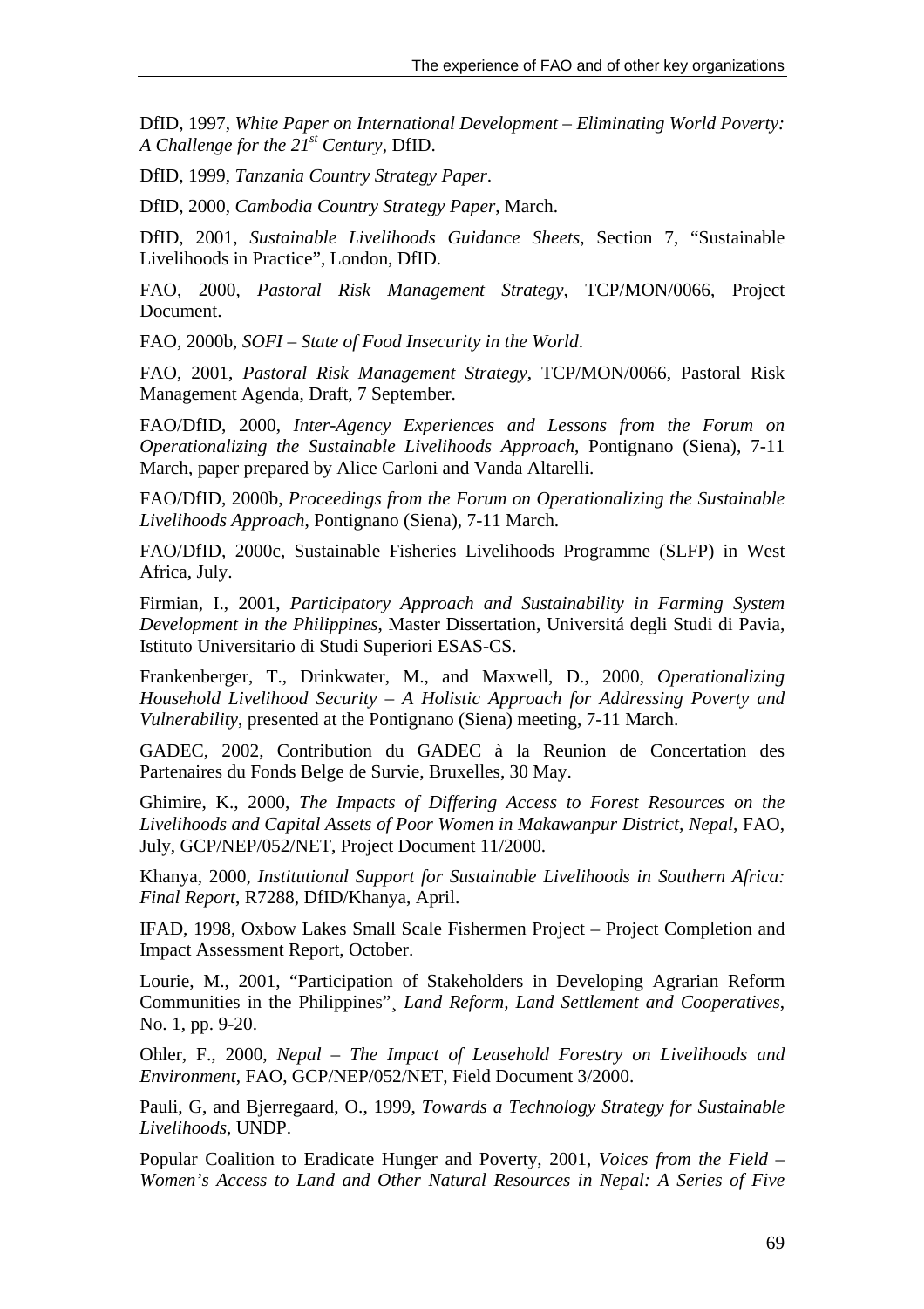DfID, 1997, *White Paper on International Development – Eliminating World Poverty: A Challenge for the 21st Century*, DfID.

DfID, 1999, *Tanzania Country Strategy Paper*.

DfID, 2000, *Cambodia Country Strategy Paper*, March.

DfID, 2001, *Sustainable Livelihoods Guidance Sheets*, Section 7, "Sustainable Livelihoods in Practice", London, DfID.

FAO, 2000, *Pastoral Risk Management Strategy*, TCP/MON/0066, Project Document.

FAO, 2000b, *SOFI – State of Food Insecurity in the World*.

FAO, 2001, *Pastoral Risk Management Strategy*, TCP/MON/0066, Pastoral Risk Management Agenda, Draft, 7 September.

FAO/DfID, 2000, *Inter-Agency Experiences and Lessons from the Forum on Operationalizing the Sustainable Livelihoods Approach*, Pontignano (Siena), 7-11 March, paper prepared by Alice Carloni and Vanda Altarelli.

FAO/DfID, 2000b, *Proceedings from the Forum on Operationalizing the Sustainable Livelihoods Approach*, Pontignano (Siena), 7-11 March.

FAO/DfID, 2000c, Sustainable Fisheries Livelihoods Programme (SLFP) in West Africa, July.

Firmian, I., 2001, *Participatory Approach and Sustainability in Farming System Development in the Philippines*, Master Dissertation, Universitá degli Studi di Pavia, Istituto Universitario di Studi Superiori ESAS-CS.

Frankenberger, T., Drinkwater, M., and Maxwell, D., 2000, *Operationalizing Household Livelihood Security – A Holistic Approach for Addressing Poverty and Vulnerability*, presented at the Pontignano (Siena) meeting, 7-11 March.

GADEC, 2002, Contribution du GADEC à la Reunion de Concertation des Partenaires du Fonds Belge de Survie, Bruxelles, 30 May.

Ghimire, K., 2000, *The Impacts of Differing Access to Forest Resources on the Livelihoods and Capital Assets of Poor Women in Makawanpur District, Nepal*, FAO, July, GCP/NEP/052/NET, Project Document 11/2000.

Khanya, 2000, *Institutional Support for Sustainable Livelihoods in Southern Africa: Final Report*, R7288, DfID/Khanya, April.

IFAD, 1998, Oxbow Lakes Small Scale Fishermen Project – Project Completion and Impact Assessment Report, October.

Lourie, M., 2001, "Participation of Stakeholders in Developing Agrarian Reform Communities in the Philippines"¸ *Land Reform, Land Settlement and Cooperatives*, No. 1, pp. 9-20.

Ohler, F., 2000, *Nepal – The Impact of Leasehold Forestry on Livelihoods and Environment*, FAO, GCP/NEP/052/NET, Field Document 3/2000.

Pauli, G, and Bjerregaard, O., 1999, *Towards a Technology Strategy for Sustainable Livelihoods*, UNDP.

Popular Coalition to Eradicate Hunger and Poverty, 2001, *Voices from the Field – Women's Access to Land and Other Natural Resources in Nepal: A Series of Five*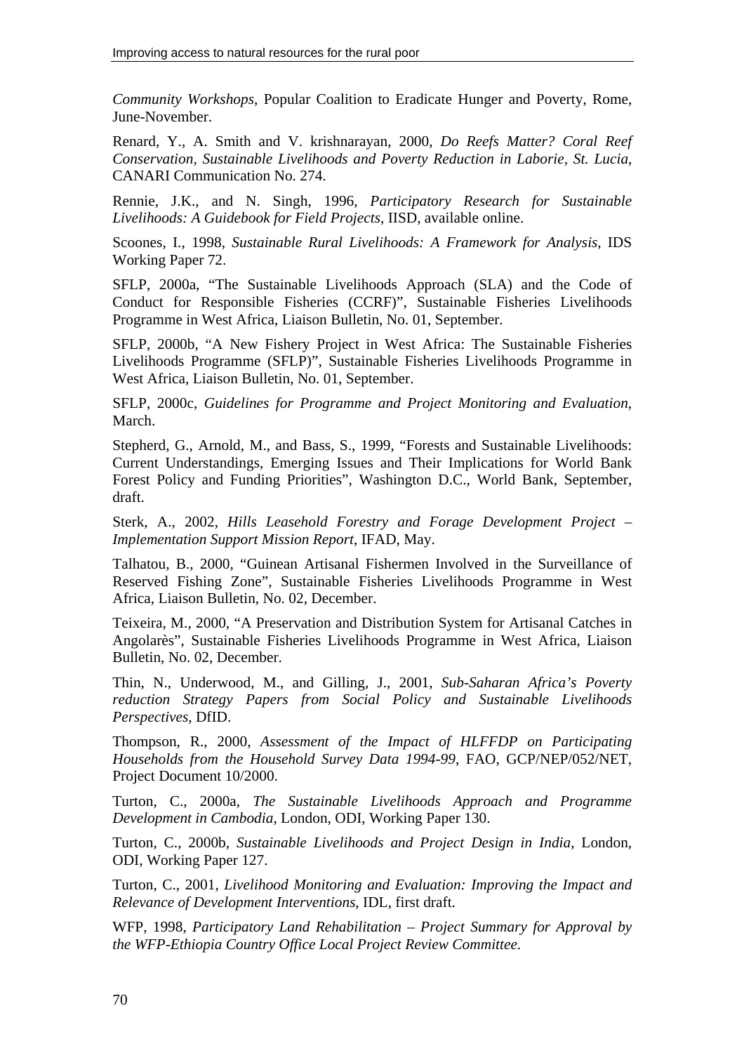*Community Workshops*, Popular Coalition to Eradicate Hunger and Poverty, Rome, June-November.

Renard, Y., A. Smith and V. krishnarayan, 2000, *Do Reefs Matter? Coral Reef Conservation, Sustainable Livelihoods and Poverty Reduction in Laborie, St. Lucia*, CANARI Communication No. 274.

Rennie, J.K., and N. Singh, 1996, *Participatory Research for Sustainable Livelihoods: A Guidebook for Field Projects*, IISD, available online.

Scoones, I., 1998, *Sustainable Rural Livelihoods: A Framework for Analysis*, IDS Working Paper 72.

SFLP, 2000a, "The Sustainable Livelihoods Approach (SLA) and the Code of Conduct for Responsible Fisheries (CCRF)", Sustainable Fisheries Livelihoods Programme in West Africa, Liaison Bulletin, No. 01, September.

SFLP, 2000b, "A New Fishery Project in West Africa: The Sustainable Fisheries Livelihoods Programme (SFLP)", Sustainable Fisheries Livelihoods Programme in West Africa, Liaison Bulletin, No. 01, September.

SFLP, 2000c, *Guidelines for Programme and Project Monitoring and Evaluation*, March.

Stepherd, G., Arnold, M., and Bass, S., 1999, "Forests and Sustainable Livelihoods: Current Understandings, Emerging Issues and Their Implications for World Bank Forest Policy and Funding Priorities", Washington D.C., World Bank, September, draft.

Sterk, A., 2002, *Hills Leasehold Forestry and Forage Development Project – Implementation Support Mission Report*, IFAD, May.

Talhatou, B., 2000, "Guinean Artisanal Fishermen Involved in the Surveillance of Reserved Fishing Zone", Sustainable Fisheries Livelihoods Programme in West Africa, Liaison Bulletin, No. 02, December.

Teixeira, M., 2000, "A Preservation and Distribution System for Artisanal Catches in Angolarès", Sustainable Fisheries Livelihoods Programme in West Africa, Liaison Bulletin, No. 02, December.

Thin, N., Underwood, M., and Gilling, J., 2001, *Sub-Saharan Africa's Poverty reduction Strategy Papers from Social Policy and Sustainable Livelihoods Perspectives*, DfID.

Thompson, R., 2000, *Assessment of the Impact of HLFFDP on Participating Households from the Household Survey Data 1994-99*, FAO, GCP/NEP/052/NET, Project Document 10/2000.

Turton, C., 2000a, *The Sustainable Livelihoods Approach and Programme Development in Cambodia*, London, ODI, Working Paper 130.

Turton, C., 2000b, *Sustainable Livelihoods and Project Design in India*, London, ODI, Working Paper 127.

Turton, C., 2001, *Livelihood Monitoring and Evaluation: Improving the Impact and Relevance of Development Interventions*, IDL, first draft.

WFP, 1998, *Participatory Land Rehabilitation – Project Summary for Approval by the WFP-Ethiopia Country Office Local Project Review Committee*.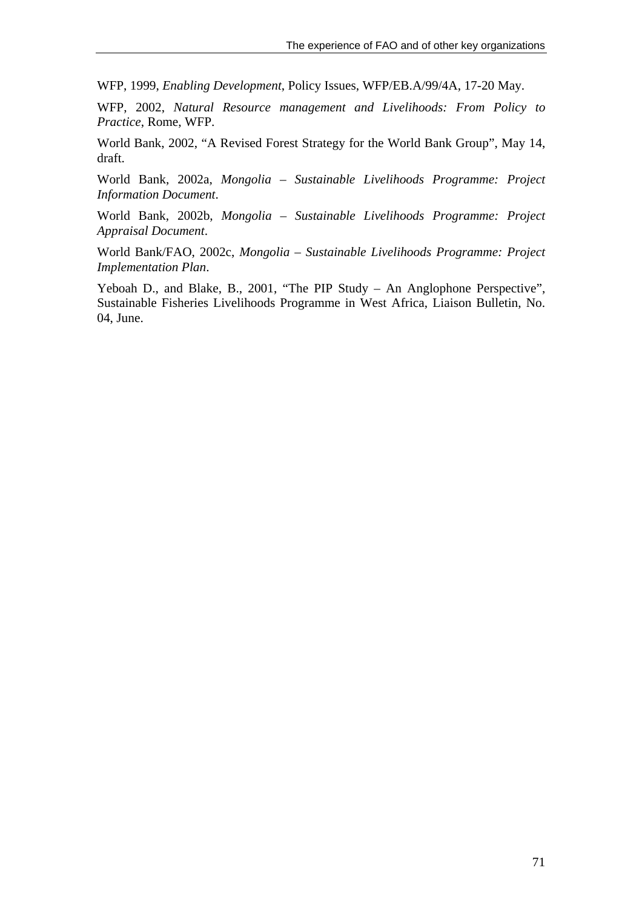WFP, 1999, *Enabling Development*, Policy Issues, WFP/EB.A/99/4A, 17-20 May.

WFP, 2002, *Natural Resource management and Livelihoods: From Policy to Practice*, Rome, WFP.

World Bank, 2002, “A Revised Forest Strategy for the World Bank Group”, May 14, draft.

World Bank, 2002a, *Mongolia – Sustainable Livelihoods Programme: Project Information Document*.

World Bank, 2002b, *Mongolia – Sustainable Livelihoods Programme: Project Appraisal Document*.

World Bank/FAO, 2002c, *Mongolia – Sustainable Livelihoods Programme: Project Implementation Plan*.

Yeboah D., and Blake, B., 2001, “The PIP Study – An Anglophone Perspective”, Sustainable Fisheries Livelihoods Programme in West Africa, Liaison Bulletin, No. 04, June.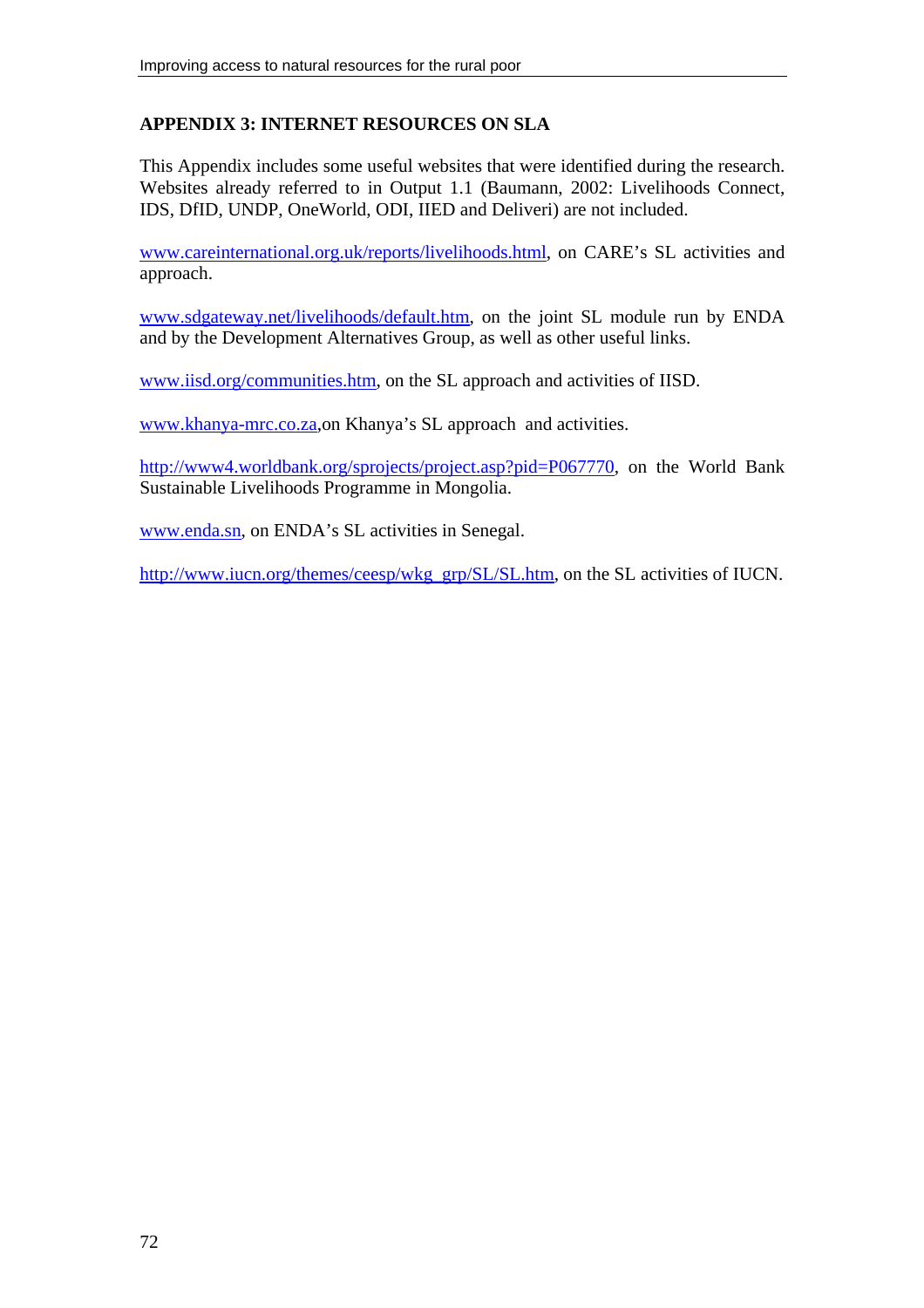## APPENDIX 3: INTERNET RESOURCES ON SLA

This Appendix includes some useful websites that were identified during the research. Websites already referred to in Output 1.1 (Baumann, 2002: Livelihoods Connect, IDS, DfID, UNDP, OneWorld, ODI, IIED and Deliveri) are not included.

www.careinternational.org.uk/reports/livelihoods.html, on CARE's SL activities and approach.

www.sdgateway.net/livelihoods/default.htm, on the joint SL module run by ENDA and by the Development Alternatives Group, as well as other useful links.

www.iisd.org/communities.htm, on the SL approach and activities of IISD.

www.khanya-mrc.co.za,on Khanya's SL approach and activities.

http://www4.worldbank.org/sprojects/project.asp?pid=P067770, on the World Bank Sustainable Livelihoods Programme in Mongolia.

www.enda.sn, on ENDA's SL activities in Senegal.

http://www.iucn.org/themes/ceesp/wkg_grp/SL/SL.htm, on the SL activities of IUCN.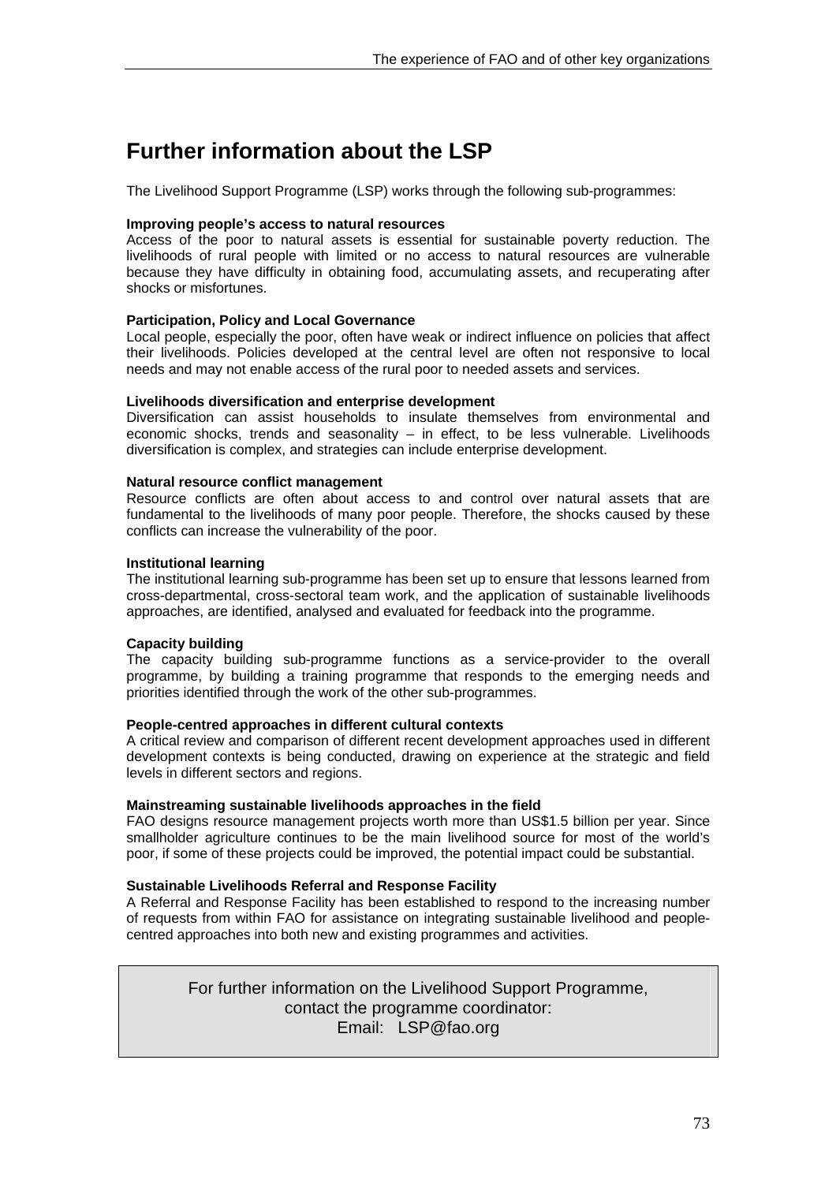# Further information about the LSP

The Livelihood Support Programme (LSP) works through the following sub-programmes:

**Improving people's access to natural resources**
Access of the poor to natural assets is essential for sustainable poverty reduction. The livelihoods of rural people with limited or no access to natural resources are vulnerable because they have difficulty in obtaining food, accumulating assets, and recuperating after shocks or misfortunes.

**Participation, Policy and Local Governance**
Local people, especially the poor, often have weak or indirect influence on policies that affect their livelihoods. Policies developed at the central level are often not responsive to local needs and may not enable access of the rural poor to needed assets and services.

**Livelihoods diversification and enterprise development**
Diversification can assist households to insulate themselves from environmental and economic shocks, trends and seasonality – in effect, to be less vulnerable. Livelihoods diversification is complex, and strategies can include enterprise development.

**Natural resource conflict management**
Resource conflicts are often about access to and control over natural assets that are fundamental to the livelihoods of many poor people. Therefore, the shocks caused by these conflicts can increase the vulnerability of the poor.

**Institutional learning**
The institutional learning sub-programme has been set up to ensure that lessons learned from cross-departmental, cross-sectoral team work, and the application of sustainable livelihoods approaches, are identified, analysed and evaluated for feedback into the programme.

**Capacity building**
The capacity building sub-programme functions as a service-provider to the overall programme, by building a training programme that responds to the emerging needs and priorities identified through the work of the other sub-programmes.

**People-centred approaches in different cultural contexts**
A critical review and comparison of different recent development approaches used in different development contexts is being conducted, drawing on experience at the strategic and field levels in different sectors and regions.

**Mainstreaming sustainable livelihoods approaches in the field**
FAO designs resource management projects worth more than US$1.5 billion per year. Since smallholder agriculture continues to be the main livelihood source for most of the world's poor, if some of these projects could be improved, the potential impact could be substantial.

**Sustainable Livelihoods Referral and Response Facility**
A Referral and Response Facility has been established to respond to the increasing number of requests from within FAO for assistance on integrating sustainable livelihood and people-centred approaches into both new and existing programmes and activities.

For further information on the Livelihood Support Programme,
contact the programme coordinator:
Email: LSP@fao.org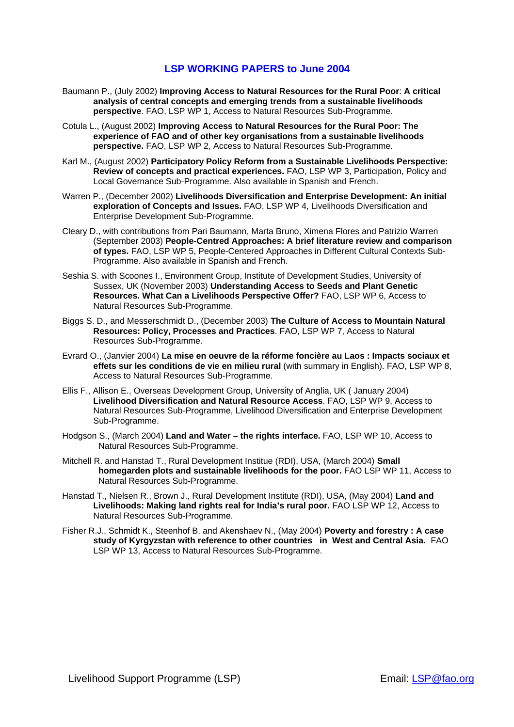## LSP WORKING PAPERS to June 2004

Baumann P., (July 2002) **Improving Access to Natural Resources for the Rural Poor**: **A critical analysis of central concepts and emerging trends from a sustainable livelihoods perspective**. FAO, LSP WP 1, Access to Natural Resources Sub-Programme.

Cotula L., (August 2002) **Improving Access to Natural Resources for the Rural Poor: The experience of FAO and of other key organisations from a sustainable livelihoods perspective.** FAO, LSP WP 2, Access to Natural Resources Sub-Programme.

Karl M., (August 2002) **Participatory Policy Reform from a Sustainable Livelihoods Perspective: Review of concepts and practical experiences.** FAO, LSP WP 3, Participation, Policy and Local Governance Sub-Programme. Also available in Spanish and French.

Warren P., (December 2002) **Livelihoods Diversification and Enterprise Development: An initial exploration of Concepts and Issues.** FAO, LSP WP 4, Livelihoods Diversification and Enterprise Development Sub-Programme.

Cleary D., with contributions from Pari Baumann, Marta Bruno, Ximena Flores and Patrizio Warren (September 2003) **People-Centred Approaches: A brief literature review and comparison of types.** FAO, LSP WP 5, People-Centered Approaches in Different Cultural Contexts Sub-Programme. Also available in Spanish and French.

Seshia S. with Scoones I., Environment Group, Institute of Development Studies, University of Sussex, UK (November 2003) **Understanding Access to Seeds and Plant Genetic Resources. What Can a Livelihoods Perspective Offer?** FAO, LSP WP 6, Access to Natural Resources Sub-Programme.

Biggs S. D., and Messerschmidt D., (December 2003) **The Culture of Access to Mountain Natural Resources: Policy, Processes and Practices**. FAO, LSP WP 7, Access to Natural Resources Sub-Programme.

Evrard O., (Janvier 2004) **La mise en oeuvre de la réforme foncière au Laos : Impacts sociaux et effets sur les conditions de vie en milieu rural** (with summary in English). FAO, LSP WP 8, Access to Natural Resources Sub-Programme.

Ellis F., Allison E., Overseas Development Group, University of Anglia, UK ( January 2004) **Livelihood Diversification and Natural Resource Access**. FAO, LSP WP 9, Access to Natural Resources Sub-Programme, Livelihood Diversification and Enterprise Development Sub-Programme.

Hodgson S., (March 2004) **Land and Water – the rights interface.** FAO, LSP WP 10, Access to Natural Resources Sub-Programme.

Mitchell R. and Hanstad T., Rural Development Institue (RDI), USA, (March 2004) **Small homegarden plots and sustainable livelihoods for the poor.** FAO LSP WP 11, Access to Natural Resources Sub-Programme.

Hanstad T., Nielsen R., Brown J., Rural Development Institute (RDI), USA, (May 2004) **Land and Livelihoods: Making land rights real for India's rural poor.** FAO LSP WP 12, Access to Natural Resources Sub-Programme.

Fisher R.J., Schmidt K., Steenhof B. and Akenshaev N., (May 2004) **Poverty and forestry : A case study of Kyrgyzstan with reference to other countries in West and Central Asia.** FAO LSP WP 13, Access to Natural Resources Sub-Programme.

Livelihood Support Programme (LSP) Email: LSP@fao.org